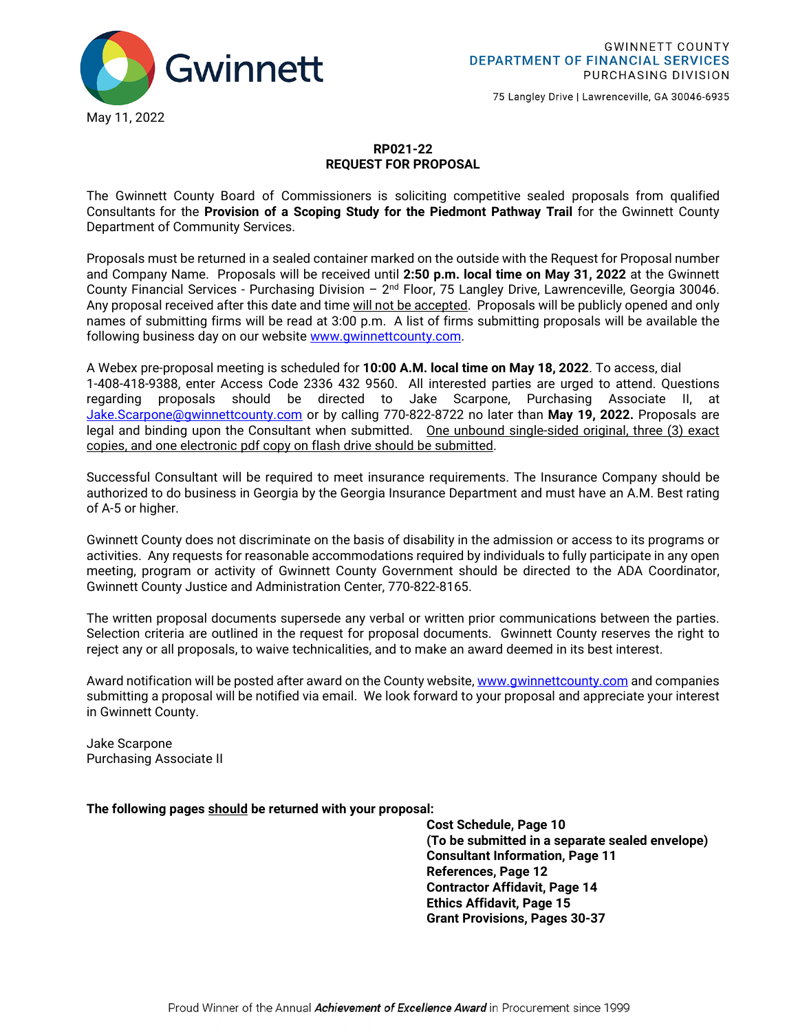Gwinnett

GWINNETT COUNTY
DEPARTMENT OF FINANCIAL SERVICES
PURCHASING DIVISION

75 Langley Drive | Lawrenceville, GA 30046-6935

May 11, 2022

**RP021-22**
**REQUEST FOR PROPOSAL**

The Gwinnett County Board of Commissioners is soliciting competitive sealed proposals from qualified Consultants for the **Provision of a Scoping Study for the Piedmont Pathway Trail** for the Gwinnett County Department of Community Services.

Proposals must be returned in a sealed container marked on the outside with the Request for Proposal number and Company Name. Proposals will be received until **2:50 p.m. local time on May 31, 2022** at the Gwinnett County Financial Services - Purchasing Division – 2nd Floor, 75 Langley Drive, Lawrenceville, Georgia 30046. Any proposal received after this date and time will not be accepted. Proposals will be publicly opened and only names of submitting firms will be read at 3:00 p.m. A list of firms submitting proposals will be available the following business day on our website www.gwinnettcounty.com.

A Webex pre-proposal meeting is scheduled for **10:00 A.M. local time on May 18, 2022**. To access, dial 1-408-418-9388, enter Access Code 2336 432 9560. All interested parties are urged to attend. Questions regarding proposals should be directed to Jake Scarpone, Purchasing Associate II, at Jake.Scarpone@gwinnettcounty.com or by calling 770-822-8722 no later than **May 19, 2022.** Proposals are legal and binding upon the Consultant when submitted. One unbound single-sided original, three (3) exact copies, and one electronic pdf copy on flash drive should be submitted.

Successful Consultant will be required to meet insurance requirements. The Insurance Company should be authorized to do business in Georgia by the Georgia Insurance Department and must have an A.M. Best rating of A-5 or higher.

Gwinnett County does not discriminate on the basis of disability in the admission or access to its programs or activities. Any requests for reasonable accommodations required by individuals to fully participate in any open meeting, program or activity of Gwinnett County Government should be directed to the ADA Coordinator, Gwinnett County Justice and Administration Center, 770-822-8165.

The written proposal documents supersede any verbal or written prior communications between the parties. Selection criteria are outlined in the request for proposal documents. Gwinnett County reserves the right to reject any or all proposals, to waive technicalities, and to make an award deemed in its best interest.

Award notification will be posted after award on the County website, www.gwinnettcounty.com and companies submitting a proposal will be notified via email. We look forward to your proposal and appreciate your interest in Gwinnett County.

Jake Scarpone
Purchasing Associate II

**The following pages should be returned with your proposal:**

**Cost Schedule, Page 10**
**(To be submitted in a separate sealed envelope)**
**Consultant Information, Page 11**
**References, Page 12**
**Contractor Affidavit, Page 14**
**Ethics Affidavit, Page 15**
**Grant Provisions, Pages 30-37**

Proud Winner of the Annual *Achievement of Excellence Award* in Procurement since 1999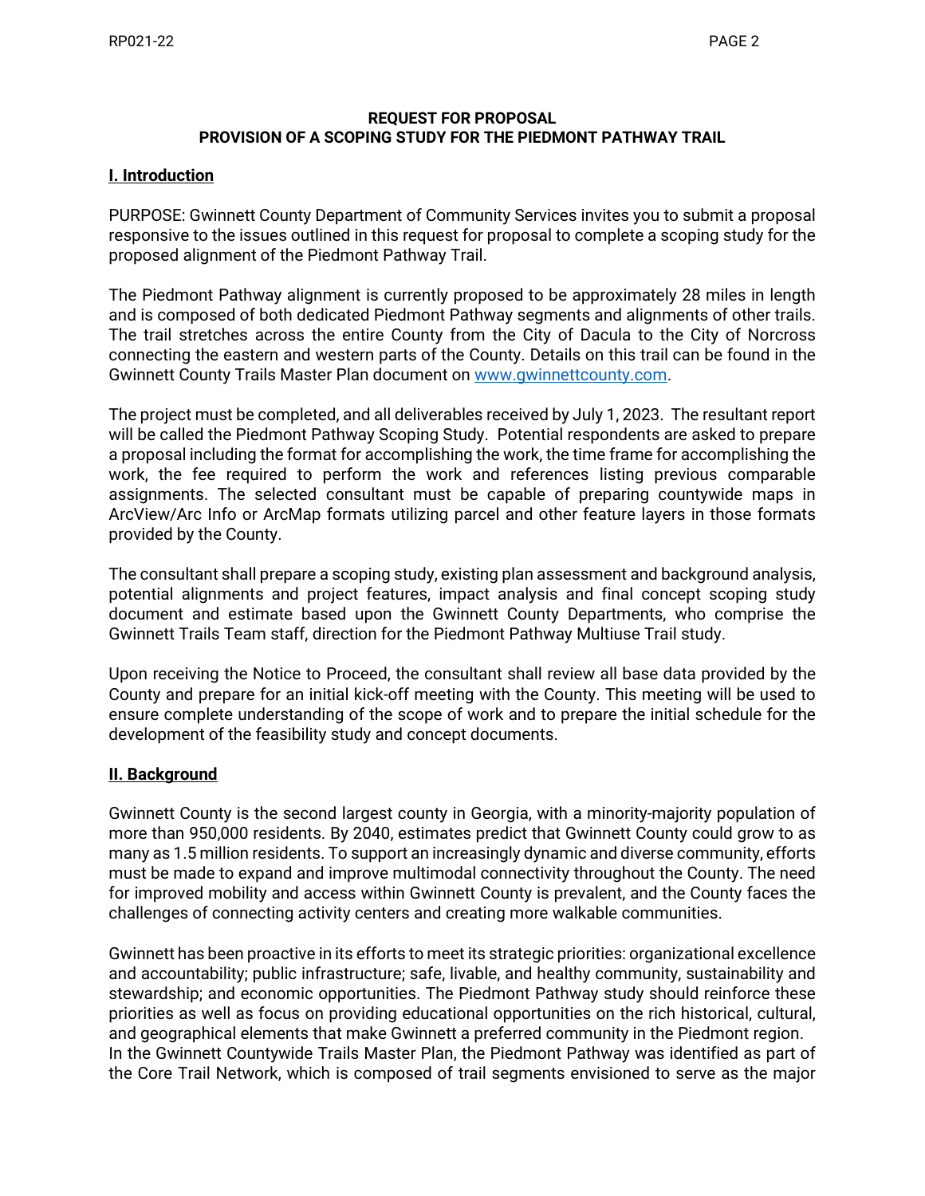**REQUEST FOR PROPOSAL**
**PROVISION OF A SCOPING STUDY FOR THE PIEDMONT PATHWAY TRAIL**

## I. Introduction

PURPOSE: Gwinnett County Department of Community Services invites you to submit a proposal responsive to the issues outlined in this request for proposal to complete a scoping study for the proposed alignment of the Piedmont Pathway Trail.

The Piedmont Pathway alignment is currently proposed to be approximately 28 miles in length and is composed of both dedicated Piedmont Pathway segments and alignments of other trails. The trail stretches across the entire County from the City of Dacula to the City of Norcross connecting the eastern and western parts of the County. Details on this trail can be found in the Gwinnett County Trails Master Plan document on [www.gwinnettcounty.com](www.gwinnettcounty.com).

The project must be completed, and all deliverables received by July 1, 2023. The resultant report will be called the Piedmont Pathway Scoping Study. Potential respondents are asked to prepare a proposal including the format for accomplishing the work, the time frame for accomplishing the work, the fee required to perform the work and references listing previous comparable assignments. The selected consultant must be capable of preparing countywide maps in ArcView/Arc Info or ArcMap formats utilizing parcel and other feature layers in those formats provided by the County.

The consultant shall prepare a scoping study, existing plan assessment and background analysis, potential alignments and project features, impact analysis and final concept scoping study document and estimate based upon the Gwinnett County Departments, who comprise the Gwinnett Trails Team staff, direction for the Piedmont Pathway Multiuse Trail study.

Upon receiving the Notice to Proceed, the consultant shall review all base data provided by the County and prepare for an initial kick-off meeting with the County. This meeting will be used to ensure complete understanding of the scope of work and to prepare the initial schedule for the development of the feasibility study and concept documents.

## II. Background

Gwinnett County is the second largest county in Georgia, with a minority-majority population of more than 950,000 residents. By 2040, estimates predict that Gwinnett County could grow to as many as 1.5 million residents. To support an increasingly dynamic and diverse community, efforts must be made to expand and improve multimodal connectivity throughout the County. The need for improved mobility and access within Gwinnett County is prevalent, and the County faces the challenges of connecting activity centers and creating more walkable communities.

Gwinnett has been proactive in its efforts to meet its strategic priorities: organizational excellence and accountability; public infrastructure; safe, livable, and healthy community, sustainability and stewardship; and economic opportunities. The Piedmont Pathway study should reinforce these priorities as well as focus on providing educational opportunities on the rich historical, cultural, and geographical elements that make Gwinnett a preferred community in the Piedmont region. In the Gwinnett Countywide Trails Master Plan, the Piedmont Pathway was identified as part of the Core Trail Network, which is composed of trail segments envisioned to serve as the major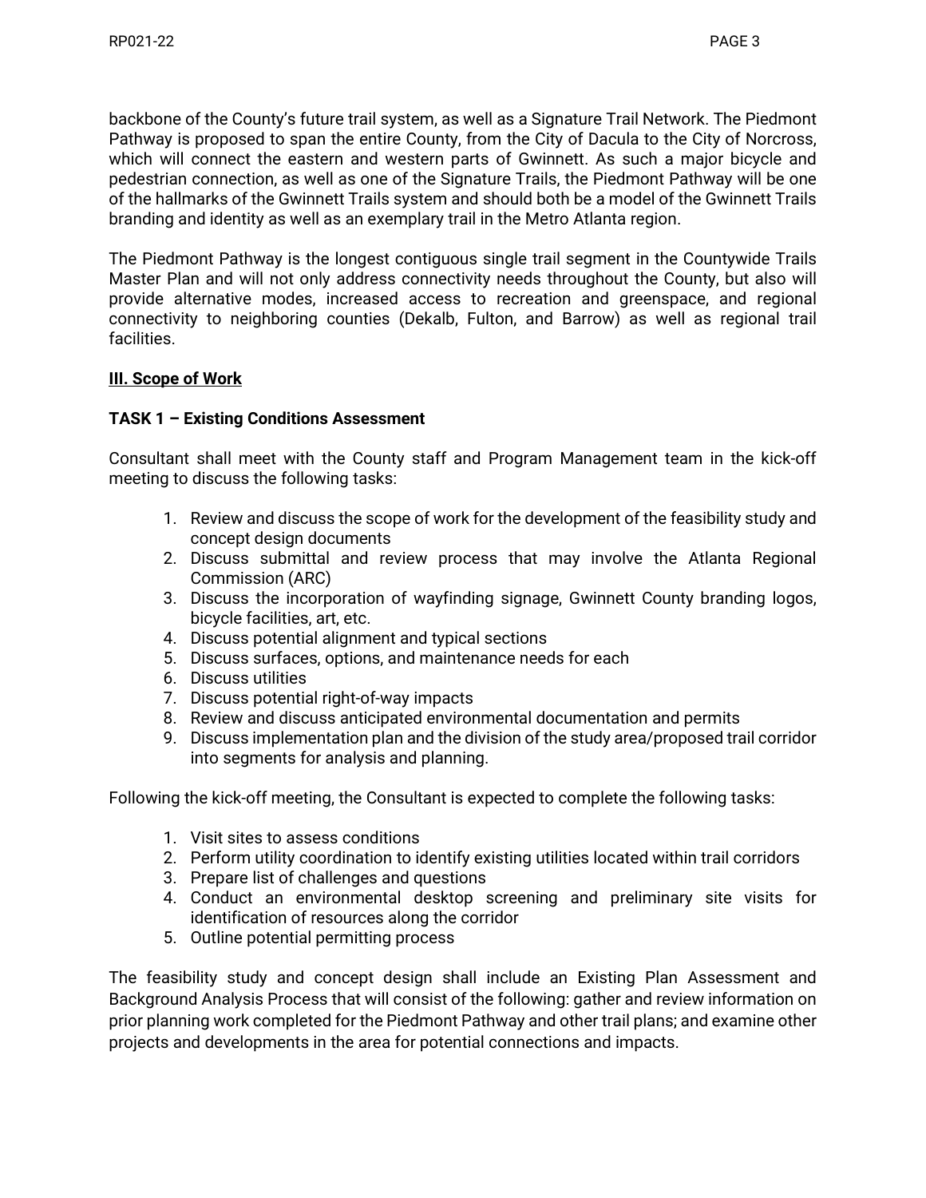backbone of the County's future trail system, as well as a Signature Trail Network. The Piedmont Pathway is proposed to span the entire County, from the City of Dacula to the City of Norcross, which will connect the eastern and western parts of Gwinnett. As such a major bicycle and pedestrian connection, as well as one of the Signature Trails, the Piedmont Pathway will be one of the hallmarks of the Gwinnett Trails system and should both be a model of the Gwinnett Trails branding and identity as well as an exemplary trail in the Metro Atlanta region.

The Piedmont Pathway is the longest contiguous single trail segment in the Countywide Trails Master Plan and will not only address connectivity needs throughout the County, but also will provide alternative modes, increased access to recreation and greenspace, and regional connectivity to neighboring counties (Dekalb, Fulton, and Barrow) as well as regional trail facilities.

## III. Scope of Work

### TASK 1 – Existing Conditions Assessment

Consultant shall meet with the County staff and Program Management team in the kick-off meeting to discuss the following tasks:

1. Review and discuss the scope of work for the development of the feasibility study and concept design documents
2. Discuss submittal and review process that may involve the Atlanta Regional Commission (ARC)
3. Discuss the incorporation of wayfinding signage, Gwinnett County branding logos, bicycle facilities, art, etc.
4. Discuss potential alignment and typical sections
5. Discuss surfaces, options, and maintenance needs for each
6. Discuss utilities
7. Discuss potential right-of-way impacts
8. Review and discuss anticipated environmental documentation and permits
9. Discuss implementation plan and the division of the study area/proposed trail corridor into segments for analysis and planning.

Following the kick-off meeting, the Consultant is expected to complete the following tasks:

1. Visit sites to assess conditions
2. Perform utility coordination to identify existing utilities located within trail corridors
3. Prepare list of challenges and questions
4. Conduct an environmental desktop screening and preliminary site visits for identification of resources along the corridor
5. Outline potential permitting process

The feasibility study and concept design shall include an Existing Plan Assessment and Background Analysis Process that will consist of the following: gather and review information on prior planning work completed for the Piedmont Pathway and other trail plans; and examine other projects and developments in the area for potential connections and impacts.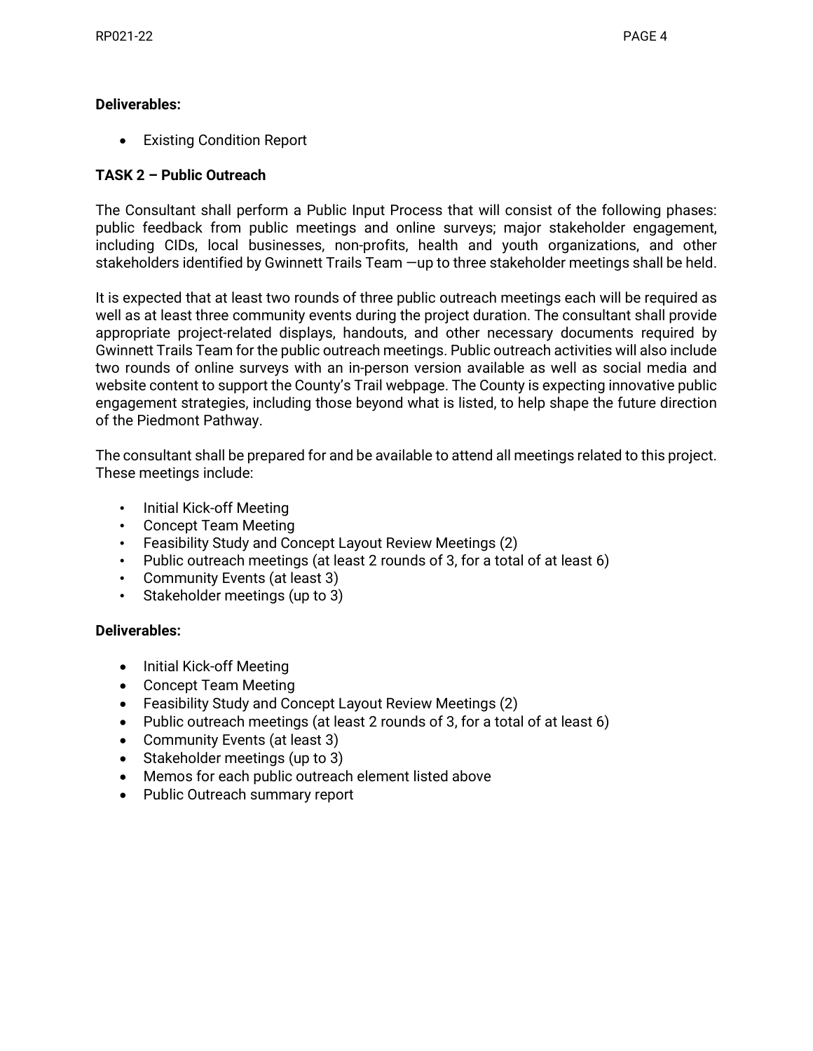**Deliverables:**

- Existing Condition Report

**TASK 2 – Public Outreach**

The Consultant shall perform a Public Input Process that will consist of the following phases: public feedback from public meetings and online surveys; major stakeholder engagement, including CIDs, local businesses, non-profits, health and youth organizations, and other stakeholders identified by Gwinnett Trails Team —up to three stakeholder meetings shall be held.

It is expected that at least two rounds of three public outreach meetings each will be required as well as at least three community events during the project duration. The consultant shall provide appropriate project-related displays, handouts, and other necessary documents required by Gwinnett Trails Team for the public outreach meetings. Public outreach activities will also include two rounds of online surveys with an in-person version available as well as social media and website content to support the County's Trail webpage. The County is expecting innovative public engagement strategies, including those beyond what is listed, to help shape the future direction of the Piedmont Pathway.

The consultant shall be prepared for and be available to attend all meetings related to this project. These meetings include:

- Initial Kick-off Meeting
- Concept Team Meeting
- Feasibility Study and Concept Layout Review Meetings (2)
- Public outreach meetings (at least 2 rounds of 3, for a total of at least 6)
- Community Events (at least 3)
- Stakeholder meetings (up to 3)

**Deliverables:**

- Initial Kick-off Meeting
- Concept Team Meeting
- Feasibility Study and Concept Layout Review Meetings (2)
- Public outreach meetings (at least 2 rounds of 3, for a total of at least 6)
- Community Events (at least 3)
- Stakeholder meetings (up to 3)
- Memos for each public outreach element listed above
- Public Outreach summary report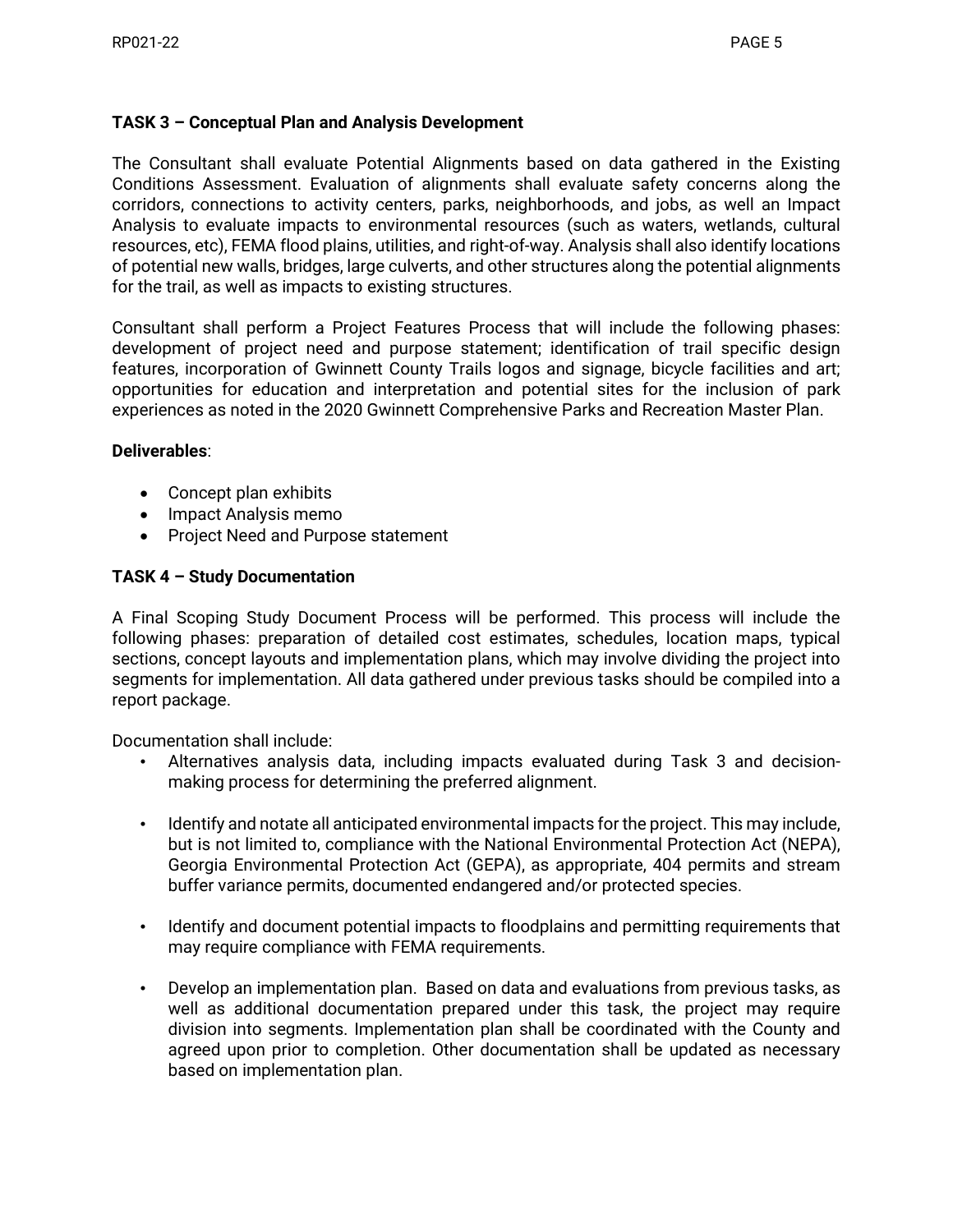**TASK 3 – Conceptual Plan and Analysis Development**

The Consultant shall evaluate Potential Alignments based on data gathered in the Existing Conditions Assessment. Evaluation of alignments shall evaluate safety concerns along the corridors, connections to activity centers, parks, neighborhoods, and jobs, as well an Impact Analysis to evaluate impacts to environmental resources (such as waters, wetlands, cultural resources, etc), FEMA flood plains, utilities, and right-of-way. Analysis shall also identify locations of potential new walls, bridges, large culverts, and other structures along the potential alignments for the trail, as well as impacts to existing structures.

Consultant shall perform a Project Features Process that will include the following phases: development of project need and purpose statement; identification of trail specific design features, incorporation of Gwinnett County Trails logos and signage, bicycle facilities and art; opportunities for education and interpretation and potential sites for the inclusion of park experiences as noted in the 2020 Gwinnett Comprehensive Parks and Recreation Master Plan.

**Deliverables**:

- Concept plan exhibits
- Impact Analysis memo
- Project Need and Purpose statement

**TASK 4 – Study Documentation**

A Final Scoping Study Document Process will be performed. This process will include the following phases: preparation of detailed cost estimates, schedules, location maps, typical sections, concept layouts and implementation plans, which may involve dividing the project into segments for implementation. All data gathered under previous tasks should be compiled into a report package.

Documentation shall include:

- Alternatives analysis data, including impacts evaluated during Task 3 and decision-making process for determining the preferred alignment.

- Identify and notate all anticipated environmental impacts for the project. This may include, but is not limited to, compliance with the National Environmental Protection Act (NEPA), Georgia Environmental Protection Act (GEPA), as appropriate, 404 permits and stream buffer variance permits, documented endangered and/or protected species.

- Identify and document potential impacts to floodplains and permitting requirements that may require compliance with FEMA requirements.

- Develop an implementation plan. Based on data and evaluations from previous tasks, as well as additional documentation prepared under this task, the project may require division into segments. Implementation plan shall be coordinated with the County and agreed upon prior to completion. Other documentation shall be updated as necessary based on implementation plan.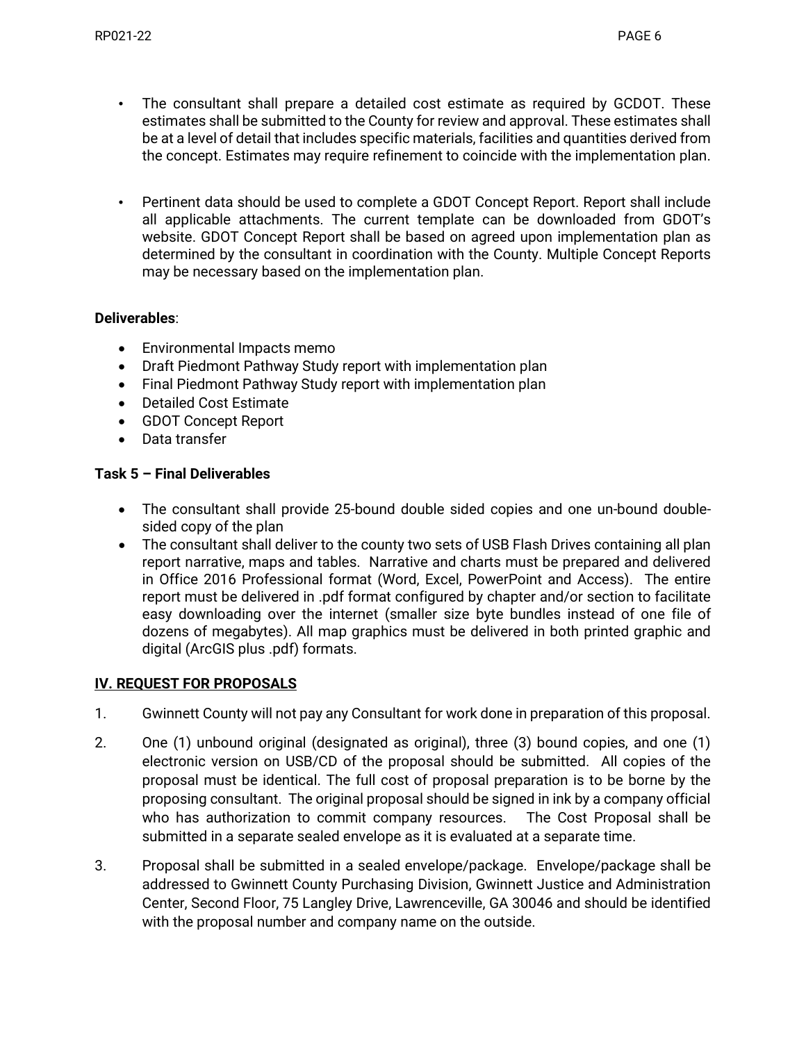- The consultant shall prepare a detailed cost estimate as required by GCDOT. These estimates shall be submitted to the County for review and approval. These estimates shall be at a level of detail that includes specific materials, facilities and quantities derived from the concept. Estimates may require refinement to coincide with the implementation plan.

- Pertinent data should be used to complete a GDOT Concept Report. Report shall include all applicable attachments. The current template can be downloaded from GDOT's website. GDOT Concept Report shall be based on agreed upon implementation plan as determined by the consultant in coordination with the County. Multiple Concept Reports may be necessary based on the implementation plan.

**Deliverables**:

- Environmental Impacts memo
- Draft Piedmont Pathway Study report with implementation plan
- Final Piedmont Pathway Study report with implementation plan
- Detailed Cost Estimate
- GDOT Concept Report
- Data transfer

**Task 5 – Final Deliverables**

- The consultant shall provide 25-bound double sided copies and one un-bound double-sided copy of the plan
- The consultant shall deliver to the county two sets of USB Flash Drives containing all plan report narrative, maps and tables. Narrative and charts must be prepared and delivered in Office 2016 Professional format (Word, Excel, PowerPoint and Access). The entire report must be delivered in .pdf format configured by chapter and/or section to facilitate easy downloading over the internet (smaller size byte bundles instead of one file of dozens of megabytes). All map graphics must be delivered in both printed graphic and digital (ArcGIS plus .pdf) formats.

## IV. REQUEST FOR PROPOSALS

1. Gwinnett County will not pay any Consultant for work done in preparation of this proposal.

2. One (1) unbound original (designated as original), three (3) bound copies, and one (1) electronic version on USB/CD of the proposal should be submitted. All copies of the proposal must be identical. The full cost of proposal preparation is to be borne by the proposing consultant. The original proposal should be signed in ink by a company official who has authorization to commit company resources. The Cost Proposal shall be submitted in a separate sealed envelope as it is evaluated at a separate time.

3. Proposal shall be submitted in a sealed envelope/package. Envelope/package shall be addressed to Gwinnett County Purchasing Division, Gwinnett Justice and Administration Center, Second Floor, 75 Langley Drive, Lawrenceville, GA 30046 and should be identified with the proposal number and company name on the outside.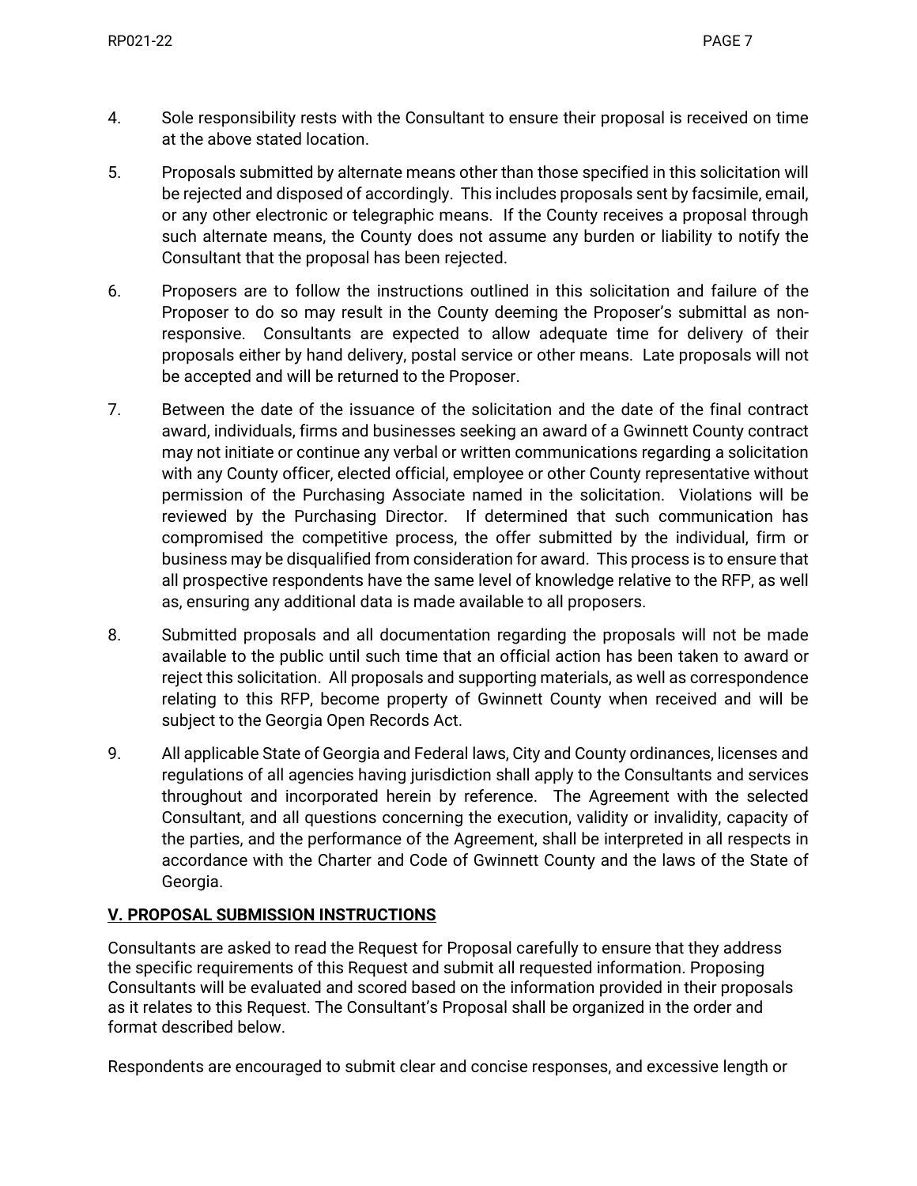4. Sole responsibility rests with the Consultant to ensure their proposal is received on time at the above stated location.

5. Proposals submitted by alternate means other than those specified in this solicitation will be rejected and disposed of accordingly. This includes proposals sent by facsimile, email, or any other electronic or telegraphic means. If the County receives a proposal through such alternate means, the County does not assume any burden or liability to notify the Consultant that the proposal has been rejected.

6. Proposers are to follow the instructions outlined in this solicitation and failure of the Proposer to do so may result in the County deeming the Proposer's submittal as non-responsive. Consultants are expected to allow adequate time for delivery of their proposals either by hand delivery, postal service or other means. Late proposals will not be accepted and will be returned to the Proposer.

7. Between the date of the issuance of the solicitation and the date of the final contract award, individuals, firms and businesses seeking an award of a Gwinnett County contract may not initiate or continue any verbal or written communications regarding a solicitation with any County officer, elected official, employee or other County representative without permission of the Purchasing Associate named in the solicitation. Violations will be reviewed by the Purchasing Director. If determined that such communication has compromised the competitive process, the offer submitted by the individual, firm or business may be disqualified from consideration for award. This process is to ensure that all prospective respondents have the same level of knowledge relative to the RFP, as well as, ensuring any additional data is made available to all proposers.

8. Submitted proposals and all documentation regarding the proposals will not be made available to the public until such time that an official action has been taken to award or reject this solicitation. All proposals and supporting materials, as well as correspondence relating to this RFP, become property of Gwinnett County when received and will be subject to the Georgia Open Records Act.

9. All applicable State of Georgia and Federal laws, City and County ordinances, licenses and regulations of all agencies having jurisdiction shall apply to the Consultants and services throughout and incorporated herein by reference. The Agreement with the selected Consultant, and all questions concerning the execution, validity or invalidity, capacity of the parties, and the performance of the Agreement, shall be interpreted in all respects in accordance with the Charter and Code of Gwinnett County and the laws of the State of Georgia.

## V. PROPOSAL SUBMISSION INSTRUCTIONS

Consultants are asked to read the Request for Proposal carefully to ensure that they address the specific requirements of this Request and submit all requested information. Proposing Consultants will be evaluated and scored based on the information provided in their proposals as it relates to this Request. The Consultant's Proposal shall be organized in the order and format described below.

Respondents are encouraged to submit clear and concise responses, and excessive length or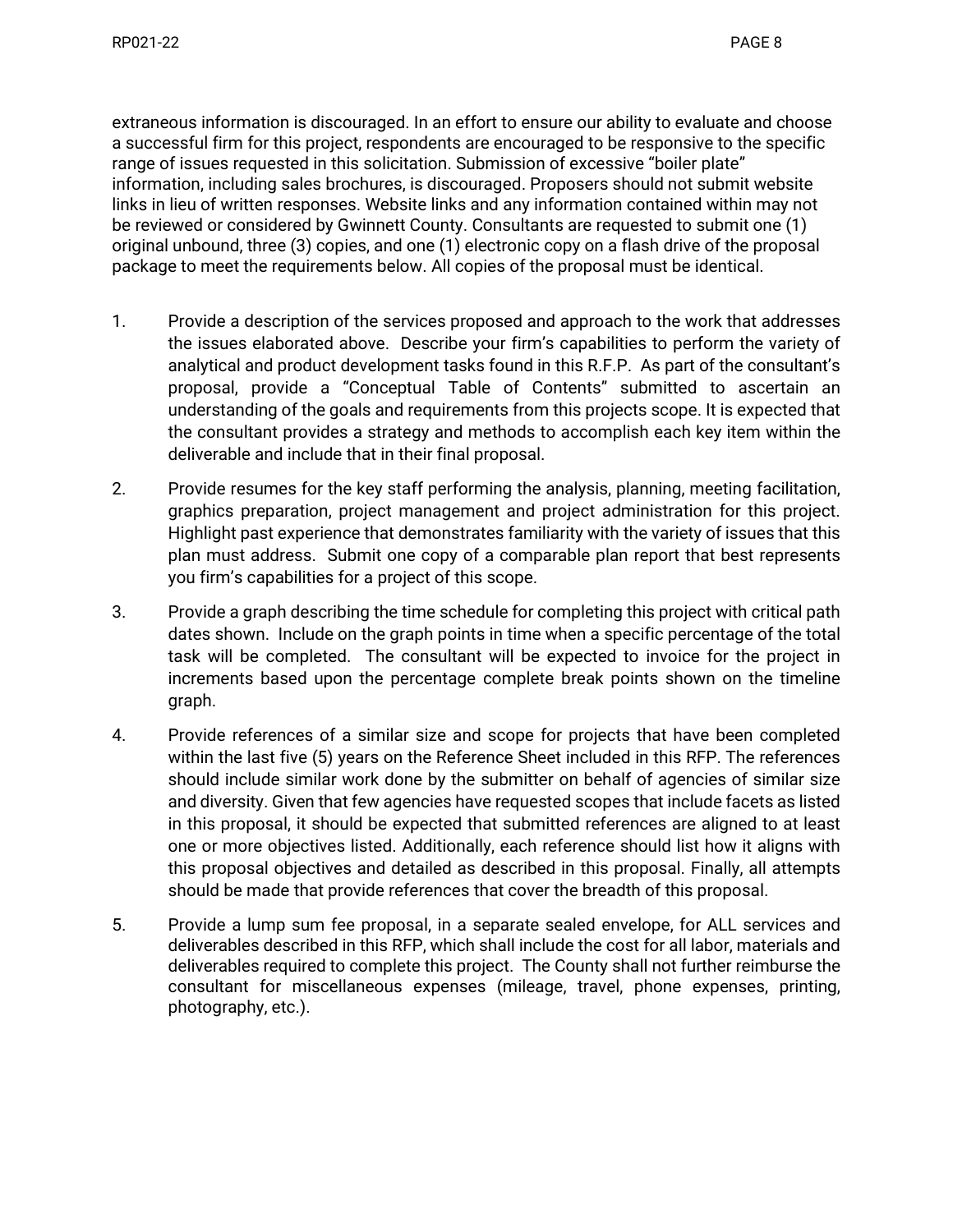extraneous information is discouraged. In an effort to ensure our ability to evaluate and choose a successful firm for this project, respondents are encouraged to be responsive to the specific range of issues requested in this solicitation. Submission of excessive "boiler plate" information, including sales brochures, is discouraged. Proposers should not submit website links in lieu of written responses. Website links and any information contained within may not be reviewed or considered by Gwinnett County. Consultants are requested to submit one (1) original unbound, three (3) copies, and one (1) electronic copy on a flash drive of the proposal package to meet the requirements below. All copies of the proposal must be identical.

1. Provide a description of the services proposed and approach to the work that addresses the issues elaborated above. Describe your firm's capabilities to perform the variety of analytical and product development tasks found in this R.F.P. As part of the consultant's proposal, provide a "Conceptual Table of Contents" submitted to ascertain an understanding of the goals and requirements from this projects scope. It is expected that the consultant provides a strategy and methods to accomplish each key item within the deliverable and include that in their final proposal.

2. Provide resumes for the key staff performing the analysis, planning, meeting facilitation, graphics preparation, project management and project administration for this project. Highlight past experience that demonstrates familiarity with the variety of issues that this plan must address. Submit one copy of a comparable plan report that best represents you firm's capabilities for a project of this scope.

3. Provide a graph describing the time schedule for completing this project with critical path dates shown. Include on the graph points in time when a specific percentage of the total task will be completed. The consultant will be expected to invoice for the project in increments based upon the percentage complete break points shown on the timeline graph.

4. Provide references of a similar size and scope for projects that have been completed within the last five (5) years on the Reference Sheet included in this RFP. The references should include similar work done by the submitter on behalf of agencies of similar size and diversity. Given that few agencies have requested scopes that include facets as listed in this proposal, it should be expected that submitted references are aligned to at least one or more objectives listed. Additionally, each reference should list how it aligns with this proposal objectives and detailed as described in this proposal. Finally, all attempts should be made that provide references that cover the breadth of this proposal.

5. Provide a lump sum fee proposal, in a separate sealed envelope, for ALL services and deliverables described in this RFP, which shall include the cost for all labor, materials and deliverables required to complete this project. The County shall not further reimburse the consultant for miscellaneous expenses (mileage, travel, phone expenses, printing, photography, etc.).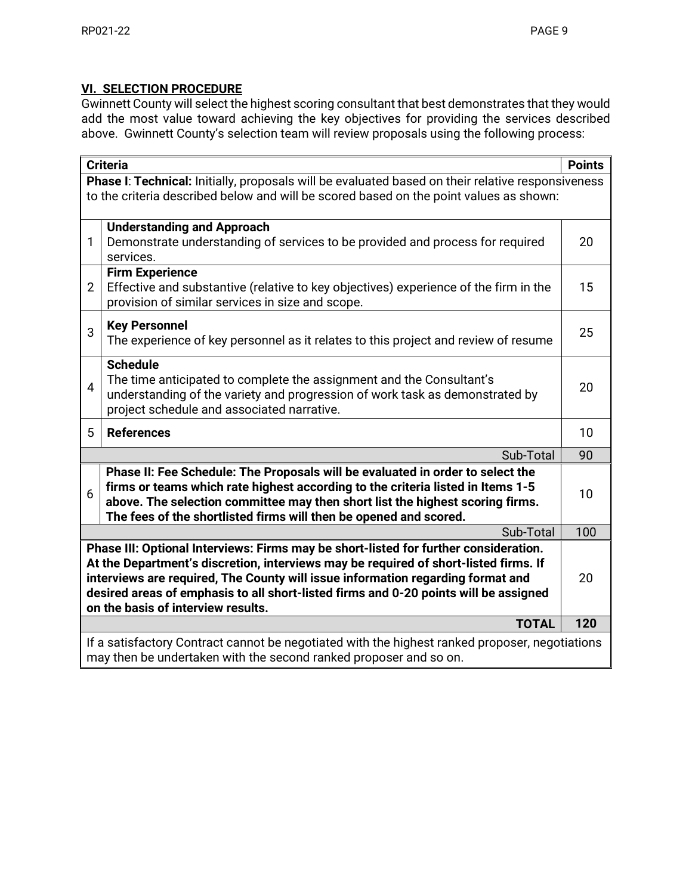## VI. SELECTION PROCEDURE

Gwinnett County will select the highest scoring consultant that best demonstrates that they would add the most value toward achieving the key objectives for providing the services described above. Gwinnett County's selection team will review proposals using the following process:

| | Criteria | Points |
|---|---|---|
| | **Phase I**: **Technical:** Initially, proposals will be evaluated based on their relative responsiveness to the criteria described below and will be scored based on the point values as shown: | |
| 1 | **Understanding and Approach**<br>Demonstrate understanding of services to be provided and process for required services. | 20 |
| 2 | **Firm Experience**<br>Effective and substantive (relative to key objectives) experience of the firm in the provision of similar services in size and scope. | 15 |
| 3 | **Key Personnel**<br>The experience of key personnel as it relates to this project and review of resume | 25 |
| 4 | **Schedule**<br>The time anticipated to complete the assignment and the Consultant's understanding of the variety and progression of work task as demonstrated by project schedule and associated narrative. | 20 |
| 5 | **References** | 10 |
| | Sub-Total | 90 |
| 6 | **Phase II: Fee Schedule: The Proposals will be evaluated in order to select the firms or teams which rate highest according to the criteria listed in Items 1-5 above. The selection committee may then short list the highest scoring firms. The fees of the shortlisted firms will then be opened and scored.** | 10 |
| | Sub-Total | 100 |
| | **Phase III: Optional Interviews: Firms may be short-listed for further consideration. At the Department's discretion, interviews may be required of short-listed firms. If interviews are required, The County will issue information regarding format and desired areas of emphasis to all short-listed firms and 0-20 points will be assigned on the basis of interview results.** | 20 |
| | **TOTAL** | **120** |
| | If a satisfactory Contract cannot be negotiated with the highest ranked proposer, negotiations may then be undertaken with the second ranked proposer and so on. | |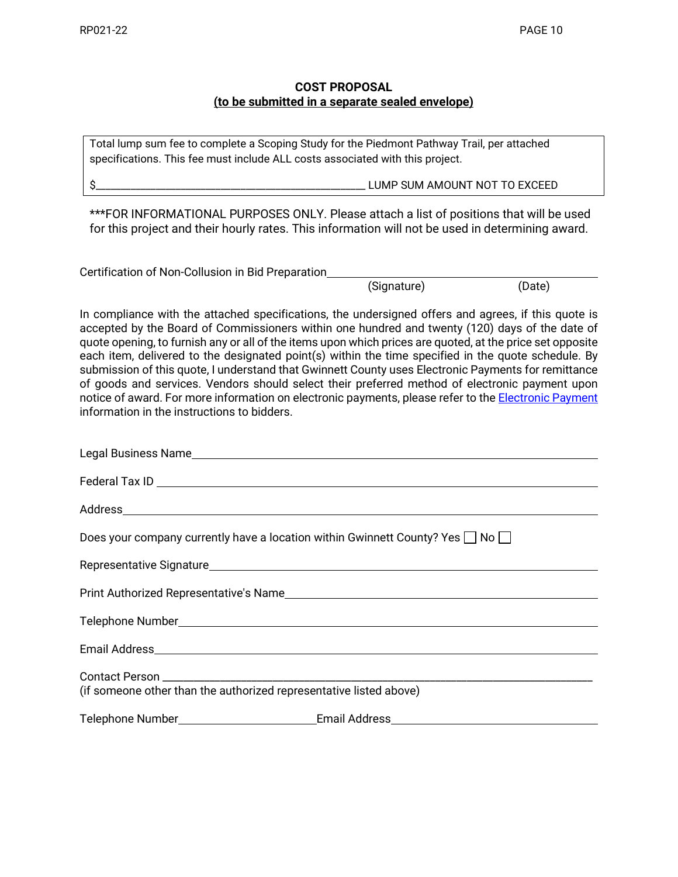**COST PROPOSAL**
**(to be submitted in a separate sealed envelope)**

Total lump sum fee to complete a Scoping Study for the Piedmont Pathway Trail, per attached specifications. This fee must include ALL costs associated with this project.

$_______________________________________ LUMP SUM AMOUNT NOT TO EXCEED

***FOR INFORMATIONAL PURPOSES ONLY. Please attach a list of positions that will be used for this project and their hourly rates. This information will not be used in determining award.

Certification of Non-Collusion in Bid Preparation_______________________________________

(Signature) (Date)

In compliance with the attached specifications, the undersigned offers and agrees, if this quote is accepted by the Board of Commissioners within one hundred and twenty (120) days of the date of quote opening, to furnish any or all of the items upon which prices are quoted, at the price set opposite each item, delivered to the designated point(s) within the time specified in the quote schedule. By submission of this quote, I understand that Gwinnett County uses Electronic Payments for remittance of goods and services. Vendors should select their preferred method of electronic payment upon notice of award. For more information on electronic payments, please refer to the Electronic Payment information in the instructions to bidders.

Legal Business Name_______________________________________

Federal Tax ID _______________________________________

Address_______________________________________

Does your company currently have a location within Gwinnett County? Yes ☐ No ☐

Representative Signature_______________________________________

Print Authorized Representative's Name_______________________________________

Telephone Number_______________________________________

Email Address_______________________________________

Contact Person _______________________________________
(if someone other than the authorized representative listed above)

Telephone Number____________________ Email Address____________________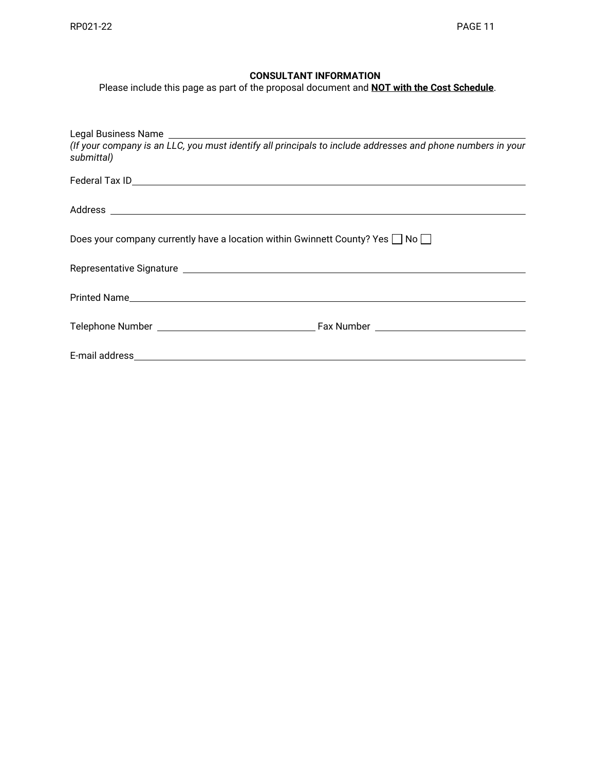**CONSULTANT INFORMATION**

Please include this page as part of the proposal document and **NOT with the Cost Schedule**.

Legal Business Name ______________________________________________

*(If your company is an LLC, you must identify all principals to include addresses and phone numbers in your submittal)*

Federal Tax ID______________________________________________

Address ______________________________________________

Does your company currently have a location within Gwinnett County? Yes ☐ No ☐

Representative Signature ______________________________________________

Printed Name______________________________________________

Telephone Number ____________________ Fax Number ____________________

E-mail address______________________________________________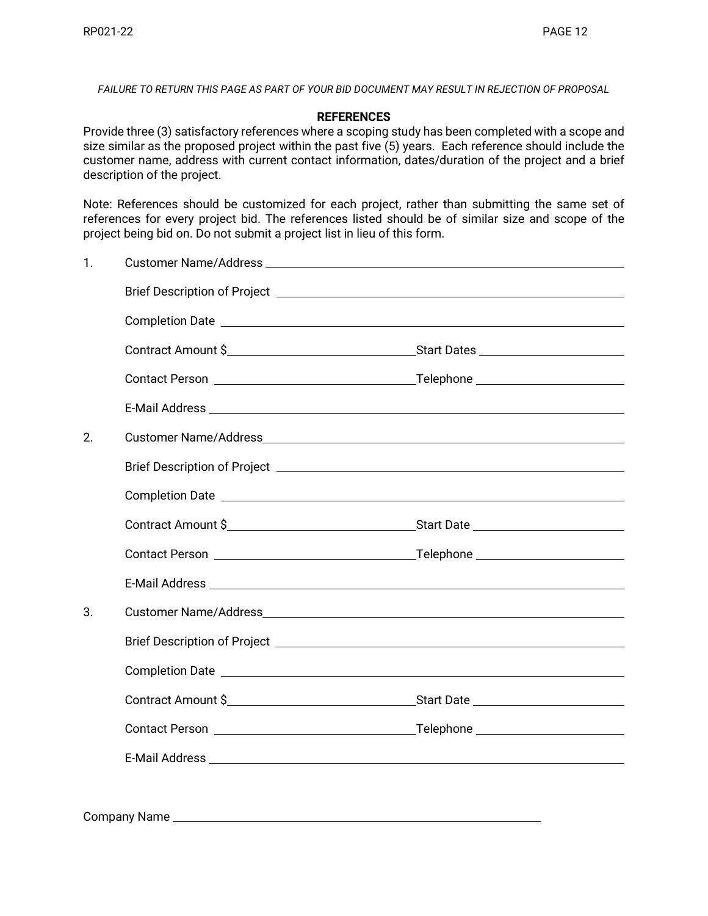*FAILURE TO RETURN THIS PAGE AS PART OF YOUR BID DOCUMENT MAY RESULT IN REJECTION OF PROPOSAL*

## REFERENCES

Provide three (3) satisfactory references where a scoping study has been completed with a scope and size similar as the proposed project within the past five (5) years. Each reference should include the customer name, address with current contact information, dates/duration of the project and a brief description of the project.

Note: References should be customized for each project, rather than submitting the same set of references for every project bid. The references listed should be of similar size and scope of the project being bid on. Do not submit a project list in lieu of this form.

1. Customer Name/Address ______________________________

   Brief Description of Project ______________________________

   Completion Date ______________________________

   Contract Amount $______________________ Start Dates ______________________

   Contact Person ______________________ Telephone ______________________

   E-Mail Address ______________________________

2. Customer Name/Address ______________________________

   Brief Description of Project ______________________________

   Completion Date ______________________________

   Contract Amount $______________________ Start Date ______________________

   Contact Person ______________________ Telephone ______________________

   E-Mail Address ______________________________

3. Customer Name/Address ______________________________

   Brief Description of Project ______________________________

   Completion Date ______________________________

   Contract Amount $______________________ Start Date ______________________

   Contact Person ______________________ Telephone ______________________

   E-Mail Address ______________________________

Company Name ______________________________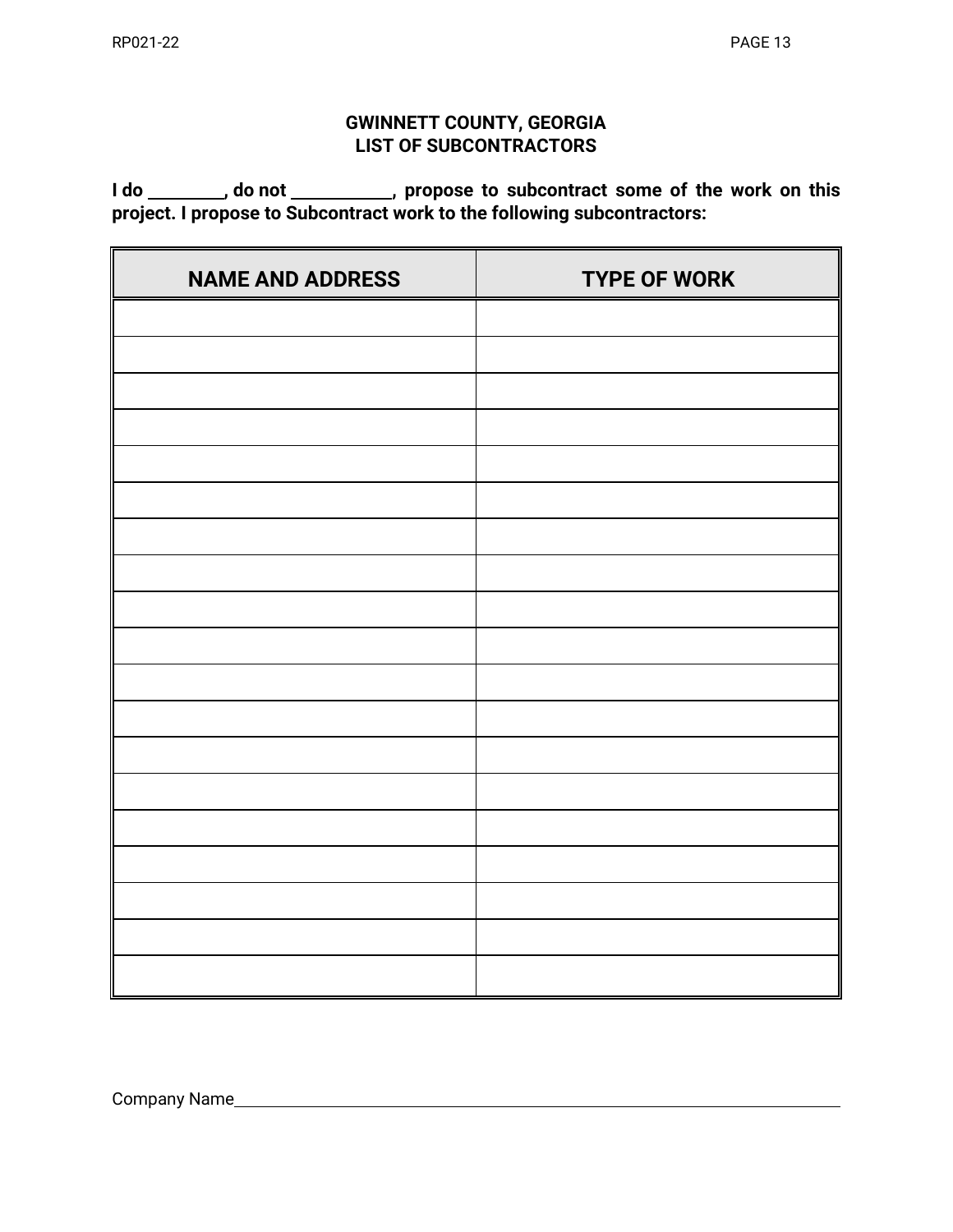## GWINNETT COUNTY, GEORGIA
## LIST OF SUBCONTRACTORS

**I do ________, do not ___________, propose to subcontract some of the work on this project. I propose to Subcontract work to the following subcontractors:**

| NAME AND ADDRESS | TYPE OF WORK |
|---|---|
| | |
| | |
| | |
| | |
| | |
| | |
| | |
| | |
| | |
| | |
| | |
| | |
| | |
| | |
| | |
| | |
| | |
| | |
| | |

Company Name______________________________________________________________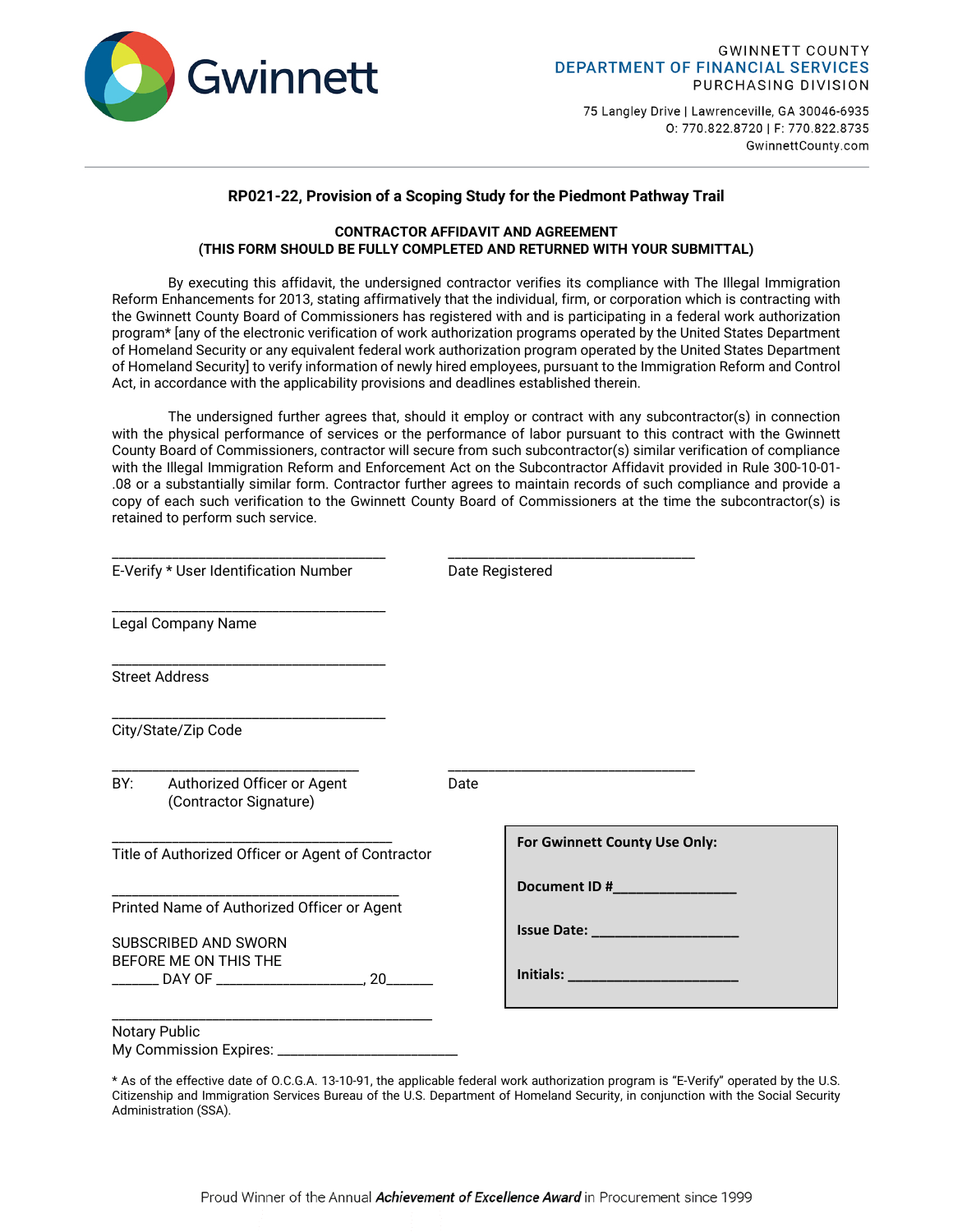GWINNETT COUNTY
DEPARTMENT OF FINANCIAL SERVICES
PURCHASING DIVISION

75 Langley Drive | Lawrenceville, GA 30046-6935
O: 770.822.8720 | F: 770.822.8735
GwinnettCounty.com

### RP021-22, Provision of a Scoping Study for the Piedmont Pathway Trail

**CONTRACTOR AFFIDAVIT AND AGREEMENT**
**(THIS FORM SHOULD BE FULLY COMPLETED AND RETURNED WITH YOUR SUBMITTAL)**

By executing this affidavit, the undersigned contractor verifies its compliance with The Illegal Immigration Reform Enhancements for 2013, stating affirmatively that the individual, firm, or corporation which is contracting with the Gwinnett County Board of Commissioners has registered with and is participating in a federal work authorization program* [any of the electronic verification of work authorization programs operated by the United States Department of Homeland Security or any equivalent federal work authorization program operated by the United States Department of Homeland Security] to verify information of newly hired employees, pursuant to the Immigration Reform and Control Act, in accordance with the applicability provisions and deadlines established therein.

The undersigned further agrees that, should it employ or contract with any subcontractor(s) in connection with the physical performance of services or the performance of labor pursuant to this contract with the Gwinnett County Board of Commissioners, contractor will secure from such subcontractor(s) similar verification of compliance with the Illegal Immigration Reform and Enforcement Act on the Subcontractor Affidavit provided in Rule 300-10-01-.08 or a substantially similar form. Contractor further agrees to maintain records of such compliance and provide a copy of each such verification to the Gwinnett County Board of Commissioners at the time the subcontractor(s) is retained to perform such service.

_________________________________ E-Verify * User Identification Number

_________________________________ Date Registered

_________________________________ Legal Company Name

_________________________________ Street Address

_________________________________ City/State/Zip Code

_________________________________ BY: Authorized Officer or Agent (Contractor Signature)

_________________________________ Date

_________________________________ Title of Authorized Officer or Agent of Contractor

_________________________________ Printed Name of Authorized Officer or Agent

SUBSCRIBED AND SWORN
BEFORE ME ON THIS THE
_______ DAY OF ____________________, 20_______

_________________________________ Notary Public
My Commission Expires: ________________________

**For Gwinnett County Use Only:**

**Document ID #________________**

**Issue Date: ___________________**

**Initials: ______________________**

* As of the effective date of O.C.G.A. 13-10-91, the applicable federal work authorization program is "E-Verify" operated by the U.S. Citizenship and Immigration Services Bureau of the U.S. Department of Homeland Security, in conjunction with the Social Security Administration (SSA).

Proud Winner of the Annual *Achievement of Excellence Award* in Procurement since 1999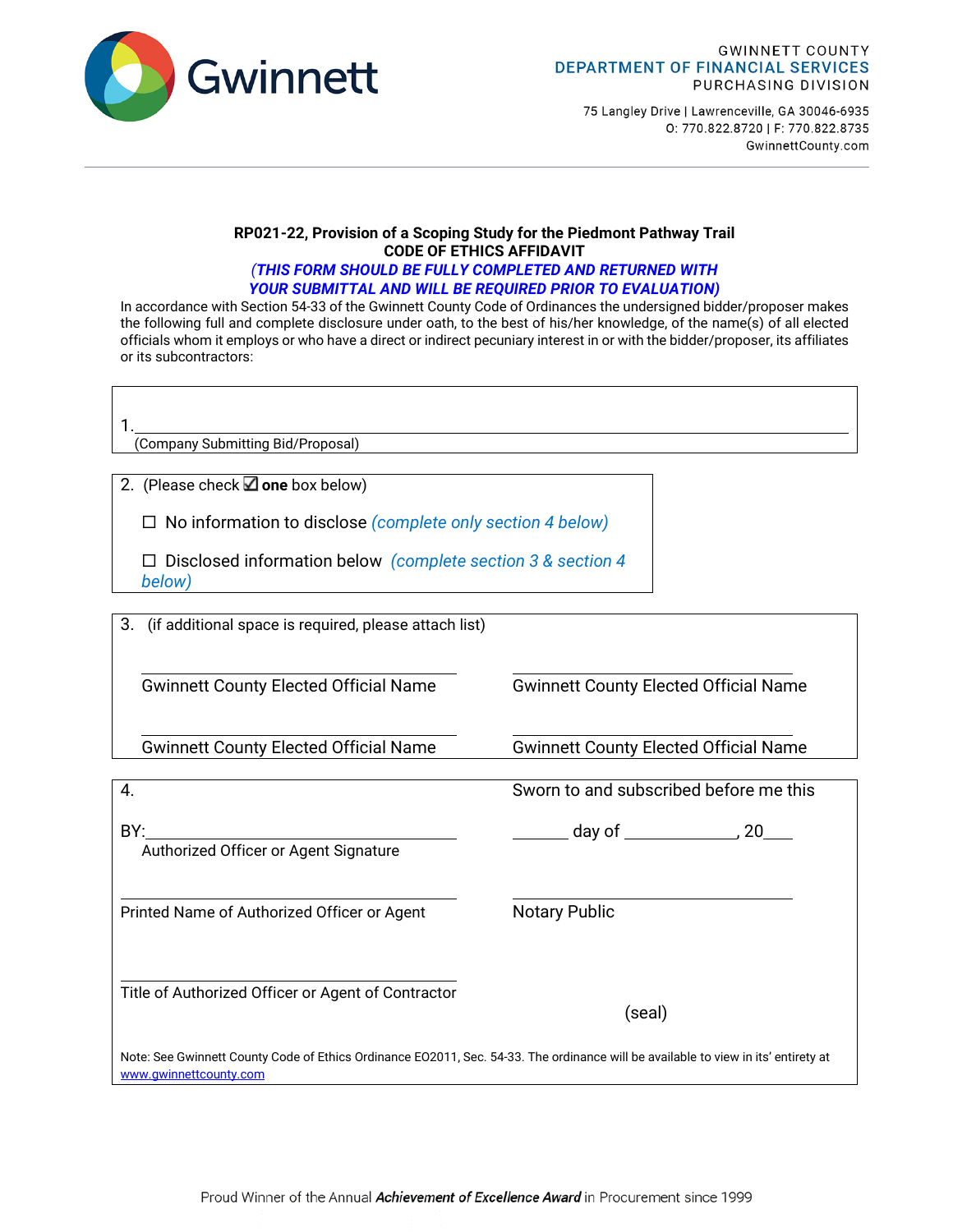GWINNETT COUNTY
DEPARTMENT OF FINANCIAL SERVICES
PURCHASING DIVISION

75 Langley Drive | Lawrenceville, GA 30046-6935
O: 770.822.8720 | F: 770.822.8735
GwinnettCounty.com

**RP021-22, Provision of a Scoping Study for the Piedmont Pathway Trail**
**CODE OF ETHICS AFFIDAVIT**
***(THIS FORM SHOULD BE FULLY COMPLETED AND RETURNED WITH YOUR SUBMITTAL AND WILL BE REQUIRED PRIOR TO EVALUATION)***

In accordance with Section 54-33 of the Gwinnett County Code of Ordinances the undersigned bidder/proposer makes the following full and complete disclosure under oath, to the best of his/her knowledge, of the name(s) of all elected officials whom it employs or who have a direct or indirect pecuniary interest in or with the bidder/proposer, its affiliates or its subcontractors:

1. ______________________________________________
(Company Submitting Bid/Proposal)

2. (Please check ☑ **one** box below)

☐ No information to disclose *(complete only section 4 below)*

☐ Disclosed information below *(complete section 3 & section 4 below)*

3. (if additional space is required, please attach list)

| | |
|---|---|
| ______________________ | ______________________ |
| Gwinnett County Elected Official Name | Gwinnett County Elected Official Name |
| ______________________ | ______________________ |
| Gwinnett County Elected Official Name | Gwinnett County Elected Official Name |

4.

BY:______________________________
Authorized Officer or Agent Signature

______________________________
Printed Name of Authorized Officer or Agent

______________________________
Title of Authorized Officer or Agent of Contractor

Sworn to and subscribed before me this

______ day of ____________, 20___

______________________________
Notary Public

(seal)

Note: See Gwinnett County Code of Ethics Ordinance EO2011, Sec. 54-33. The ordinance will be available to view in its' entirety at www.gwinnettcounty.com

Proud Winner of the Annual ***Achievement of Excellence Award*** in Procurement since 1999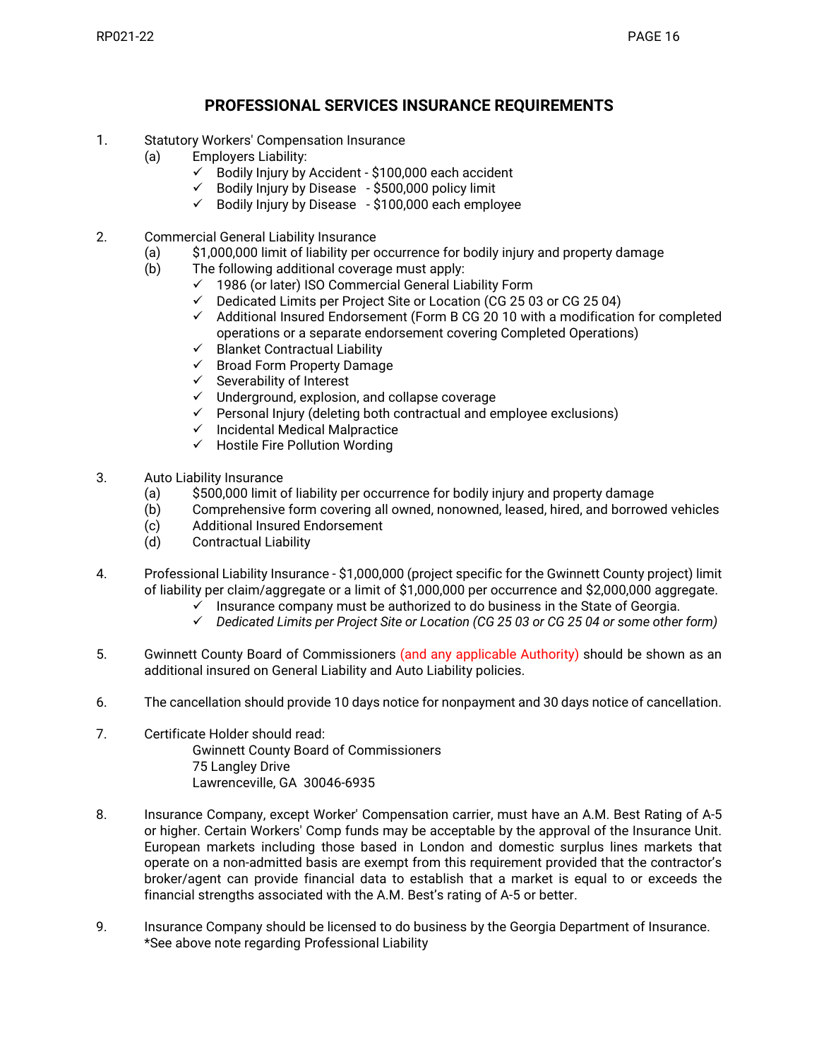## PROFESSIONAL SERVICES INSURANCE REQUIREMENTS

1. Statutory Workers' Compensation Insurance
   (a) Employers Liability:
      - ✓ Bodily Injury by Accident - $100,000 each accident
      - ✓ Bodily Injury by Disease - $500,000 policy limit
      - ✓ Bodily Injury by Disease - $100,000 each employee

2. Commercial General Liability Insurance
   (a) $1,000,000 limit of liability per occurrence for bodily injury and property damage
   (b) The following additional coverage must apply:
      - ✓ 1986 (or later) ISO Commercial General Liability Form
      - ✓ Dedicated Limits per Project Site or Location (CG 25 03 or CG 25 04)
      - ✓ Additional Insured Endorsement (Form B CG 20 10 with a modification for completed operations or a separate endorsement covering Completed Operations)
      - ✓ Blanket Contractual Liability
      - ✓ Broad Form Property Damage
      - ✓ Severability of Interest
      - ✓ Underground, explosion, and collapse coverage
      - ✓ Personal Injury (deleting both contractual and employee exclusions)
      - ✓ Incidental Medical Malpractice
      - ✓ Hostile Fire Pollution Wording

3. Auto Liability Insurance
   (a) $500,000 limit of liability per occurrence for bodily injury and property damage
   (b) Comprehensive form covering all owned, nonowned, leased, hired, and borrowed vehicles
   (c) Additional Insured Endorsement
   (d) Contractual Liability

4. Professional Liability Insurance - $1,000,000 (project specific for the Gwinnett County project) limit of liability per claim/aggregate or a limit of $1,000,000 per occurrence and $2,000,000 aggregate.
   - ✓ Insurance company must be authorized to do business in the State of Georgia.
   - ✓ *Dedicated Limits per Project Site or Location (CG 25 03 or CG 25 04 or some other form)*

5. Gwinnett County Board of Commissioners (and any applicable Authority) should be shown as an additional insured on General Liability and Auto Liability policies.

6. The cancellation should provide 10 days notice for nonpayment and 30 days notice of cancellation.

7. Certificate Holder should read:
   Gwinnett County Board of Commissioners
   75 Langley Drive
   Lawrenceville, GA 30046-6935

8. Insurance Company, except Worker' Compensation carrier, must have an A.M. Best Rating of A-5 or higher. Certain Workers' Comp funds may be acceptable by the approval of the Insurance Unit. European markets including those based in London and domestic surplus lines markets that operate on a non-admitted basis are exempt from this requirement provided that the contractor's broker/agent can provide financial data to establish that a market is equal to or exceeds the financial strengths associated with the A.M. Best's rating of A-5 or better.

9. Insurance Company should be licensed to do business by the Georgia Department of Insurance.
   *See above note regarding Professional Liability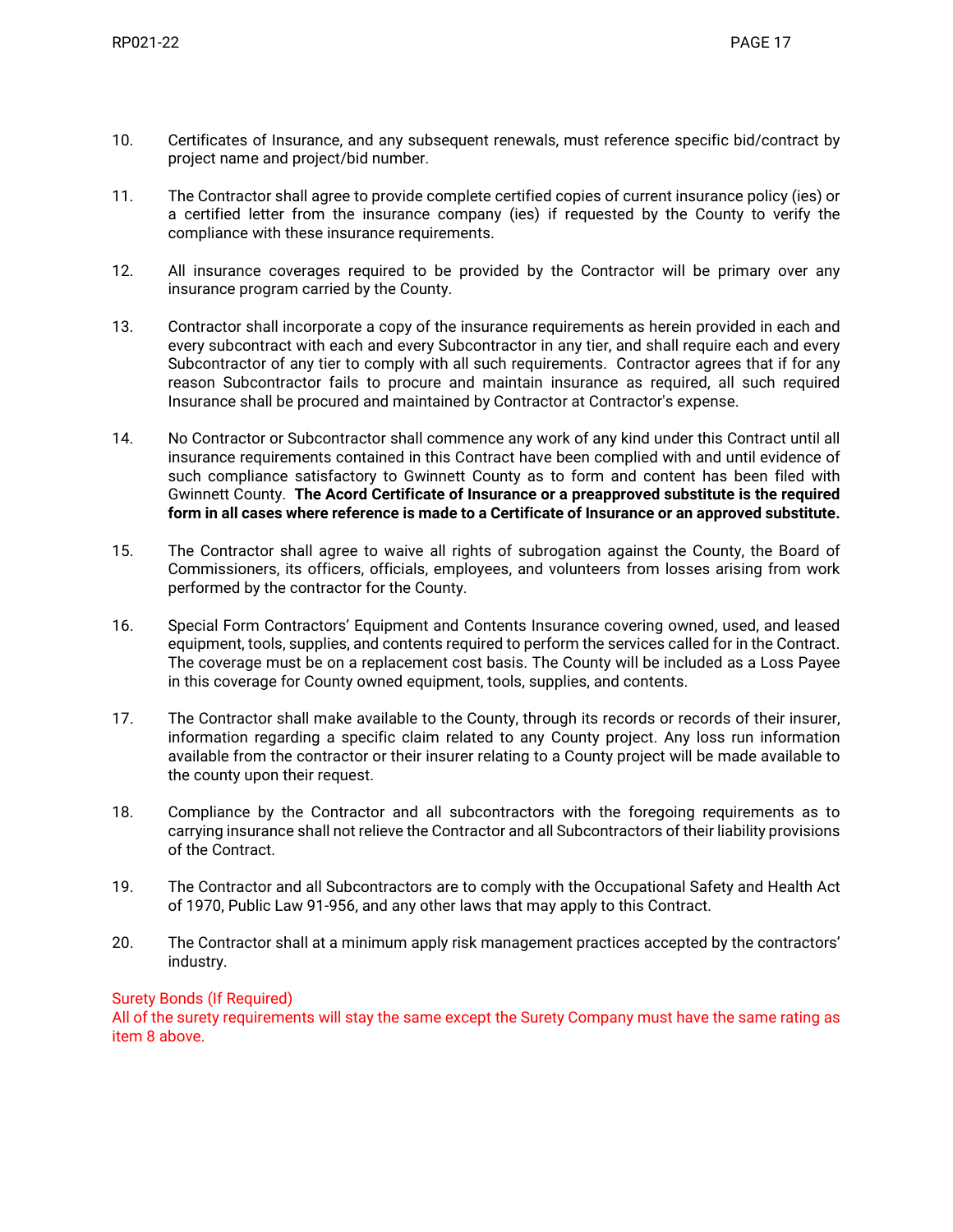10. Certificates of Insurance, and any subsequent renewals, must reference specific bid/contract by project name and project/bid number.

11. The Contractor shall agree to provide complete certified copies of current insurance policy (ies) or a certified letter from the insurance company (ies) if requested by the County to verify the compliance with these insurance requirements.

12. All insurance coverages required to be provided by the Contractor will be primary over any insurance program carried by the County.

13. Contractor shall incorporate a copy of the insurance requirements as herein provided in each and every subcontract with each and every Subcontractor in any tier, and shall require each and every Subcontractor of any tier to comply with all such requirements. Contractor agrees that if for any reason Subcontractor fails to procure and maintain insurance as required, all such required Insurance shall be procured and maintained by Contractor at Contractor's expense.

14. No Contractor or Subcontractor shall commence any work of any kind under this Contract until all insurance requirements contained in this Contract have been complied with and until evidence of such compliance satisfactory to Gwinnett County as to form and content has been filed with Gwinnett County. **The Acord Certificate of Insurance or a preapproved substitute is the required form in all cases where reference is made to a Certificate of Insurance or an approved substitute.**

15. The Contractor shall agree to waive all rights of subrogation against the County, the Board of Commissioners, its officers, officials, employees, and volunteers from losses arising from work performed by the contractor for the County.

16. Special Form Contractors' Equipment and Contents Insurance covering owned, used, and leased equipment, tools, supplies, and contents required to perform the services called for in the Contract. The coverage must be on a replacement cost basis. The County will be included as a Loss Payee in this coverage for County owned equipment, tools, supplies, and contents.

17. The Contractor shall make available to the County, through its records or records of their insurer, information regarding a specific claim related to any County project. Any loss run information available from the contractor or their insurer relating to a County project will be made available to the county upon their request.

18. Compliance by the Contractor and all subcontractors with the foregoing requirements as to carrying insurance shall not relieve the Contractor and all Subcontractors of their liability provisions of the Contract.

19. The Contractor and all Subcontractors are to comply with the Occupational Safety and Health Act of 1970, Public Law 91-956, and any other laws that may apply to this Contract.

20. The Contractor shall at a minimum apply risk management practices accepted by the contractors' industry.

Surety Bonds (If Required)
All of the surety requirements will stay the same except the Surety Company must have the same rating as item 8 above.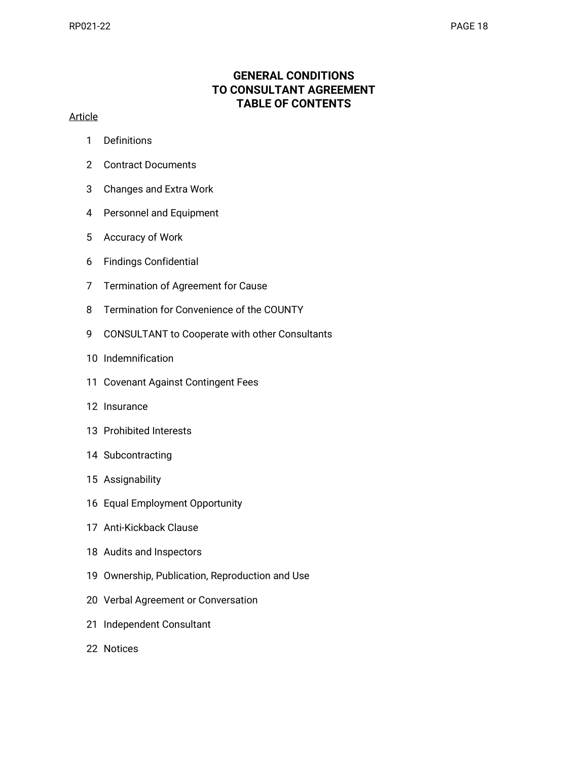# GENERAL CONDITIONS
# TO CONSULTANT AGREEMENT
# TABLE OF CONTENTS

Article

1 Definitions

2 Contract Documents

3 Changes and Extra Work

4 Personnel and Equipment

5 Accuracy of Work

6 Findings Confidential

7 Termination of Agreement for Cause

8 Termination for Convenience of the COUNTY

9 CONSULTANT to Cooperate with other Consultants

10 Indemnification

11 Covenant Against Contingent Fees

12 Insurance

13 Prohibited Interests

14 Subcontracting

15 Assignability

16 Equal Employment Opportunity

17 Anti-Kickback Clause

18 Audits and Inspectors

19 Ownership, Publication, Reproduction and Use

20 Verbal Agreement or Conversation

21 Independent Consultant

22 Notices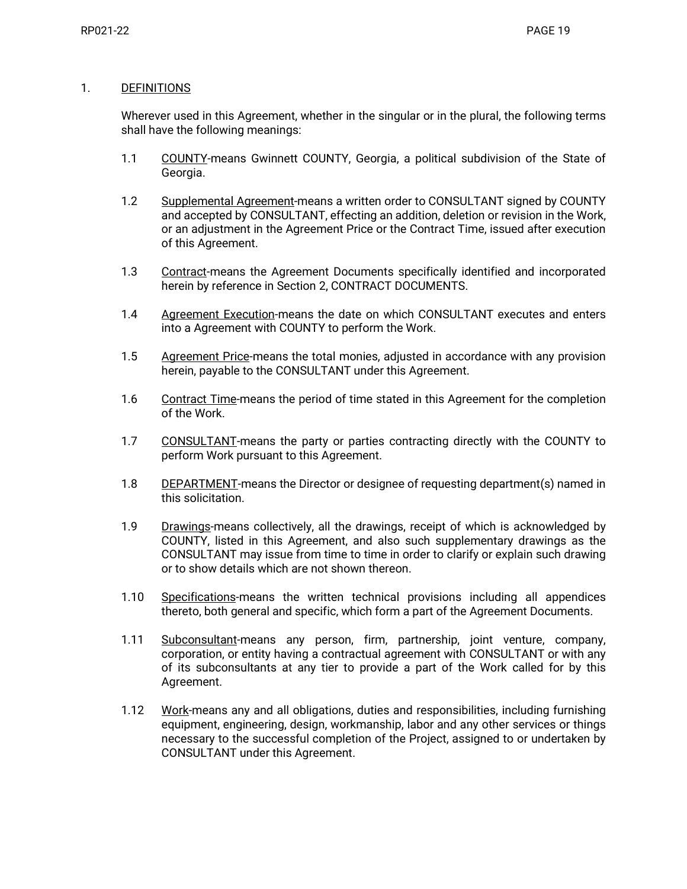## 1. DEFINITIONS

Wherever used in this Agreement, whether in the singular or in the plural, the following terms shall have the following meanings:

1.1 COUNTY-means Gwinnett COUNTY, Georgia, a political subdivision of the State of Georgia.

1.2 Supplemental Agreement-means a written order to CONSULTANT signed by COUNTY and accepted by CONSULTANT, effecting an addition, deletion or revision in the Work, or an adjustment in the Agreement Price or the Contract Time, issued after execution of this Agreement.

1.3 Contract-means the Agreement Documents specifically identified and incorporated herein by reference in Section 2, CONTRACT DOCUMENTS.

1.4 Agreement Execution-means the date on which CONSULTANT executes and enters into a Agreement with COUNTY to perform the Work.

1.5 Agreement Price-means the total monies, adjusted in accordance with any provision herein, payable to the CONSULTANT under this Agreement.

1.6 Contract Time-means the period of time stated in this Agreement for the completion of the Work.

1.7 CONSULTANT-means the party or parties contracting directly with the COUNTY to perform Work pursuant to this Agreement.

1.8 DEPARTMENT-means the Director or designee of requesting department(s) named in this solicitation.

1.9 Drawings-means collectively, all the drawings, receipt of which is acknowledged by COUNTY, listed in this Agreement, and also such supplementary drawings as the CONSULTANT may issue from time to time in order to clarify or explain such drawing or to show details which are not shown thereon.

1.10 Specifications-means the written technical provisions including all appendices thereto, both general and specific, which form a part of the Agreement Documents.

1.11 Subconsultant-means any person, firm, partnership, joint venture, company, corporation, or entity having a contractual agreement with CONSULTANT or with any of its subconsultants at any tier to provide a part of the Work called for by this Agreement.

1.12 Work-means any and all obligations, duties and responsibilities, including furnishing equipment, engineering, design, workmanship, labor and any other services or things necessary to the successful completion of the Project, assigned to or undertaken by CONSULTANT under this Agreement.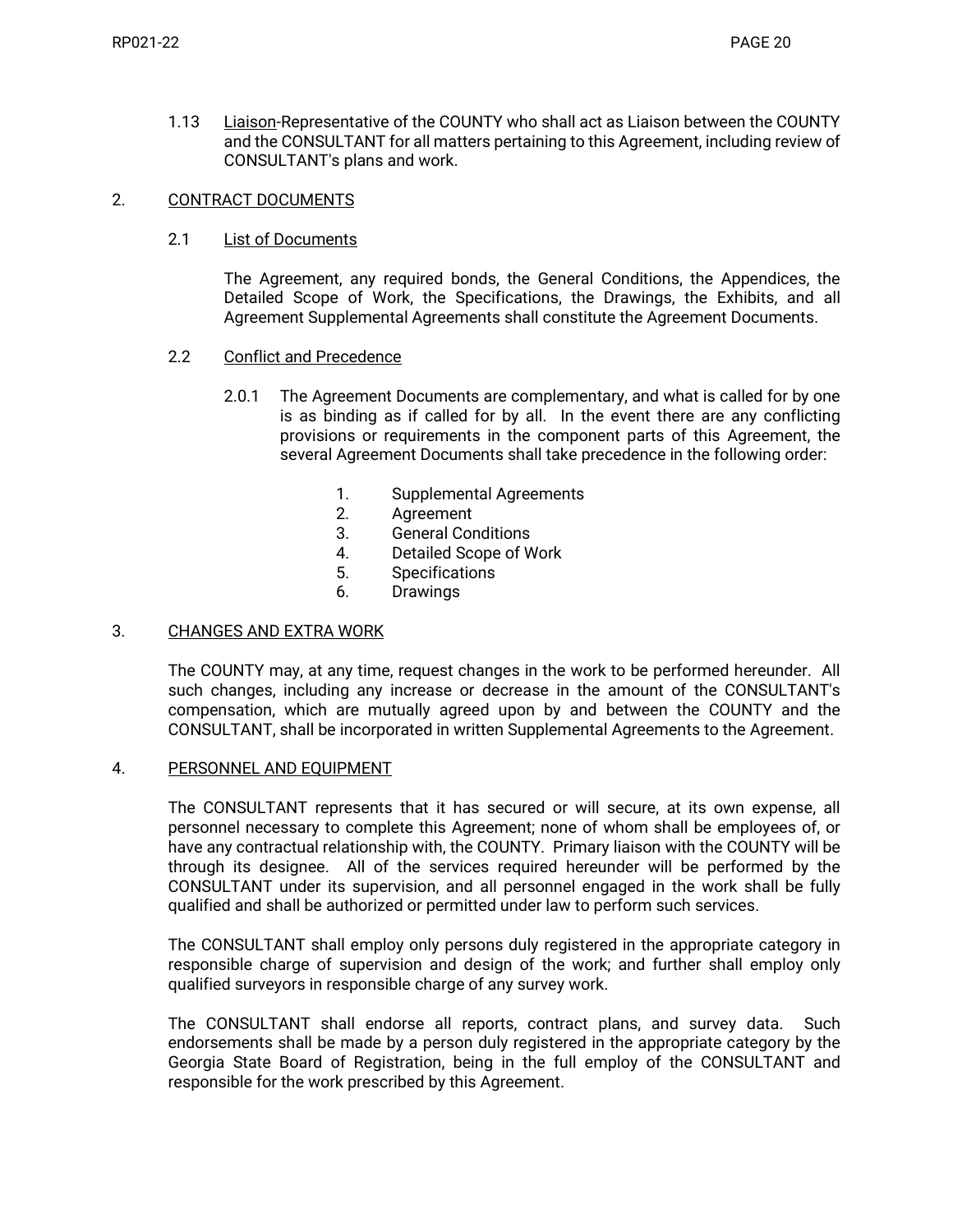1.13 Liaison-Representative of the COUNTY who shall act as Liaison between the COUNTY and the CONSULTANT for all matters pertaining to this Agreement, including review of CONSULTANT's plans and work.

## 2. CONTRACT DOCUMENTS

### 2.1 List of Documents

The Agreement, any required bonds, the General Conditions, the Appendices, the Detailed Scope of Work, the Specifications, the Drawings, the Exhibits, and all Agreement Supplemental Agreements shall constitute the Agreement Documents.

### 2.2 Conflict and Precedence

2.0.1 The Agreement Documents are complementary, and what is called for by one is as binding as if called for by all. In the event there are any conflicting provisions or requirements in the component parts of this Agreement, the several Agreement Documents shall take precedence in the following order:

1. Supplemental Agreements
2. Agreement
3. General Conditions
4. Detailed Scope of Work
5. Specifications
6. Drawings

## 3. CHANGES AND EXTRA WORK

The COUNTY may, at any time, request changes in the work to be performed hereunder. All such changes, including any increase or decrease in the amount of the CONSULTANT's compensation, which are mutually agreed upon by and between the COUNTY and the CONSULTANT, shall be incorporated in written Supplemental Agreements to the Agreement.

## 4. PERSONNEL AND EQUIPMENT

The CONSULTANT represents that it has secured or will secure, at its own expense, all personnel necessary to complete this Agreement; none of whom shall be employees of, or have any contractual relationship with, the COUNTY. Primary liaison with the COUNTY will be through its designee. All of the services required hereunder will be performed by the CONSULTANT under its supervision, and all personnel engaged in the work shall be fully qualified and shall be authorized or permitted under law to perform such services.

The CONSULTANT shall employ only persons duly registered in the appropriate category in responsible charge of supervision and design of the work; and further shall employ only qualified surveyors in responsible charge of any survey work.

The CONSULTANT shall endorse all reports, contract plans, and survey data. Such endorsements shall be made by a person duly registered in the appropriate category by the Georgia State Board of Registration, being in the full employ of the CONSULTANT and responsible for the work prescribed by this Agreement.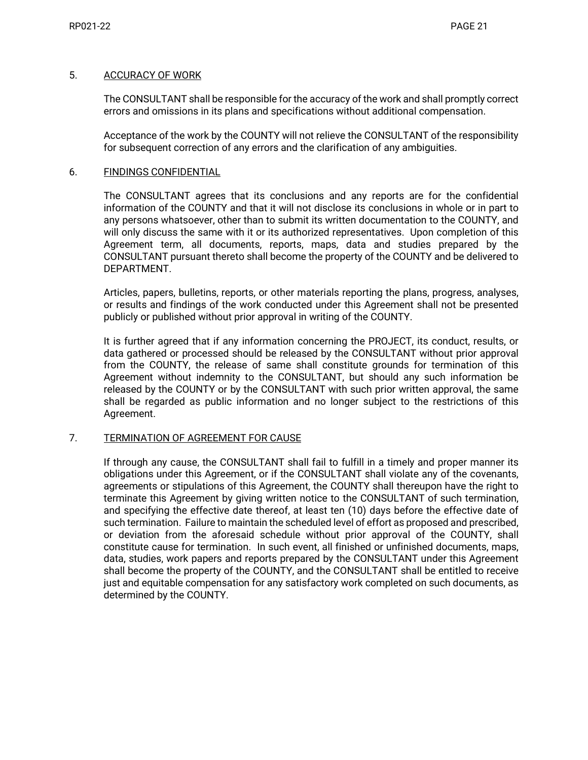5. <u>ACCURACY OF WORK</u>

The CONSULTANT shall be responsible for the accuracy of the work and shall promptly correct errors and omissions in its plans and specifications without additional compensation.

Acceptance of the work by the COUNTY will not relieve the CONSULTANT of the responsibility for subsequent correction of any errors and the clarification of any ambiguities.

6. <u>FINDINGS CONFIDENTIAL</u>

The CONSULTANT agrees that its conclusions and any reports are for the confidential information of the COUNTY and that it will not disclose its conclusions in whole or in part to any persons whatsoever, other than to submit its written documentation to the COUNTY, and will only discuss the same with it or its authorized representatives. Upon completion of this Agreement term, all documents, reports, maps, data and studies prepared by the CONSULTANT pursuant thereto shall become the property of the COUNTY and be delivered to DEPARTMENT.

Articles, papers, bulletins, reports, or other materials reporting the plans, progress, analyses, or results and findings of the work conducted under this Agreement shall not be presented publicly or published without prior approval in writing of the COUNTY.

It is further agreed that if any information concerning the PROJECT, its conduct, results, or data gathered or processed should be released by the CONSULTANT without prior approval from the COUNTY, the release of same shall constitute grounds for termination of this Agreement without indemnity to the CONSULTANT, but should any such information be released by the COUNTY or by the CONSULTANT with such prior written approval, the same shall be regarded as public information and no longer subject to the restrictions of this Agreement.

7. <u>TERMINATION OF AGREEMENT FOR CAUSE</u>

If through any cause, the CONSULTANT shall fail to fulfill in a timely and proper manner its obligations under this Agreement, or if the CONSULTANT shall violate any of the covenants, agreements or stipulations of this Agreement, the COUNTY shall thereupon have the right to terminate this Agreement by giving written notice to the CONSULTANT of such termination, and specifying the effective date thereof, at least ten (10) days before the effective date of such termination. Failure to maintain the scheduled level of effort as proposed and prescribed, or deviation from the aforesaid schedule without prior approval of the COUNTY, shall constitute cause for termination. In such event, all finished or unfinished documents, maps, data, studies, work papers and reports prepared by the CONSULTANT under this Agreement shall become the property of the COUNTY, and the CONSULTANT shall be entitled to receive just and equitable compensation for any satisfactory work completed on such documents, as determined by the COUNTY.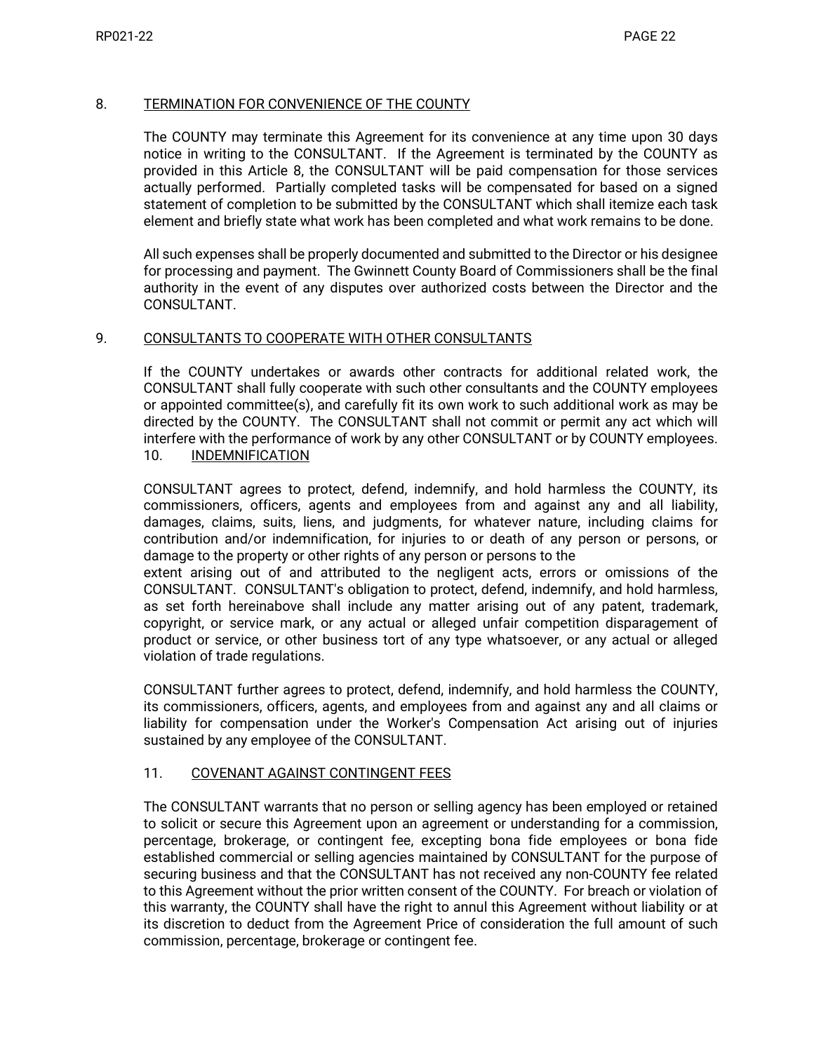## 8. TERMINATION FOR CONVENIENCE OF THE COUNTY

The COUNTY may terminate this Agreement for its convenience at any time upon 30 days notice in writing to the CONSULTANT. If the Agreement is terminated by the COUNTY as provided in this Article 8, the CONSULTANT will be paid compensation for those services actually performed. Partially completed tasks will be compensated for based on a signed statement of completion to be submitted by the CONSULTANT which shall itemize each task element and briefly state what work has been completed and what work remains to be done.

All such expenses shall be properly documented and submitted to the Director or his designee for processing and payment. The Gwinnett County Board of Commissioners shall be the final authority in the event of any disputes over authorized costs between the Director and the CONSULTANT.

## 9. CONSULTANTS TO COOPERATE WITH OTHER CONSULTANTS

If the COUNTY undertakes or awards other contracts for additional related work, the CONSULTANT shall fully cooperate with such other consultants and the COUNTY employees or appointed committee(s), and carefully fit its own work to such additional work as may be directed by the COUNTY. The CONSULTANT shall not commit or permit any act which will interfere with the performance of work by any other CONSULTANT or by COUNTY employees.

## 10. INDEMNIFICATION

CONSULTANT agrees to protect, defend, indemnify, and hold harmless the COUNTY, its commissioners, officers, agents and employees from and against any and all liability, damages, claims, suits, liens, and judgments, for whatever nature, including claims for contribution and/or indemnification, for injuries to or death of any person or persons, or damage to the property or other rights of any person or persons to the extent arising out of and attributed to the negligent acts, errors or omissions of the CONSULTANT. CONSULTANT's obligation to protect, defend, indemnify, and hold harmless, as set forth hereinabove shall include any matter arising out of any patent, trademark, copyright, or service mark, or any actual or alleged unfair competition disparagement of product or service, or other business tort of any type whatsoever, or any actual or alleged violation of trade regulations.

CONSULTANT further agrees to protect, defend, indemnify, and hold harmless the COUNTY, its commissioners, officers, agents, and employees from and against any and all claims or liability for compensation under the Worker's Compensation Act arising out of injuries sustained by any employee of the CONSULTANT.

## 11. COVENANT AGAINST CONTINGENT FEES

The CONSULTANT warrants that no person or selling agency has been employed or retained to solicit or secure this Agreement upon an agreement or understanding for a commission, percentage, brokerage, or contingent fee, excepting bona fide employees or bona fide established commercial or selling agencies maintained by CONSULTANT for the purpose of securing business and that the CONSULTANT has not received any non-COUNTY fee related to this Agreement without the prior written consent of the COUNTY. For breach or violation of this warranty, the COUNTY shall have the right to annul this Agreement without liability or at its discretion to deduct from the Agreement Price of consideration the full amount of such commission, percentage, brokerage or contingent fee.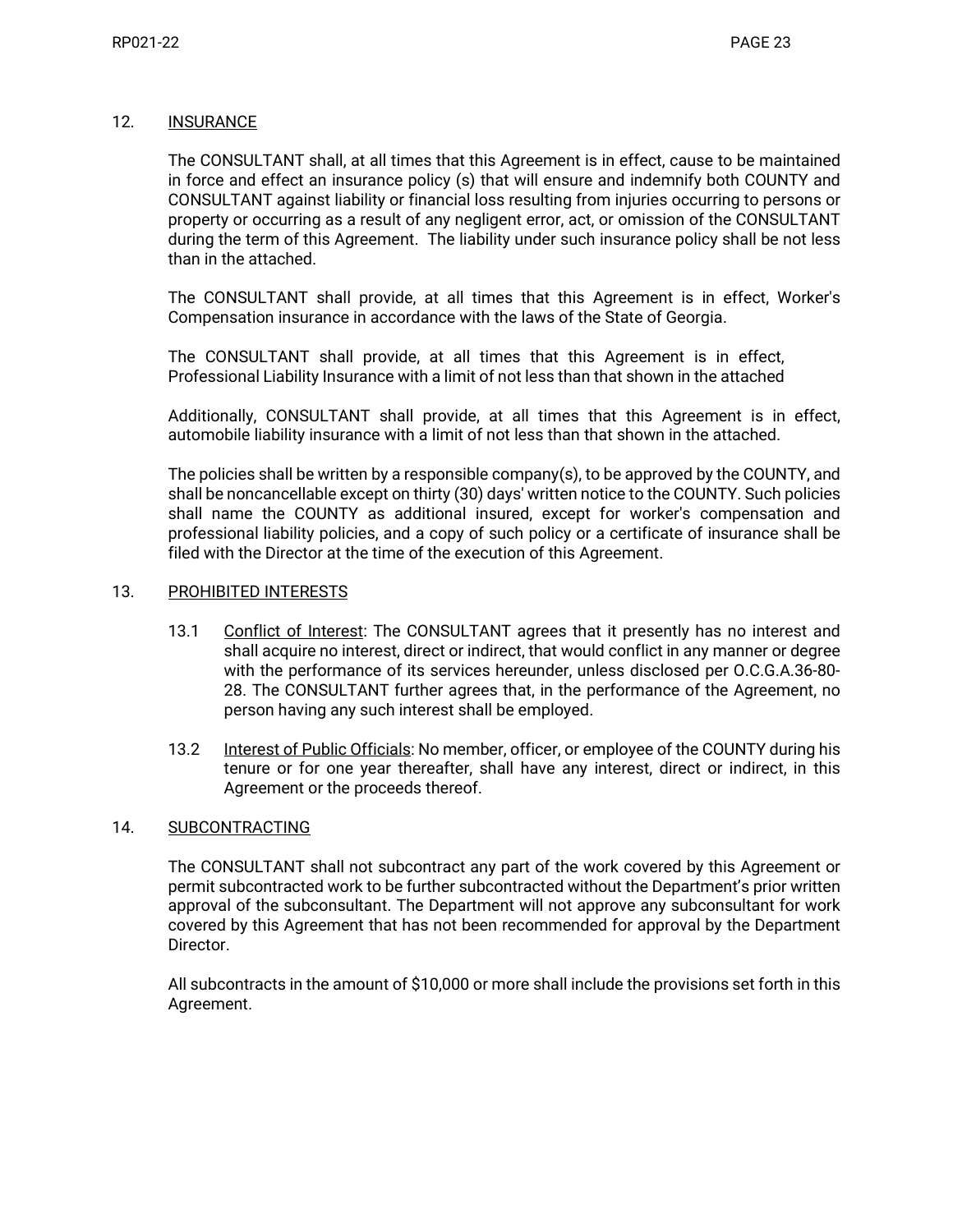## 12. INSURANCE

The CONSULTANT shall, at all times that this Agreement is in effect, cause to be maintained in force and effect an insurance policy (s) that will ensure and indemnify both COUNTY and CONSULTANT against liability or financial loss resulting from injuries occurring to persons or property or occurring as a result of any negligent error, act, or omission of the CONSULTANT during the term of this Agreement. The liability under such insurance policy shall be not less than in the attached.

The CONSULTANT shall provide, at all times that this Agreement is in effect, Worker's Compensation insurance in accordance with the laws of the State of Georgia.

The CONSULTANT shall provide, at all times that this Agreement is in effect, Professional Liability Insurance with a limit of not less than that shown in the attached

Additionally, CONSULTANT shall provide, at all times that this Agreement is in effect, automobile liability insurance with a limit of not less than that shown in the attached.

The policies shall be written by a responsible company(s), to be approved by the COUNTY, and shall be noncancellable except on thirty (30) days' written notice to the COUNTY. Such policies shall name the COUNTY as additional insured, except for worker's compensation and professional liability policies, and a copy of such policy or a certificate of insurance shall be filed with the Director at the time of the execution of this Agreement.

## 13. PROHIBITED INTERESTS

13.1 Conflict of Interest: The CONSULTANT agrees that it presently has no interest and shall acquire no interest, direct or indirect, that would conflict in any manner or degree with the performance of its services hereunder, unless disclosed per O.C.G.A.36-80-28. The CONSULTANT further agrees that, in the performance of the Agreement, no person having any such interest shall be employed.

13.2 Interest of Public Officials: No member, officer, or employee of the COUNTY during his tenure or for one year thereafter, shall have any interest, direct or indirect, in this Agreement or the proceeds thereof.

## 14. SUBCONTRACTING

The CONSULTANT shall not subcontract any part of the work covered by this Agreement or permit subcontracted work to be further subcontracted without the Department's prior written approval of the subconsultant. The Department will not approve any subconsultant for work covered by this Agreement that has not been recommended for approval by the Department Director.

All subcontracts in the amount of $10,000 or more shall include the provisions set forth in this Agreement.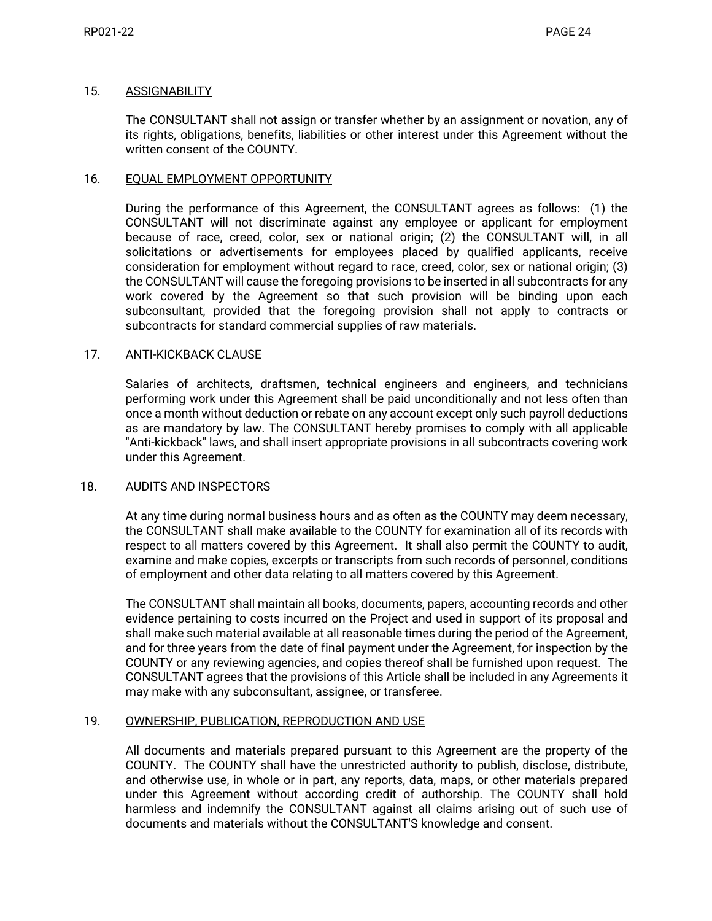15. <u>ASSIGNABILITY</u>

The CONSULTANT shall not assign or transfer whether by an assignment or novation, any of its rights, obligations, benefits, liabilities or other interest under this Agreement without the written consent of the COUNTY.

16. <u>EQUAL EMPLOYMENT OPPORTUNITY</u>

During the performance of this Agreement, the CONSULTANT agrees as follows: (1) the CONSULTANT will not discriminate against any employee or applicant for employment because of race, creed, color, sex or national origin; (2) the CONSULTANT will, in all solicitations or advertisements for employees placed by qualified applicants, receive consideration for employment without regard to race, creed, color, sex or national origin; (3) the CONSULTANT will cause the foregoing provisions to be inserted in all subcontracts for any work covered by the Agreement so that such provision will be binding upon each subconsultant, provided that the foregoing provision shall not apply to contracts or subcontracts for standard commercial supplies of raw materials.

17. <u>ANTI-KICKBACK CLAUSE</u>

Salaries of architects, draftsmen, technical engineers and engineers, and technicians performing work under this Agreement shall be paid unconditionally and not less often than once a month without deduction or rebate on any account except only such payroll deductions as are mandatory by law. The CONSULTANT hereby promises to comply with all applicable "Anti-kickback" laws, and shall insert appropriate provisions in all subcontracts covering work under this Agreement.

18. <u>AUDITS AND INSPECTORS</u>

At any time during normal business hours and as often as the COUNTY may deem necessary, the CONSULTANT shall make available to the COUNTY for examination all of its records with respect to all matters covered by this Agreement. It shall also permit the COUNTY to audit, examine and make copies, excerpts or transcripts from such records of personnel, conditions of employment and other data relating to all matters covered by this Agreement.

The CONSULTANT shall maintain all books, documents, papers, accounting records and other evidence pertaining to costs incurred on the Project and used in support of its proposal and shall make such material available at all reasonable times during the period of the Agreement, and for three years from the date of final payment under the Agreement, for inspection by the COUNTY or any reviewing agencies, and copies thereof shall be furnished upon request. The CONSULTANT agrees that the provisions of this Article shall be included in any Agreements it may make with any subconsultant, assignee, or transferee.

19. <u>OWNERSHIP, PUBLICATION, REPRODUCTION AND USE</u>

All documents and materials prepared pursuant to this Agreement are the property of the COUNTY. The COUNTY shall have the unrestricted authority to publish, disclose, distribute, and otherwise use, in whole or in part, any reports, data, maps, or other materials prepared under this Agreement without according credit of authorship. The COUNTY shall hold harmless and indemnify the CONSULTANT against all claims arising out of such use of documents and materials without the CONSULTANT'S knowledge and consent.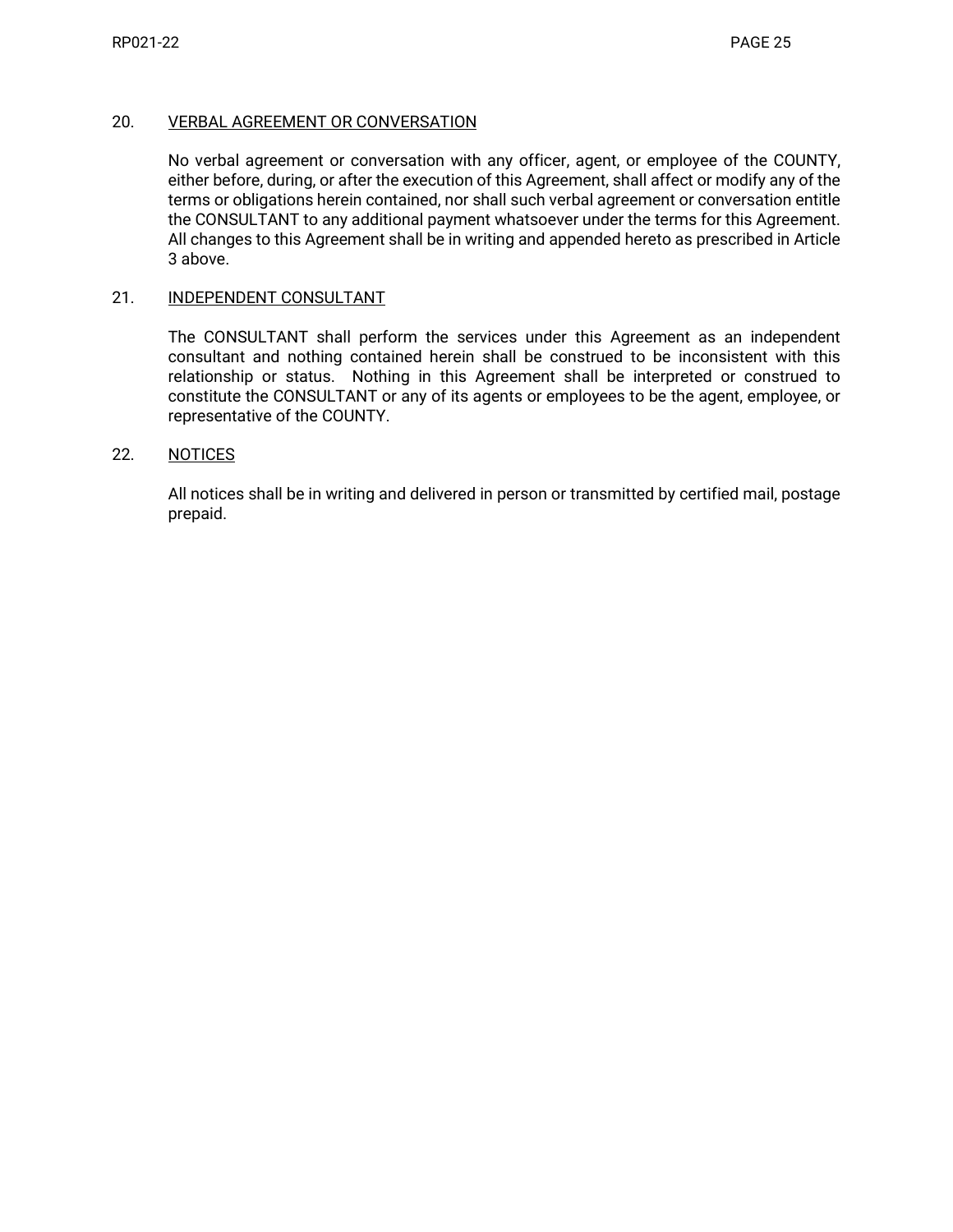20. <u>VERBAL AGREEMENT OR CONVERSATION</u>

No verbal agreement or conversation with any officer, agent, or employee of the COUNTY, either before, during, or after the execution of this Agreement, shall affect or modify any of the terms or obligations herein contained, nor shall such verbal agreement or conversation entitle the CONSULTANT to any additional payment whatsoever under the terms for this Agreement. All changes to this Agreement shall be in writing and appended hereto as prescribed in Article 3 above.

21. <u>INDEPENDENT CONSULTANT</u>

The CONSULTANT shall perform the services under this Agreement as an independent consultant and nothing contained herein shall be construed to be inconsistent with this relationship or status. Nothing in this Agreement shall be interpreted or construed to constitute the CONSULTANT or any of its agents or employees to be the agent, employee, or representative of the COUNTY.

22. <u>NOTICES</u>

All notices shall be in writing and delivered in person or transmitted by certified mail, postage prepaid.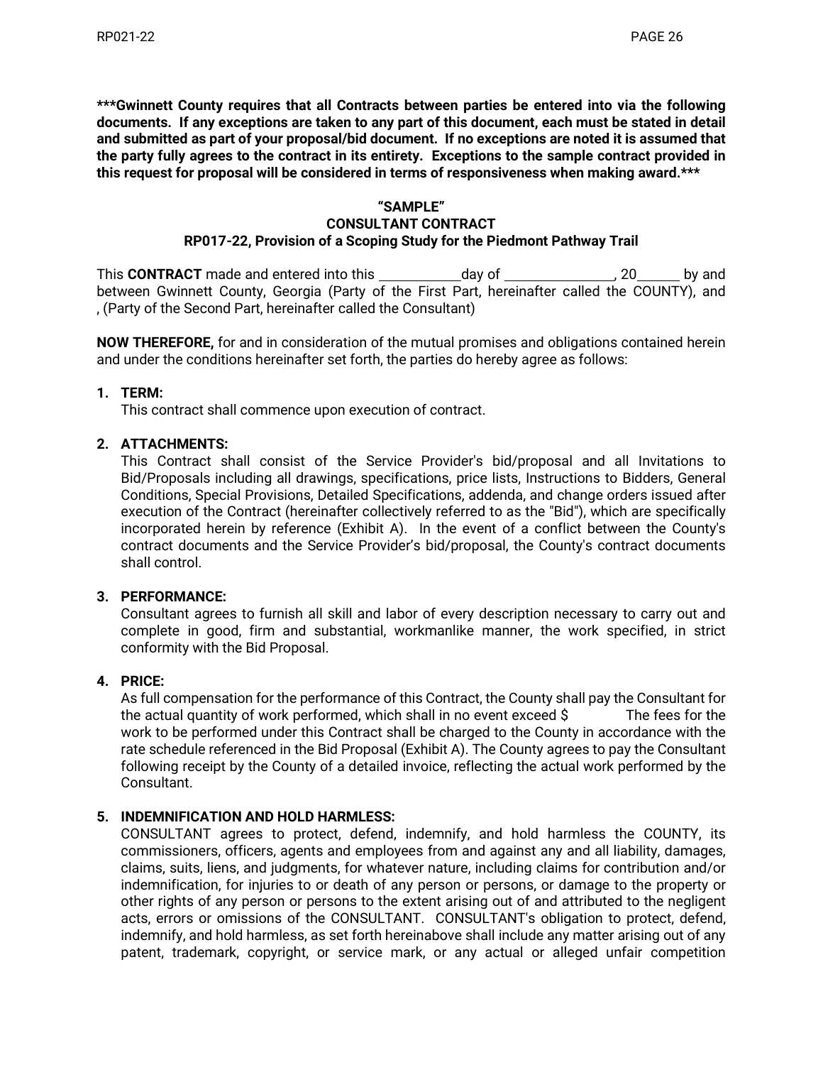**\*\*\*Gwinnett County requires that all Contracts between parties be entered into via the following documents. If any exceptions are taken to any part of this document, each must be stated in detail and submitted as part of your proposal/bid document. If no exceptions are noted it is assumed that the party fully agrees to the contract in its entirety. Exceptions to the sample contract provided in this request for proposal will be considered in terms of responsiveness when making award.\*\*\***

**"SAMPLE"**
**CONSULTANT CONTRACT**
**RP017-22, Provision of a Scoping Study for the Piedmont Pathway Trail**

This **CONTRACT** made and entered into this ____________day of ________________, 20______ by and between Gwinnett County, Georgia (Party of the First Part, hereinafter called the COUNTY), and , (Party of the Second Part, hereinafter called the Consultant)

**NOW THEREFORE,** for and in consideration of the mutual promises and obligations contained herein and under the conditions hereinafter set forth, the parties do hereby agree as follows:

1. **TERM:**
   This contract shall commence upon execution of contract.

2. **ATTACHMENTS:**
   This Contract shall consist of the Service Provider's bid/proposal and all Invitations to Bid/Proposals including all drawings, specifications, price lists, Instructions to Bidders, General Conditions, Special Provisions, Detailed Specifications, addenda, and change orders issued after execution of the Contract (hereinafter collectively referred to as the "Bid"), which are specifically incorporated herein by reference (Exhibit A). In the event of a conflict between the County's contract documents and the Service Provider's bid/proposal, the County's contract documents shall control.

3. **PERFORMANCE:**
   Consultant agrees to furnish all skill and labor of every description necessary to carry out and complete in good, firm and substantial, workmanlike manner, the work specified, in strict conformity with the Bid Proposal.

4. **PRICE:**
   As full compensation for the performance of this Contract, the County shall pay the Consultant for the actual quantity of work performed, which shall in no event exceed $ The fees for the work to be performed under this Contract shall be charged to the County in accordance with the rate schedule referenced in the Bid Proposal (Exhibit A). The County agrees to pay the Consultant following receipt by the County of a detailed invoice, reflecting the actual work performed by the Consultant.

5. **INDEMNIFICATION AND HOLD HARMLESS:**
   CONSULTANT agrees to protect, defend, indemnify, and hold harmless the COUNTY, its commissioners, officers, agents and employees from and against any and all liability, damages, claims, suits, liens, and judgments, for whatever nature, including claims for contribution and/or indemnification, for injuries to or death of any person or persons, or damage to the property or other rights of any person or persons to the extent arising out of and attributed to the negligent acts, errors or omissions of the CONSULTANT. CONSULTANT's obligation to protect, defend, indemnify, and hold harmless, as set forth hereinabove shall include any matter arising out of any patent, trademark, copyright, or service mark, or any actual or alleged unfair competition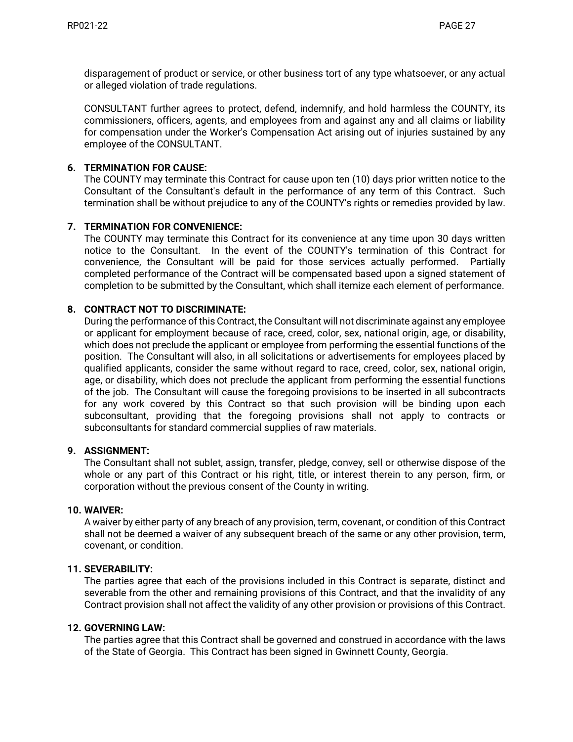disparagement of product or service, or other business tort of any type whatsoever, or any actual or alleged violation of trade regulations.

CONSULTANT further agrees to protect, defend, indemnify, and hold harmless the COUNTY, its commissioners, officers, agents, and employees from and against any and all claims or liability for compensation under the Worker's Compensation Act arising out of injuries sustained by any employee of the CONSULTANT.

**6. TERMINATION FOR CAUSE:**
The COUNTY may terminate this Contract for cause upon ten (10) days prior written notice to the Consultant of the Consultant's default in the performance of any term of this Contract. Such termination shall be without prejudice to any of the COUNTY's rights or remedies provided by law.

**7. TERMINATION FOR CONVENIENCE:**
The COUNTY may terminate this Contract for its convenience at any time upon 30 days written notice to the Consultant. In the event of the COUNTY's termination of this Contract for convenience, the Consultant will be paid for those services actually performed. Partially completed performance of the Contract will be compensated based upon a signed statement of completion to be submitted by the Consultant, which shall itemize each element of performance.

**8. CONTRACT NOT TO DISCRIMINATE:**
During the performance of this Contract, the Consultant will not discriminate against any employee or applicant for employment because of race, creed, color, sex, national origin, age, or disability, which does not preclude the applicant or employee from performing the essential functions of the position. The Consultant will also, in all solicitations or advertisements for employees placed by qualified applicants, consider the same without regard to race, creed, color, sex, national origin, age, or disability, which does not preclude the applicant from performing the essential functions of the job. The Consultant will cause the foregoing provisions to be inserted in all subcontracts for any work covered by this Contract so that such provision will be binding upon each subconsultant, providing that the foregoing provisions shall not apply to contracts or subconsultants for standard commercial supplies of raw materials.

**9. ASSIGNMENT:**
The Consultant shall not sublet, assign, transfer, pledge, convey, sell or otherwise dispose of the whole or any part of this Contract or his right, title, or interest therein to any person, firm, or corporation without the previous consent of the County in writing.

**10. WAIVER:**
A waiver by either party of any breach of any provision, term, covenant, or condition of this Contract shall not be deemed a waiver of any subsequent breach of the same or any other provision, term, covenant, or condition.

**11. SEVERABILITY:**
The parties agree that each of the provisions included in this Contract is separate, distinct and severable from the other and remaining provisions of this Contract, and that the invalidity of any Contract provision shall not affect the validity of any other provision or provisions of this Contract.

**12. GOVERNING LAW:**
The parties agree that this Contract shall be governed and construed in accordance with the laws of the State of Georgia. This Contract has been signed in Gwinnett County, Georgia.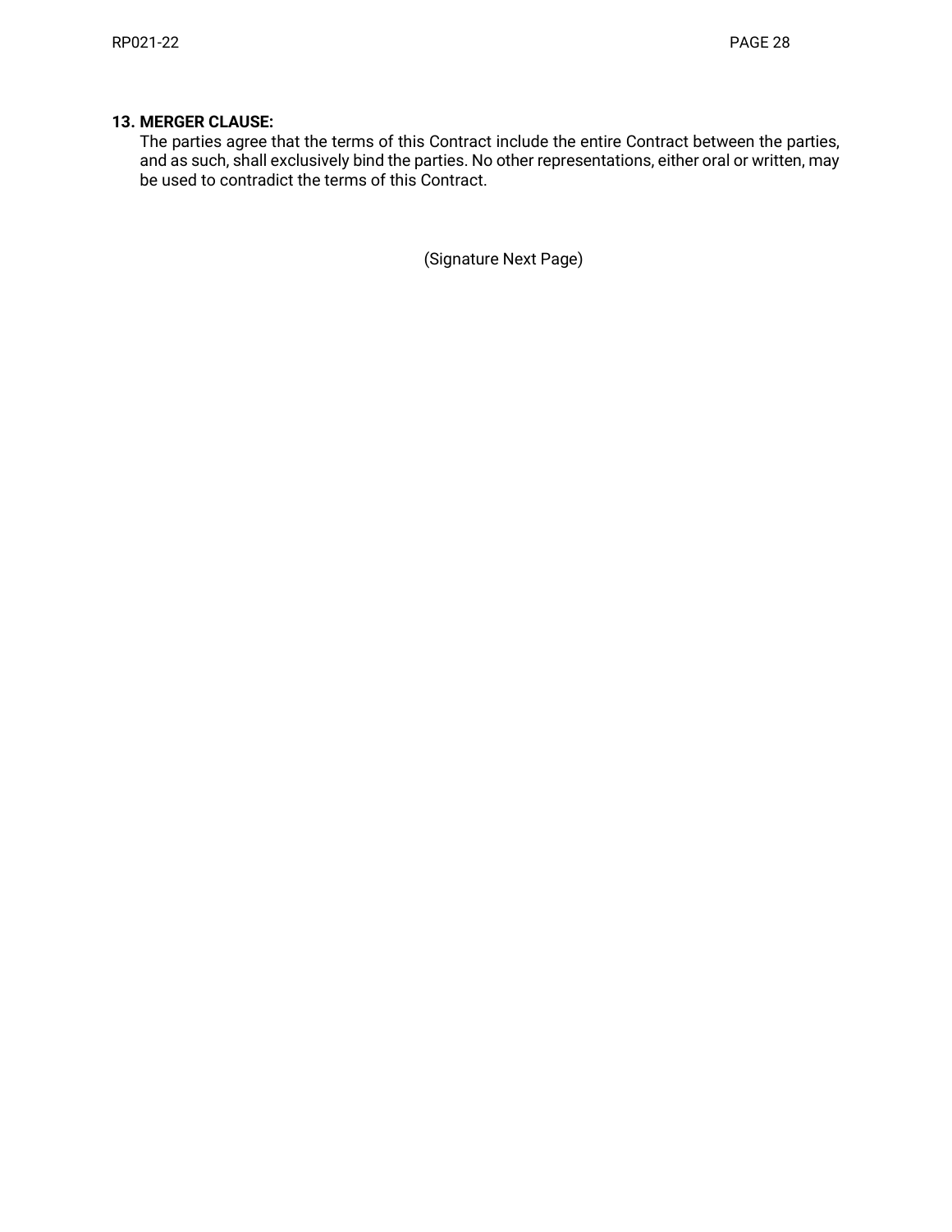**13. MERGER CLAUSE:**

The parties agree that the terms of this Contract include the entire Contract between the parties, and as such, shall exclusively bind the parties. No other representations, either oral or written, may be used to contradict the terms of this Contract.

(Signature Next Page)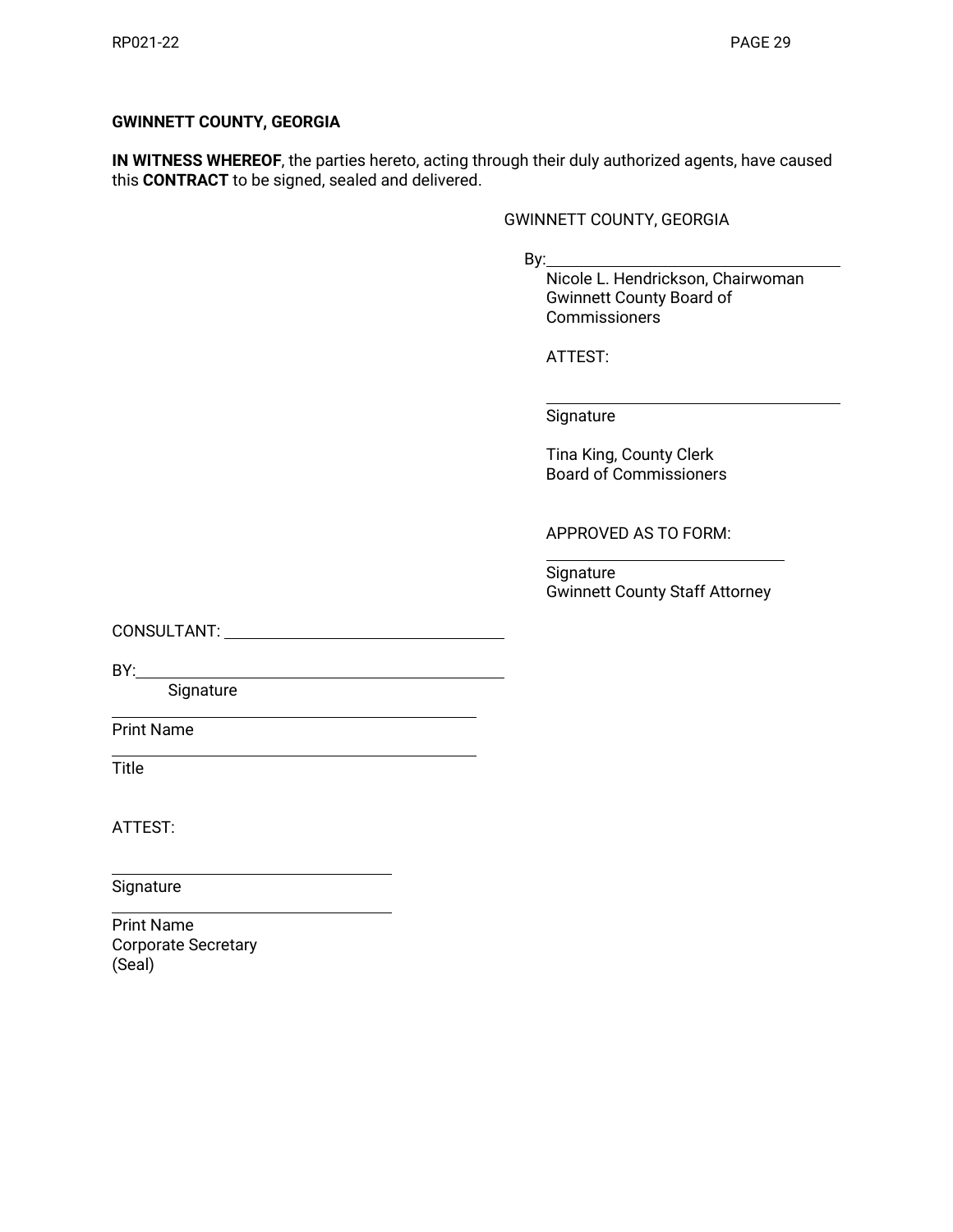**GWINNETT COUNTY, GEORGIA**

**IN WITNESS WHEREOF**, the parties hereto, acting through their duly authorized agents, have caused this **CONTRACT** to be signed, sealed and delivered.

GWINNETT COUNTY, GEORGIA

By:\_\_\_\_\_\_\_\_\_\_\_\_\_\_\_\_\_\_\_\_\_\_\_\_\_\_\_\_\_\_
Nicole L. Hendrickson, Chairwoman
Gwinnett County Board of Commissioners

ATTEST:

\_\_\_\_\_\_\_\_\_\_\_\_\_\_\_\_\_\_\_\_\_\_\_\_\_\_\_\_\_\_
Signature

Tina King, County Clerk
Board of Commissioners

APPROVED AS TO FORM:

\_\_\_\_\_\_\_\_\_\_\_\_\_\_\_\_\_\_\_\_\_\_\_\_\_
Signature
Gwinnett County Staff Attorney

CONSULTANT: \_\_\_\_\_\_\_\_\_\_\_\_\_\_\_\_\_\_\_\_\_\_\_\_\_\_\_\_\_\_

BY:\_\_\_\_\_\_\_\_\_\_\_\_\_\_\_\_\_\_\_\_\_\_\_\_\_\_\_\_\_\_\_\_\_\_\_\_\_\_
Signature

\_\_\_\_\_\_\_\_\_\_\_\_\_\_\_\_\_\_\_\_\_\_\_\_\_\_\_\_\_\_\_\_\_\_\_\_\_\_
Print Name

\_\_\_\_\_\_\_\_\_\_\_\_\_\_\_\_\_\_\_\_\_\_\_\_\_\_\_\_\_\_\_\_\_\_\_\_\_\_
Title

ATTEST:

\_\_\_\_\_\_\_\_\_\_\_\_\_\_\_\_\_\_\_\_\_\_\_\_\_\_\_\_\_\_
Signature

\_\_\_\_\_\_\_\_\_\_\_\_\_\_\_\_\_\_\_\_\_\_\_\_\_\_\_\_\_\_
Print Name
Corporate Secretary
(Seal)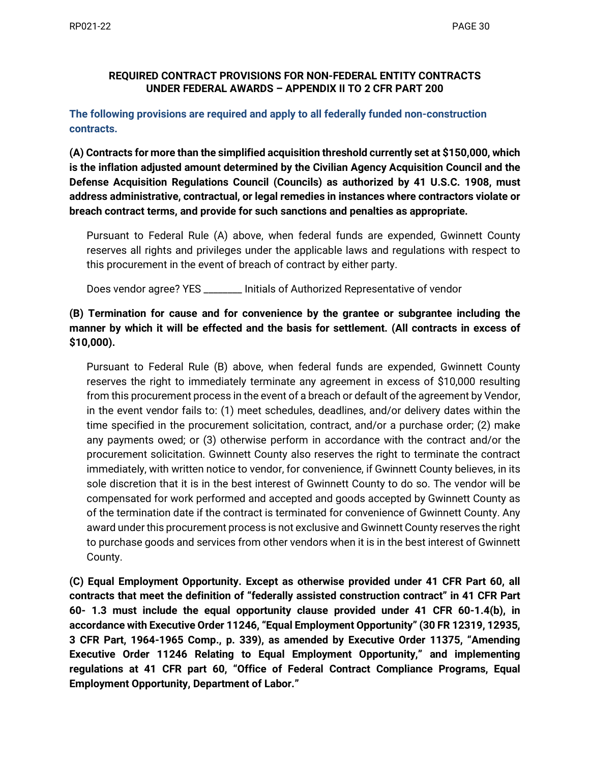### REQUIRED CONTRACT PROVISIONS FOR NON-FEDERAL ENTITY CONTRACTS UNDER FEDERAL AWARDS – APPENDIX II TO 2 CFR PART 200

**The following provisions are required and apply to all federally funded non-construction contracts.**

**(A) Contracts for more than the simplified acquisition threshold currently set at $150,000, which is the inflation adjusted amount determined by the Civilian Agency Acquisition Council and the Defense Acquisition Regulations Council (Councils) as authorized by 41 U.S.C. 1908, must address administrative, contractual, or legal remedies in instances where contractors violate or breach contract terms, and provide for such sanctions and penalties as appropriate.**

Pursuant to Federal Rule (A) above, when federal funds are expended, Gwinnett County reserves all rights and privileges under the applicable laws and regulations with respect to this procurement in the event of breach of contract by either party.

Does vendor agree? YES ________ Initials of Authorized Representative of vendor

**(B) Termination for cause and for convenience by the grantee or subgrantee including the manner by which it will be effected and the basis for settlement. (All contracts in excess of $10,000).**

Pursuant to Federal Rule (B) above, when federal funds are expended, Gwinnett County reserves the right to immediately terminate any agreement in excess of $10,000 resulting from this procurement process in the event of a breach or default of the agreement by Vendor, in the event vendor fails to: (1) meet schedules, deadlines, and/or delivery dates within the time specified in the procurement solicitation, contract, and/or a purchase order; (2) make any payments owed; or (3) otherwise perform in accordance with the contract and/or the procurement solicitation. Gwinnett County also reserves the right to terminate the contract immediately, with written notice to vendor, for convenience, if Gwinnett County believes, in its sole discretion that it is in the best interest of Gwinnett County to do so. The vendor will be compensated for work performed and accepted and goods accepted by Gwinnett County as of the termination date if the contract is terminated for convenience of Gwinnett County. Any award under this procurement process is not exclusive and Gwinnett County reserves the right to purchase goods and services from other vendors when it is in the best interest of Gwinnett County.

**(C) Equal Employment Opportunity. Except as otherwise provided under 41 CFR Part 60, all contracts that meet the definition of "federally assisted construction contract" in 41 CFR Part 60- 1.3 must include the equal opportunity clause provided under 41 CFR 60-1.4(b), in accordance with Executive Order 11246, "Equal Employment Opportunity" (30 FR 12319, 12935, 3 CFR Part, 1964-1965 Comp., p. 339), as amended by Executive Order 11375, "Amending Executive Order 11246 Relating to Equal Employment Opportunity," and implementing regulations at 41 CFR part 60, "Office of Federal Contract Compliance Programs, Equal Employment Opportunity, Department of Labor."**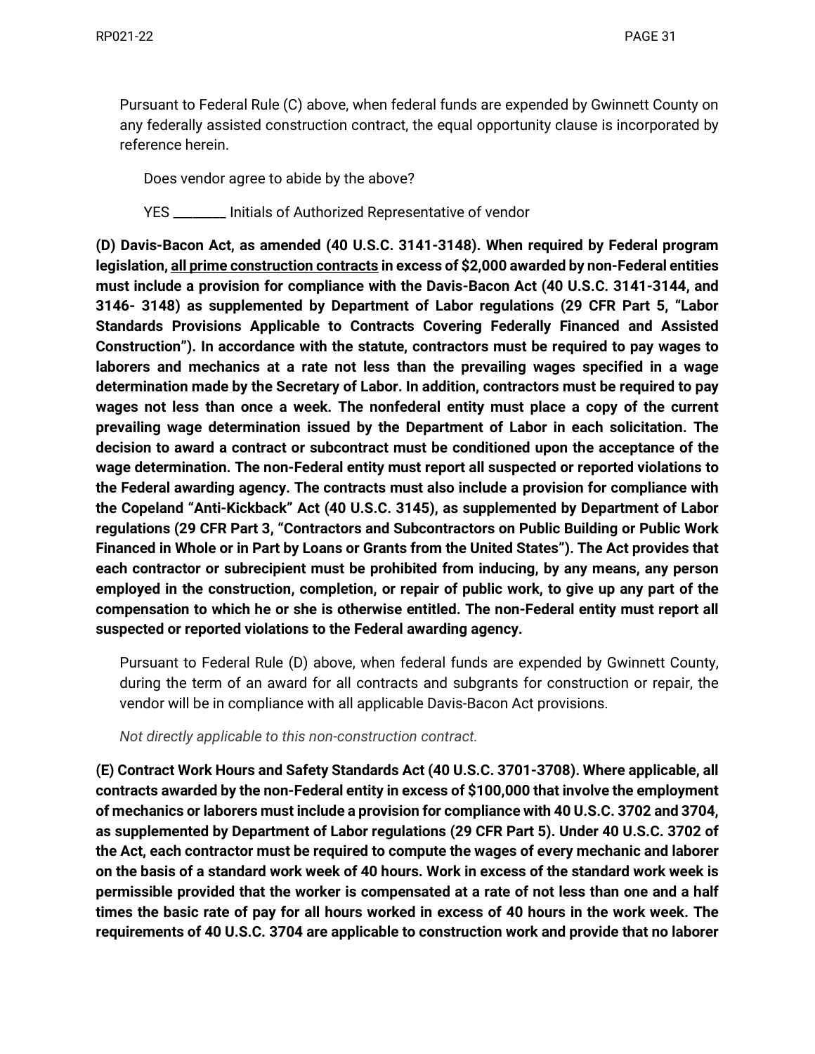Pursuant to Federal Rule (C) above, when federal funds are expended by Gwinnett County on any federally assisted construction contract, the equal opportunity clause is incorporated by reference herein.

Does vendor agree to abide by the above?

YES ________ Initials of Authorized Representative of vendor

**(D) Davis-Bacon Act, as amended (40 U.S.C. 3141-3148). When required by Federal program legislation, <u>all prime construction contracts</u> in excess of $2,000 awarded by non-Federal entities must include a provision for compliance with the Davis-Bacon Act (40 U.S.C. 3141-3144, and 3146- 3148) as supplemented by Department of Labor regulations (29 CFR Part 5, "Labor Standards Provisions Applicable to Contracts Covering Federally Financed and Assisted Construction"). In accordance with the statute, contractors must be required to pay wages to laborers and mechanics at a rate not less than the prevailing wages specified in a wage determination made by the Secretary of Labor. In addition, contractors must be required to pay wages not less than once a week. The nonfederal entity must place a copy of the current prevailing wage determination issued by the Department of Labor in each solicitation. The decision to award a contract or subcontract must be conditioned upon the acceptance of the wage determination. The non-Federal entity must report all suspected or reported violations to the Federal awarding agency. The contracts must also include a provision for compliance with the Copeland "Anti-Kickback" Act (40 U.S.C. 3145), as supplemented by Department of Labor regulations (29 CFR Part 3, "Contractors and Subcontractors on Public Building or Public Work Financed in Whole or in Part by Loans or Grants from the United States"). The Act provides that each contractor or subrecipient must be prohibited from inducing, by any means, any person employed in the construction, completion, or repair of public work, to give up any part of the compensation to which he or she is otherwise entitled. The non-Federal entity must report all suspected or reported violations to the Federal awarding agency.**

Pursuant to Federal Rule (D) above, when federal funds are expended by Gwinnett County, during the term of an award for all contracts and subgrants for construction or repair, the vendor will be in compliance with all applicable Davis-Bacon Act provisions.

*Not directly applicable to this non-construction contract.*

**(E) Contract Work Hours and Safety Standards Act (40 U.S.C. 3701-3708). Where applicable, all contracts awarded by the non-Federal entity in excess of $100,000 that involve the employment of mechanics or laborers must include a provision for compliance with 40 U.S.C. 3702 and 3704, as supplemented by Department of Labor regulations (29 CFR Part 5). Under 40 U.S.C. 3702 of the Act, each contractor must be required to compute the wages of every mechanic and laborer on the basis of a standard work week of 40 hours. Work in excess of the standard work week is permissible provided that the worker is compensated at a rate of not less than one and a half times the basic rate of pay for all hours worked in excess of 40 hours in the work week. The requirements of 40 U.S.C. 3704 are applicable to construction work and provide that no laborer**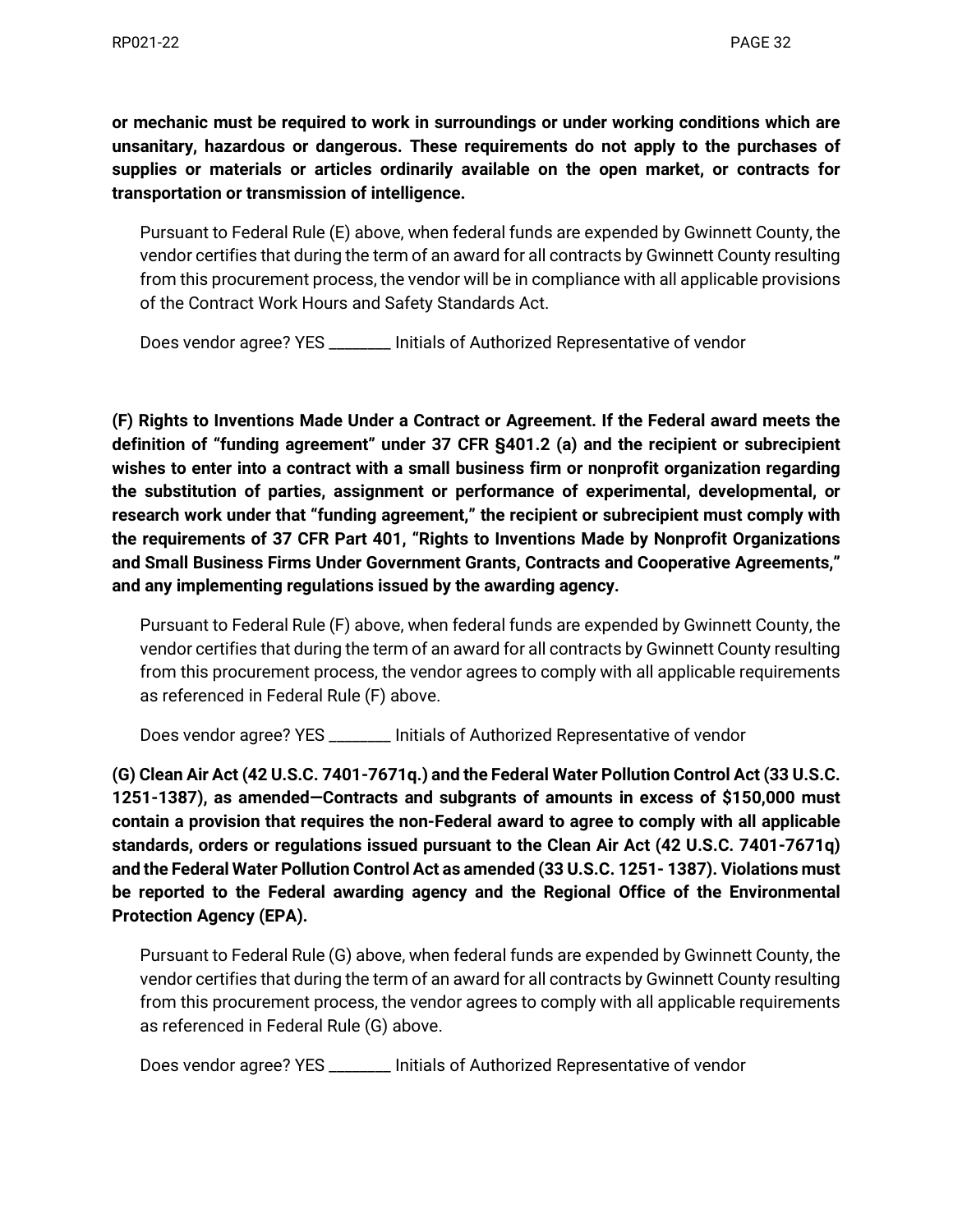**or mechanic must be required to work in surroundings or under working conditions which are unsanitary, hazardous or dangerous. These requirements do not apply to the purchases of supplies or materials or articles ordinarily available on the open market, or contracts for transportation or transmission of intelligence.**

Pursuant to Federal Rule (E) above, when federal funds are expended by Gwinnett County, the vendor certifies that during the term of an award for all contracts by Gwinnett County resulting from this procurement process, the vendor will be in compliance with all applicable provisions of the Contract Work Hours and Safety Standards Act.

Does vendor agree? YES ________ Initials of Authorized Representative of vendor

**(F) Rights to Inventions Made Under a Contract or Agreement. If the Federal award meets the definition of "funding agreement" under 37 CFR §401.2 (a) and the recipient or subrecipient wishes to enter into a contract with a small business firm or nonprofit organization regarding the substitution of parties, assignment or performance of experimental, developmental, or research work under that "funding agreement," the recipient or subrecipient must comply with the requirements of 37 CFR Part 401, "Rights to Inventions Made by Nonprofit Organizations and Small Business Firms Under Government Grants, Contracts and Cooperative Agreements," and any implementing regulations issued by the awarding agency.**

Pursuant to Federal Rule (F) above, when federal funds are expended by Gwinnett County, the vendor certifies that during the term of an award for all contracts by Gwinnett County resulting from this procurement process, the vendor agrees to comply with all applicable requirements as referenced in Federal Rule (F) above.

Does vendor agree? YES ________ Initials of Authorized Representative of vendor

**(G) Clean Air Act (42 U.S.C. 7401-7671q.) and the Federal Water Pollution Control Act (33 U.S.C. 1251-1387), as amended—Contracts and subgrants of amounts in excess of $150,000 must contain a provision that requires the non-Federal award to agree to comply with all applicable standards, orders or regulations issued pursuant to the Clean Air Act (42 U.S.C. 7401-7671q) and the Federal Water Pollution Control Act as amended (33 U.S.C. 1251- 1387). Violations must be reported to the Federal awarding agency and the Regional Office of the Environmental Protection Agency (EPA).**

Pursuant to Federal Rule (G) above, when federal funds are expended by Gwinnett County, the vendor certifies that during the term of an award for all contracts by Gwinnett County resulting from this procurement process, the vendor agrees to comply with all applicable requirements as referenced in Federal Rule (G) above.

Does vendor agree? YES ________ Initials of Authorized Representative of vendor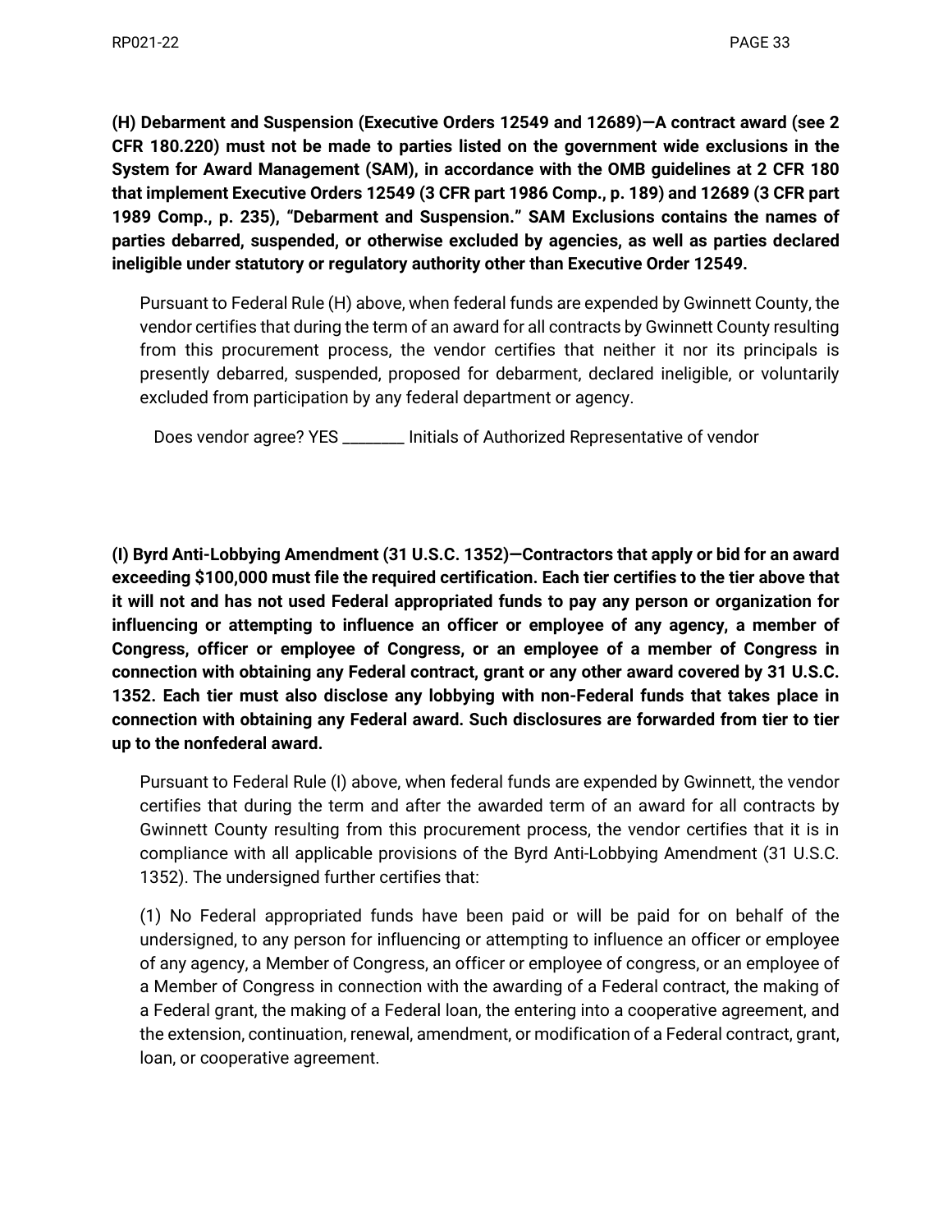**(H) Debarment and Suspension (Executive Orders 12549 and 12689)—A contract award (see 2 CFR 180.220) must not be made to parties listed on the government wide exclusions in the System for Award Management (SAM), in accordance with the OMB guidelines at 2 CFR 180 that implement Executive Orders 12549 (3 CFR part 1986 Comp., p. 189) and 12689 (3 CFR part 1989 Comp., p. 235), "Debarment and Suspension." SAM Exclusions contains the names of parties debarred, suspended, or otherwise excluded by agencies, as well as parties declared ineligible under statutory or regulatory authority other than Executive Order 12549.**

Pursuant to Federal Rule (H) above, when federal funds are expended by Gwinnett County, the vendor certifies that during the term of an award for all contracts by Gwinnett County resulting from this procurement process, the vendor certifies that neither it nor its principals is presently debarred, suspended, proposed for debarment, declared ineligible, or voluntarily excluded from participation by any federal department or agency.

Does vendor agree? YES ________ Initials of Authorized Representative of vendor

**(I) Byrd Anti-Lobbying Amendment (31 U.S.C. 1352)—Contractors that apply or bid for an award exceeding $100,000 must file the required certification. Each tier certifies to the tier above that it will not and has not used Federal appropriated funds to pay any person or organization for influencing or attempting to influence an officer or employee of any agency, a member of Congress, officer or employee of Congress, or an employee of a member of Congress in connection with obtaining any Federal contract, grant or any other award covered by 31 U.S.C. 1352. Each tier must also disclose any lobbying with non-Federal funds that takes place in connection with obtaining any Federal award. Such disclosures are forwarded from tier to tier up to the nonfederal award.**

Pursuant to Federal Rule (I) above, when federal funds are expended by Gwinnett, the vendor certifies that during the term and after the awarded term of an award for all contracts by Gwinnett County resulting from this procurement process, the vendor certifies that it is in compliance with all applicable provisions of the Byrd Anti-Lobbying Amendment (31 U.S.C. 1352). The undersigned further certifies that:

(1) No Federal appropriated funds have been paid or will be paid for on behalf of the undersigned, to any person for influencing or attempting to influence an officer or employee of any agency, a Member of Congress, an officer or employee of congress, or an employee of a Member of Congress in connection with the awarding of a Federal contract, the making of a Federal grant, the making of a Federal loan, the entering into a cooperative agreement, and the extension, continuation, renewal, amendment, or modification of a Federal contract, grant, loan, or cooperative agreement.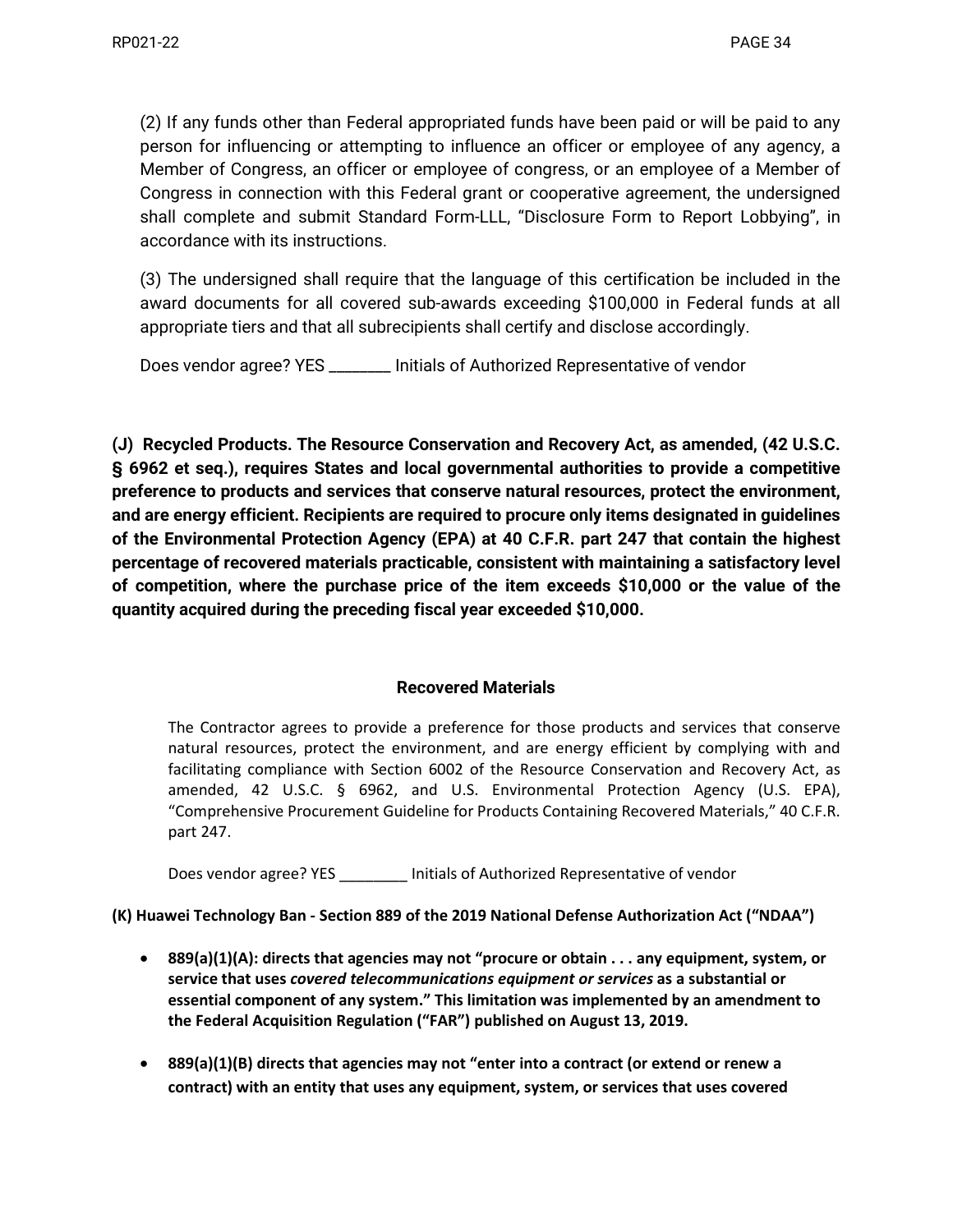(2) If any funds other than Federal appropriated funds have been paid or will be paid to any person for influencing or attempting to influence an officer or employee of any agency, a Member of Congress, an officer or employee of congress, or an employee of a Member of Congress in connection with this Federal grant or cooperative agreement, the undersigned shall complete and submit Standard Form-LLL, "Disclosure Form to Report Lobbying", in accordance with its instructions.

(3) The undersigned shall require that the language of this certification be included in the award documents for all covered sub-awards exceeding $100,000 in Federal funds at all appropriate tiers and that all subrecipients shall certify and disclose accordingly.

Does vendor agree? YES ________ Initials of Authorized Representative of vendor

**(J) Recycled Products. The Resource Conservation and Recovery Act, as amended, (42 U.S.C. § 6962 et seq.), requires States and local governmental authorities to provide a competitive preference to products and services that conserve natural resources, protect the environment, and are energy efficient. Recipients are required to procure only items designated in guidelines of the Environmental Protection Agency (EPA) at 40 C.F.R. part 247 that contain the highest percentage of recovered materials practicable, consistent with maintaining a satisfactory level of competition, where the purchase price of the item exceeds $10,000 or the value of the quantity acquired during the preceding fiscal year exceeded $10,000.**

### Recovered Materials

The Contractor agrees to provide a preference for those products and services that conserve natural resources, protect the environment, and are energy efficient by complying with and facilitating compliance with Section 6002 of the Resource Conservation and Recovery Act, as amended, 42 U.S.C. § 6962, and U.S. Environmental Protection Agency (U.S. EPA), "Comprehensive Procurement Guideline for Products Containing Recovered Materials," 40 C.F.R. part 247.

Does vendor agree? YES ________ Initials of Authorized Representative of vendor

**(K) Huawei Technology Ban - Section 889 of the 2019 National Defense Authorization Act ("NDAA")**

- **889(a)(1)(A): directs that agencies may not "procure or obtain . . . any equipment, system, or service that uses *covered telecommunications equipment or services* as a substantial or essential component of any system." This limitation was implemented by an amendment to the Federal Acquisition Regulation ("FAR") published on August 13, 2019.**
- **889(a)(1)(B) directs that agencies may not "enter into a contract (or extend or renew a contract) with an entity that uses any equipment, system, or services that uses covered**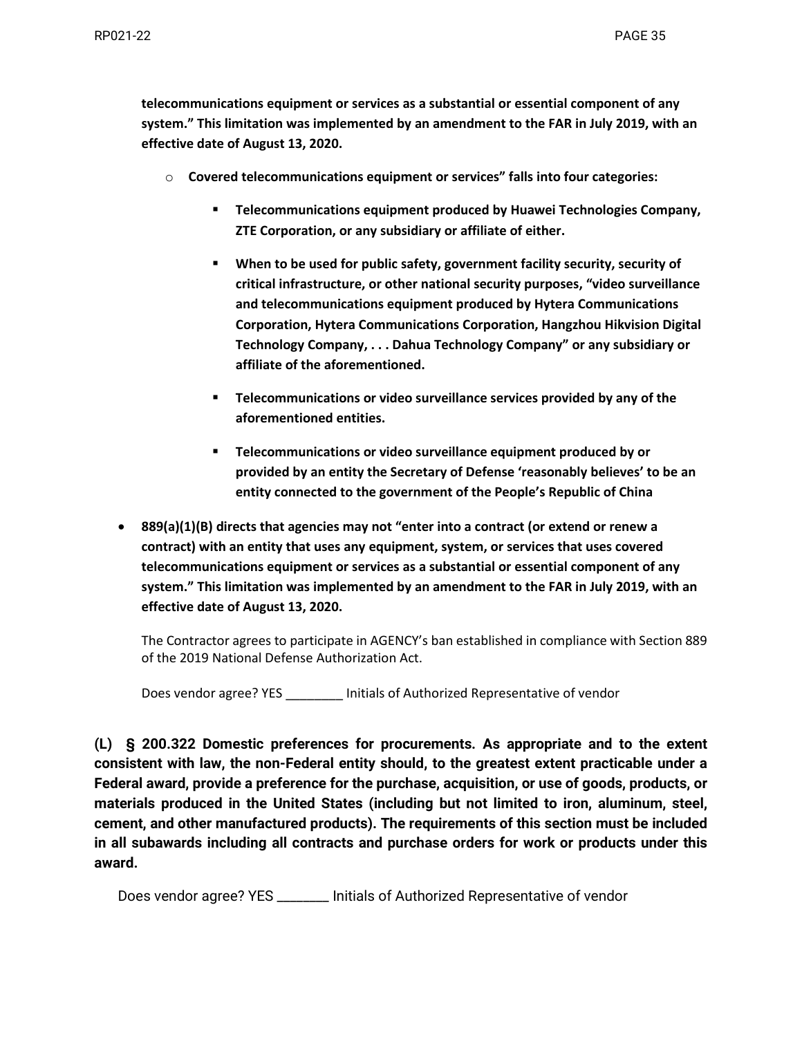**telecommunications equipment or services as a substantial or essential component of any system." This limitation was implemented by an amendment to the FAR in July 2019, with an effective date of August 13, 2020.**

- **Covered telecommunications equipment or services" falls into four categories:**
  - **Telecommunications equipment produced by Huawei Technologies Company, ZTE Corporation, or any subsidiary or affiliate of either.**
  - **When to be used for public safety, government facility security, security of critical infrastructure, or other national security purposes, "video surveillance and telecommunications equipment produced by Hytera Communications Corporation, Hytera Communications Corporation, Hangzhou Hikvision Digital Technology Company, . . . Dahua Technology Company" or any subsidiary or affiliate of the aforementioned.**
  - **Telecommunications or video surveillance services provided by any of the aforementioned entities.**
  - **Telecommunications or video surveillance equipment produced by or provided by an entity the Secretary of Defense 'reasonably believes' to be an entity connected to the government of the People's Republic of China**

- **889(a)(1)(B) directs that agencies may not "enter into a contract (or extend or renew a contract) with an entity that uses any equipment, system, or services that uses covered telecommunications equipment or services as a substantial or essential component of any system." This limitation was implemented by an amendment to the FAR in July 2019, with an effective date of August 13, 2020.**

  The Contractor agrees to participate in AGENCY's ban established in compliance with Section 889 of the 2019 National Defense Authorization Act.

  Does vendor agree? YES ________ Initials of Authorized Representative of vendor

**(L) § 200.322 Domestic preferences for procurements. As appropriate and to the extent consistent with law, the non-Federal entity should, to the greatest extent practicable under a Federal award, provide a preference for the purchase, acquisition, or use of goods, products, or materials produced in the United States (including but not limited to iron, aluminum, steel, cement, and other manufactured products). The requirements of this section must be included in all subawards including all contracts and purchase orders for work or products under this award.**

Does vendor agree? YES _______ Initials of Authorized Representative of vendor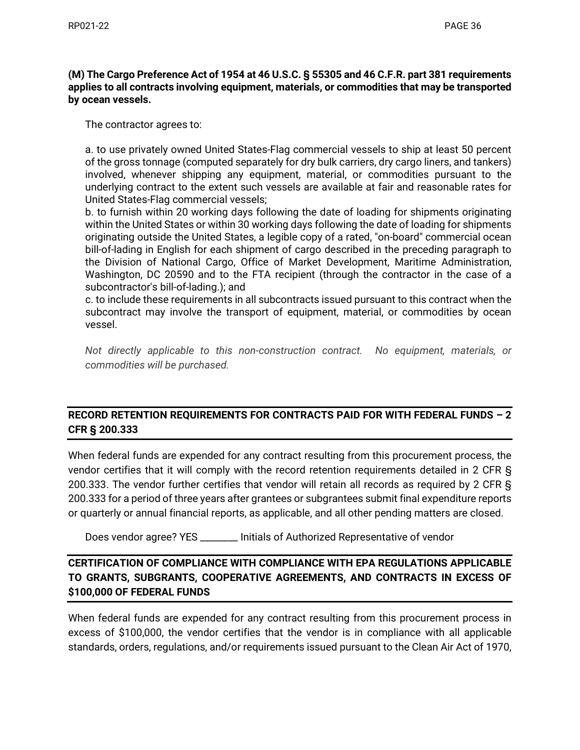**(M) The Cargo Preference Act of 1954 at 46 U.S.C. § 55305 and 46 C.F.R. part 381 requirements applies to all contracts involving equipment, materials, or commodities that may be transported by ocean vessels.**

The contractor agrees to:

a. to use privately owned United States-Flag commercial vessels to ship at least 50 percent of the gross tonnage (computed separately for dry bulk carriers, dry cargo liners, and tankers) involved, whenever shipping any equipment, material, or commodities pursuant to the underlying contract to the extent such vessels are available at fair and reasonable rates for United States-Flag commercial vessels;
b. to furnish within 20 working days following the date of loading for shipments originating within the United States or within 30 working days following the date of loading for shipments originating outside the United States, a legible copy of a rated, "on-board" commercial ocean bill-of-lading in English for each shipment of cargo described in the preceding paragraph to the Division of National Cargo, Office of Market Development, Maritime Administration, Washington, DC 20590 and to the FTA recipient (through the contractor in the case of a subcontractor's bill-of-lading.); and
c. to include these requirements in all subcontracts issued pursuant to this contract when the subcontract may involve the transport of equipment, material, or commodities by ocean vessel.

*Not directly applicable to this non-construction contract. No equipment, materials, or commodities will be purchased.*

## RECORD RETENTION REQUIREMENTS FOR CONTRACTS PAID FOR WITH FEDERAL FUNDS – 2 CFR § 200.333

When federal funds are expended for any contract resulting from this procurement process, the vendor certifies that it will comply with the record retention requirements detailed in 2 CFR § 200.333. The vendor further certifies that vendor will retain all records as required by 2 CFR § 200.333 for a period of three years after grantees or subgrantees submit final expenditure reports or quarterly or annual financial reports, as applicable, and all other pending matters are closed.

Does vendor agree? YES ________ Initials of Authorized Representative of vendor

## CERTIFICATION OF COMPLIANCE WITH COMPLIANCE WITH EPA REGULATIONS APPLICABLE TO GRANTS, SUBGRANTS, COOPERATIVE AGREEMENTS, AND CONTRACTS IN EXCESS OF $100,000 OF FEDERAL FUNDS

When federal funds are expended for any contract resulting from this procurement process in excess of $100,000, the vendor certifies that the vendor is in compliance with all applicable standards, orders, regulations, and/or requirements issued pursuant to the Clean Air Act of 1970,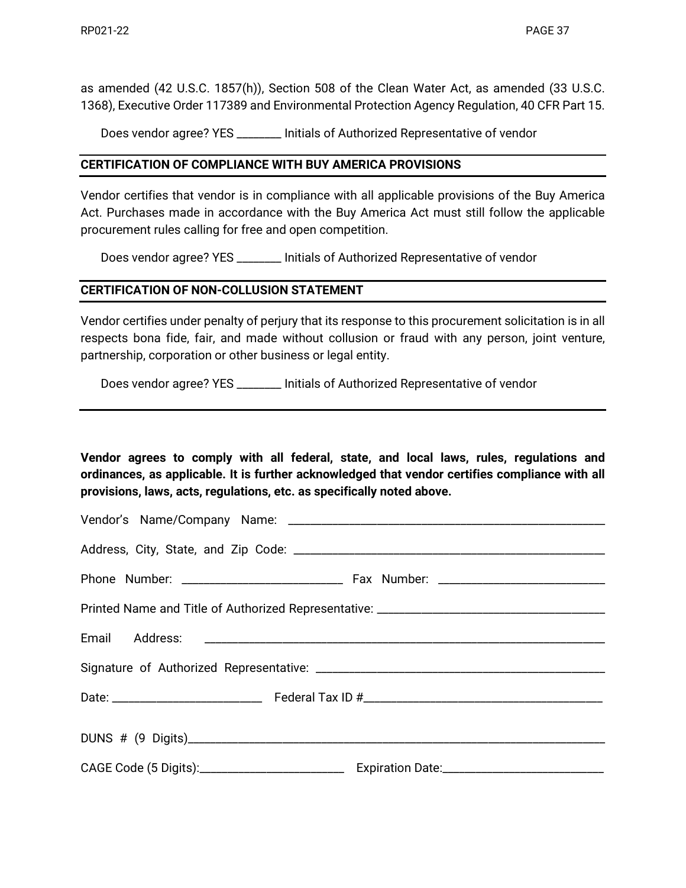as amended (42 U.S.C. 1857(h)), Section 508 of the Clean Water Act, as amended (33 U.S.C. 1368), Executive Order 117389 and Environmental Protection Agency Regulation, 40 CFR Part 15.

Does vendor agree? YES ________ Initials of Authorized Representative of vendor

---

**CERTIFICATION OF COMPLIANCE WITH BUY AMERICA PROVISIONS**

---

Vendor certifies that vendor is in compliance with all applicable provisions of the Buy America Act. Purchases made in accordance with the Buy America Act must still follow the applicable procurement rules calling for free and open competition.

Does vendor agree? YES ________ Initials of Authorized Representative of vendor

---

**CERTIFICATION OF NON-COLLUSION STATEMENT**

---

Vendor certifies under penalty of perjury that its response to this procurement solicitation is in all respects bona fide, fair, and made without collusion or fraud with any person, joint venture, partnership, corporation or other business or legal entity.

Does vendor agree? YES ________ Initials of Authorized Representative of vendor

---

**Vendor agrees to comply with all federal, state, and local laws, rules, regulations and ordinances, as applicable. It is further acknowledged that vendor certifies compliance with all provisions, laws, acts, regulations, etc. as specifically noted above.**

Vendor's Name/Company Name: ______________________________________________________

Address, City, State, and Zip Code: __________________________________________________

Phone Number: ___________________________ Fax Number: ___________________________

Printed Name and Title of Authorized Representative: ______________________________________

Email Address: ___________________________________________________________________

Signature of Authorized Representative: _______________________________________________

Date: _________________________ Federal Tax ID #_______________________________________

DUNS # (9 Digits)__________________________________________________________________

CAGE Code (5 Digits):_________________________ Expiration Date:___________________________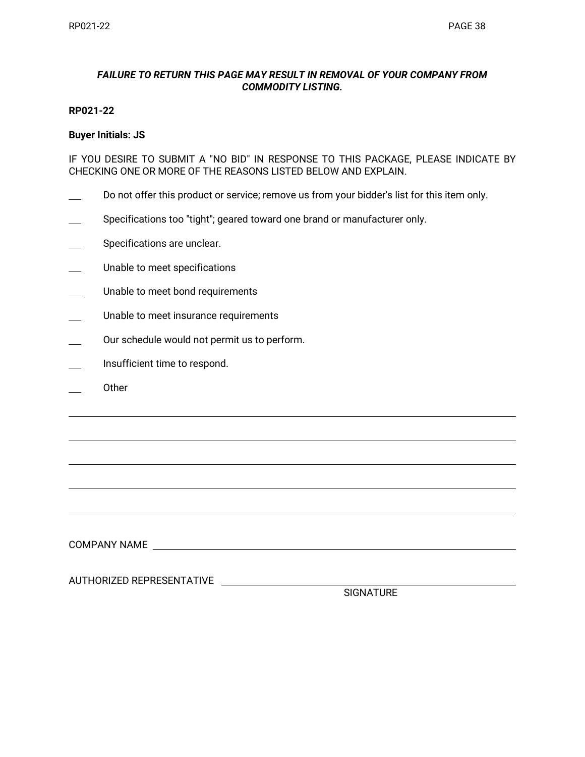***FAILURE TO RETURN THIS PAGE MAY RESULT IN REMOVAL OF YOUR COMPANY FROM COMMODITY LISTING.***

**RP021-22**

**Buyer Initials: JS**

IF YOU DESIRE TO SUBMIT A "NO BID" IN RESPONSE TO THIS PACKAGE, PLEASE INDICATE BY CHECKING ONE OR MORE OF THE REASONS LISTED BELOW AND EXPLAIN.

___ Do not offer this product or service; remove us from your bidder's list for this item only.

___ Specifications too "tight"; geared toward one brand or manufacturer only.

___ Specifications are unclear.

___ Unable to meet specifications

___ Unable to meet bond requirements

___ Unable to meet insurance requirements

___ Our schedule would not permit us to perform.

___ Insufficient time to respond.

___ Other

______________________________________________________________________________

______________________________________________________________________________

______________________________________________________________________________

______________________________________________________________________________

______________________________________________________________________________

COMPANY NAME ______________________________________________________________

AUTHORIZED REPRESENTATIVE ______________________________________________
SIGNATURE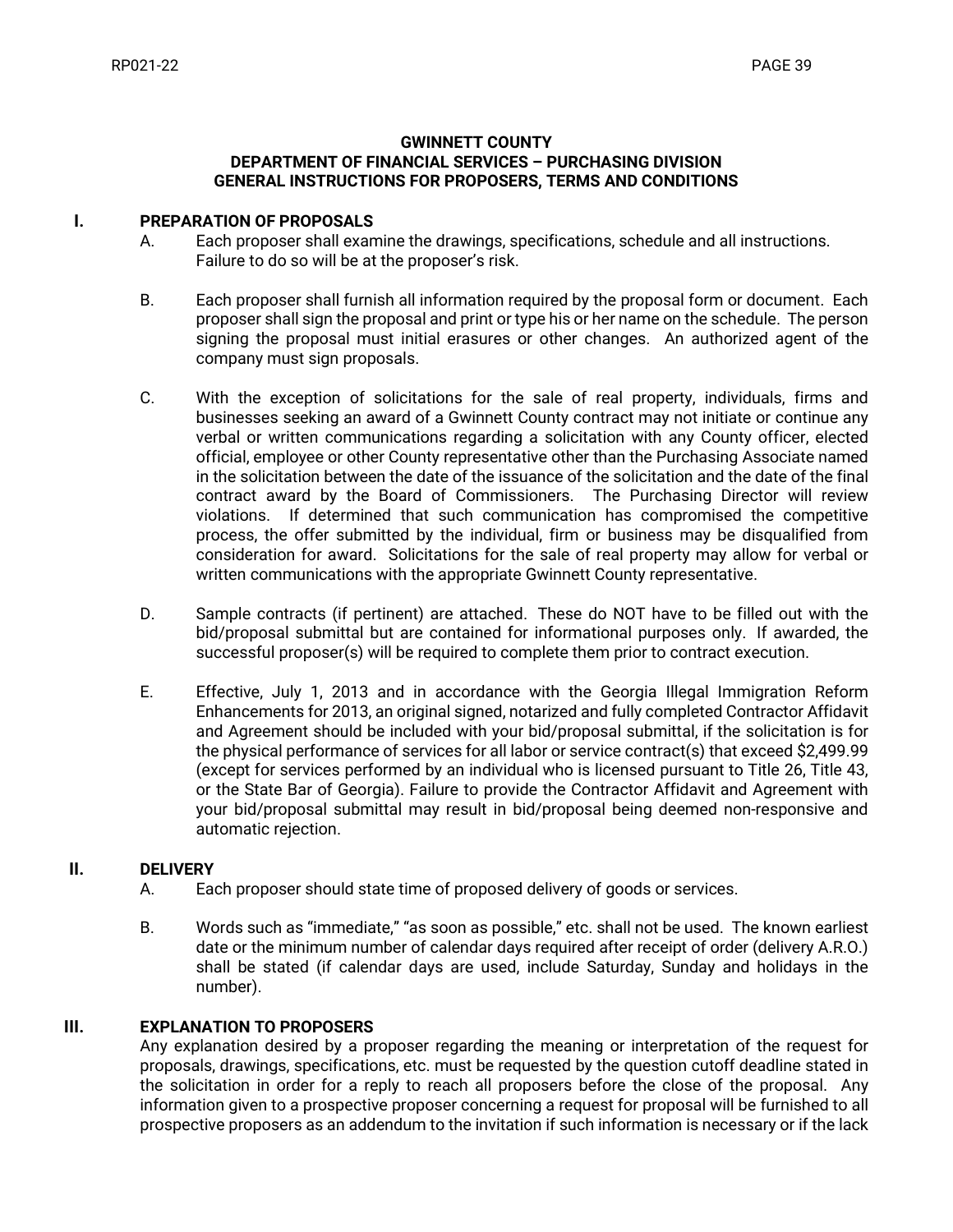**GWINNETT COUNTY**
**DEPARTMENT OF FINANCIAL SERVICES – PURCHASING DIVISION**
**GENERAL INSTRUCTIONS FOR PROPOSERS, TERMS AND CONDITIONS**

## I. PREPARATION OF PROPOSALS

A. Each proposer shall examine the drawings, specifications, schedule and all instructions. Failure to do so will be at the proposer's risk.

B. Each proposer shall furnish all information required by the proposal form or document. Each proposer shall sign the proposal and print or type his or her name on the schedule. The person signing the proposal must initial erasures or other changes. An authorized agent of the company must sign proposals.

C. With the exception of solicitations for the sale of real property, individuals, firms and businesses seeking an award of a Gwinnett County contract may not initiate or continue any verbal or written communications regarding a solicitation with any County officer, elected official, employee or other County representative other than the Purchasing Associate named in the solicitation between the date of the issuance of the solicitation and the date of the final contract award by the Board of Commissioners. The Purchasing Director will review violations. If determined that such communication has compromised the competitive process, the offer submitted by the individual, firm or business may be disqualified from consideration for award. Solicitations for the sale of real property may allow for verbal or written communications with the appropriate Gwinnett County representative.

D. Sample contracts (if pertinent) are attached. These do NOT have to be filled out with the bid/proposal submittal but are contained for informational purposes only. If awarded, the successful proposer(s) will be required to complete them prior to contract execution.

E. Effective, July 1, 2013 and in accordance with the Georgia Illegal Immigration Reform Enhancements for 2013, an original signed, notarized and fully completed Contractor Affidavit and Agreement should be included with your bid/proposal submittal, if the solicitation is for the physical performance of services for all labor or service contract(s) that exceed $2,499.99 (except for services performed by an individual who is licensed pursuant to Title 26, Title 43, or the State Bar of Georgia). Failure to provide the Contractor Affidavit and Agreement with your bid/proposal submittal may result in bid/proposal being deemed non-responsive and automatic rejection.

## II. DELIVERY

A. Each proposer should state time of proposed delivery of goods or services.

B. Words such as "immediate," "as soon as possible," etc. shall not be used. The known earliest date or the minimum number of calendar days required after receipt of order (delivery A.R.O.) shall be stated (if calendar days are used, include Saturday, Sunday and holidays in the number).

## III. EXPLANATION TO PROPOSERS

Any explanation desired by a proposer regarding the meaning or interpretation of the request for proposals, drawings, specifications, etc. must be requested by the question cutoff deadline stated in the solicitation in order for a reply to reach all proposers before the close of the proposal. Any information given to a prospective proposer concerning a request for proposal will be furnished to all prospective proposers as an addendum to the invitation if such information is necessary or if the lack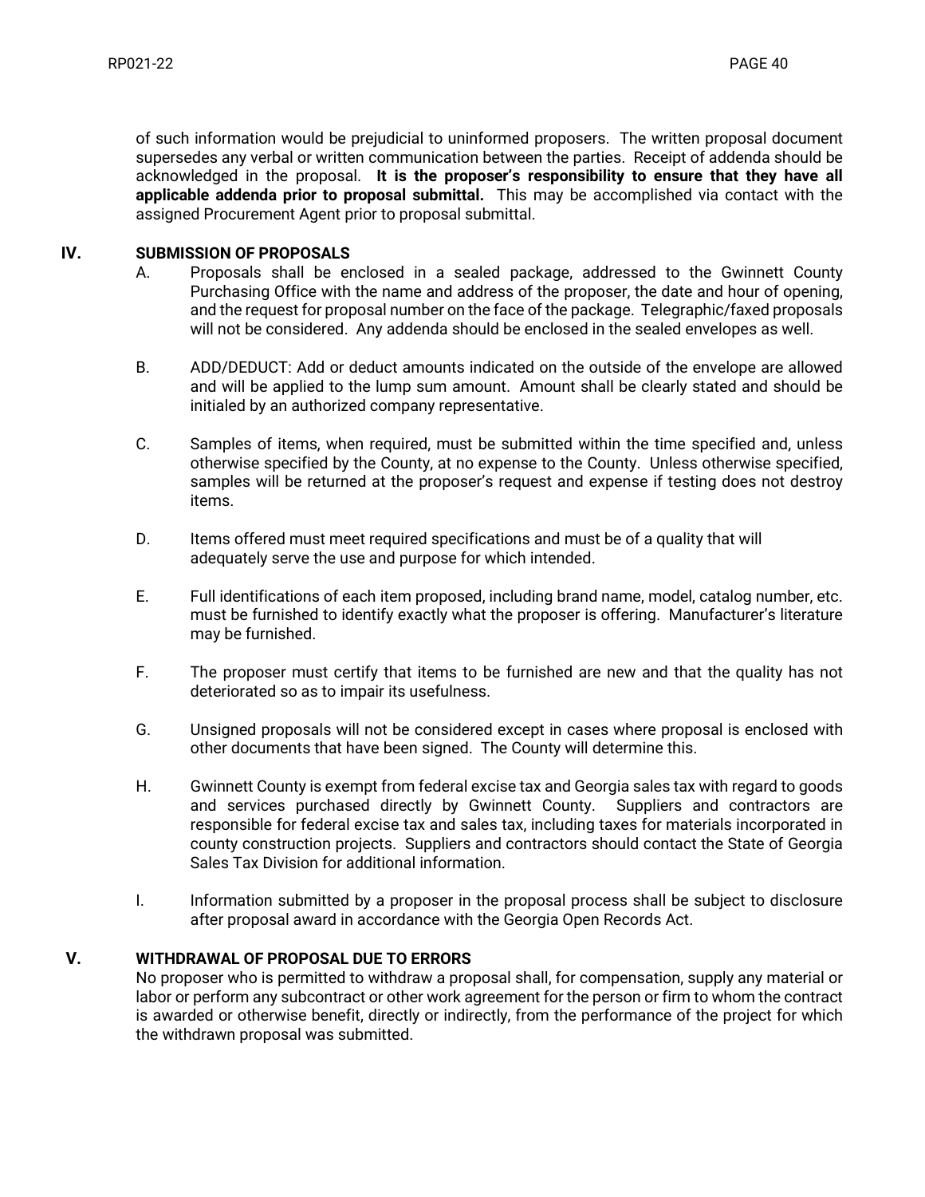of such information would be prejudicial to uninformed proposers. The written proposal document supersedes any verbal or written communication between the parties. Receipt of addenda should be acknowledged in the proposal. **It is the proposer's responsibility to ensure that they have all applicable addenda prior to proposal submittal.** This may be accomplished via contact with the assigned Procurement Agent prior to proposal submittal.

## IV. SUBMISSION OF PROPOSALS

A. Proposals shall be enclosed in a sealed package, addressed to the Gwinnett County Purchasing Office with the name and address of the proposer, the date and hour of opening, and the request for proposal number on the face of the package. Telegraphic/faxed proposals will not be considered. Any addenda should be enclosed in the sealed envelopes as well.

B. ADD/DEDUCT: Add or deduct amounts indicated on the outside of the envelope are allowed and will be applied to the lump sum amount. Amount shall be clearly stated and should be initialed by an authorized company representative.

C. Samples of items, when required, must be submitted within the time specified and, unless otherwise specified by the County, at no expense to the County. Unless otherwise specified, samples will be returned at the proposer's request and expense if testing does not destroy items.

D. Items offered must meet required specifications and must be of a quality that will adequately serve the use and purpose for which intended.

E. Full identifications of each item proposed, including brand name, model, catalog number, etc. must be furnished to identify exactly what the proposer is offering. Manufacturer's literature may be furnished.

F. The proposer must certify that items to be furnished are new and that the quality has not deteriorated so as to impair its usefulness.

G. Unsigned proposals will not be considered except in cases where proposal is enclosed with other documents that have been signed. The County will determine this.

H. Gwinnett County is exempt from federal excise tax and Georgia sales tax with regard to goods and services purchased directly by Gwinnett County. Suppliers and contractors are responsible for federal excise tax and sales tax, including taxes for materials incorporated in county construction projects. Suppliers and contractors should contact the State of Georgia Sales Tax Division for additional information.

I. Information submitted by a proposer in the proposal process shall be subject to disclosure after proposal award in accordance with the Georgia Open Records Act.

## V. WITHDRAWAL OF PROPOSAL DUE TO ERRORS

No proposer who is permitted to withdraw a proposal shall, for compensation, supply any material or labor or perform any subcontract or other work agreement for the person or firm to whom the contract is awarded or otherwise benefit, directly or indirectly, from the performance of the project for which the withdrawn proposal was submitted.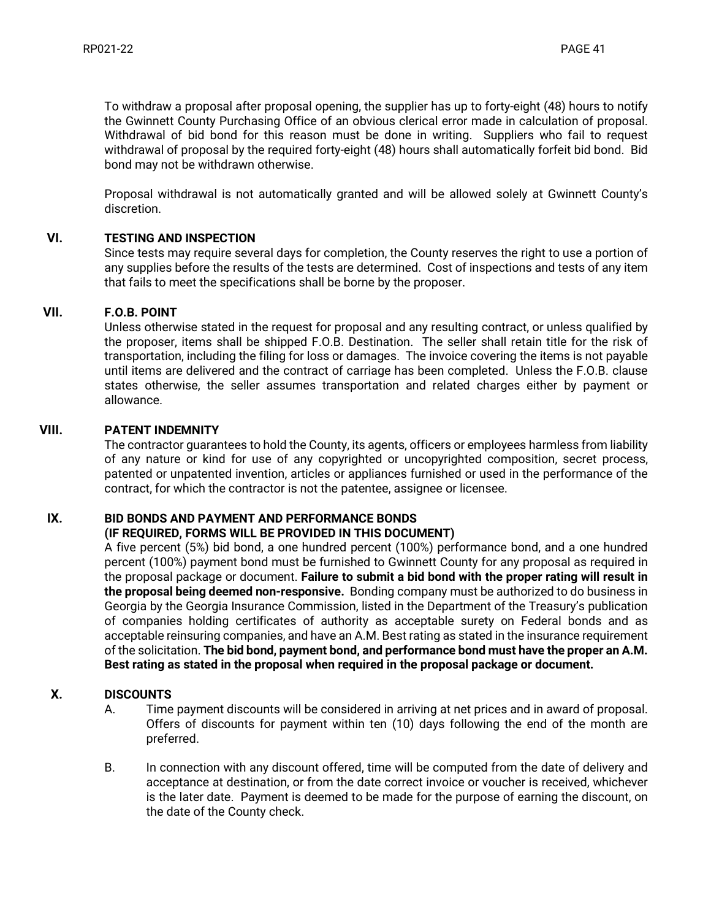To withdraw a proposal after proposal opening, the supplier has up to forty-eight (48) hours to notify the Gwinnett County Purchasing Office of an obvious clerical error made in calculation of proposal. Withdrawal of bid bond for this reason must be done in writing. Suppliers who fail to request withdrawal of proposal by the required forty-eight (48) hours shall automatically forfeit bid bond. Bid bond may not be withdrawn otherwise.

Proposal withdrawal is not automatically granted and will be allowed solely at Gwinnett County's discretion.

## VI. TESTING AND INSPECTION

Since tests may require several days for completion, the County reserves the right to use a portion of any supplies before the results of the tests are determined. Cost of inspections and tests of any item that fails to meet the specifications shall be borne by the proposer.

## VII. F.O.B. POINT

Unless otherwise stated in the request for proposal and any resulting contract, or unless qualified by the proposer, items shall be shipped F.O.B. Destination. The seller shall retain title for the risk of transportation, including the filing for loss or damages. The invoice covering the items is not payable until items are delivered and the contract of carriage has been completed. Unless the F.O.B. clause states otherwise, the seller assumes transportation and related charges either by payment or allowance.

## VIII. PATENT INDEMNITY

The contractor guarantees to hold the County, its agents, officers or employees harmless from liability of any nature or kind for use of any copyrighted or uncopyrighted composition, secret process, patented or unpatented invention, articles or appliances furnished or used in the performance of the contract, for which the contractor is not the patentee, assignee or licensee.

## IX. BID BONDS AND PAYMENT AND PERFORMANCE BONDS (IF REQUIRED, FORMS WILL BE PROVIDED IN THIS DOCUMENT)

A five percent (5%) bid bond, a one hundred percent (100%) performance bond, and a one hundred percent (100%) payment bond must be furnished to Gwinnett County for any proposal as required in the proposal package or document. **Failure to submit a bid bond with the proper rating will result in the proposal being deemed non-responsive.** Bonding company must be authorized to do business in Georgia by the Georgia Insurance Commission, listed in the Department of the Treasury's publication of companies holding certificates of authority as acceptable surety on Federal bonds and as acceptable reinsuring companies, and have an A.M. Best rating as stated in the insurance requirement of the solicitation. **The bid bond, payment bond, and performance bond must have the proper an A.M. Best rating as stated in the proposal when required in the proposal package or document.**

## X. DISCOUNTS

A. Time payment discounts will be considered in arriving at net prices and in award of proposal. Offers of discounts for payment within ten (10) days following the end of the month are preferred.

B. In connection with any discount offered, time will be computed from the date of delivery and acceptance at destination, or from the date correct invoice or voucher is received, whichever is the later date. Payment is deemed to be made for the purpose of earning the discount, on the date of the County check.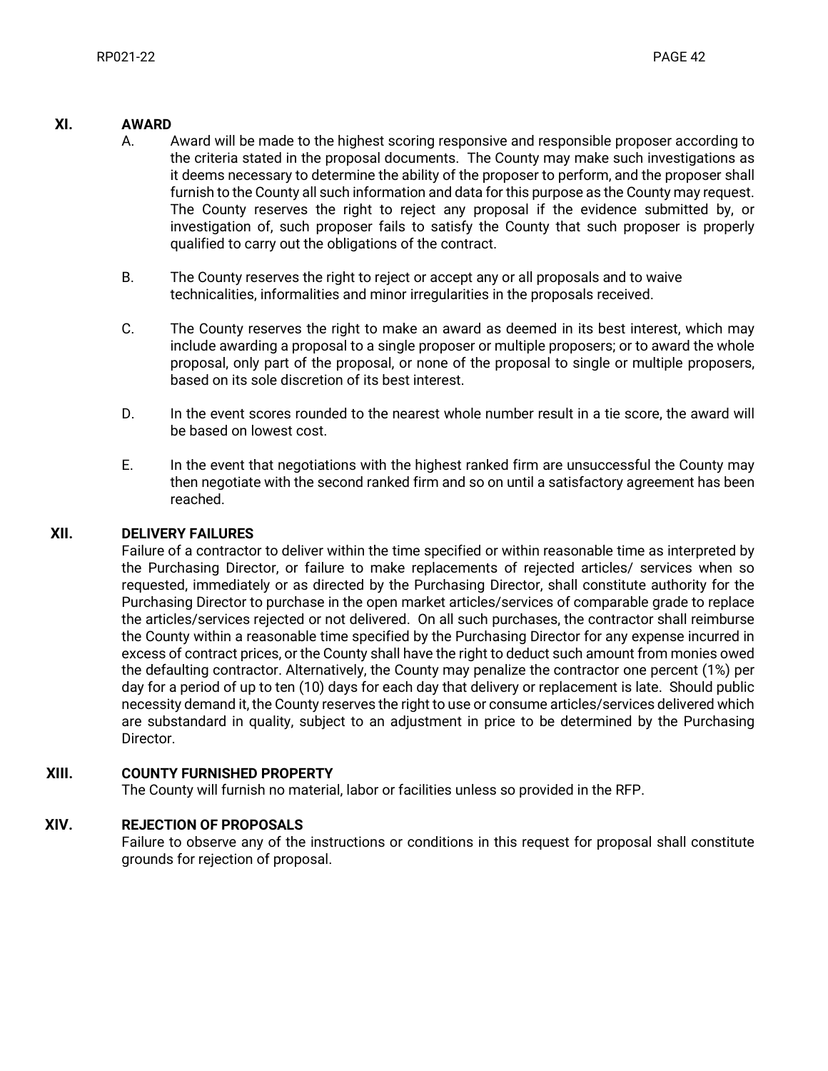## XI. AWARD

A. Award will be made to the highest scoring responsive and responsible proposer according to the criteria stated in the proposal documents. The County may make such investigations as it deems necessary to determine the ability of the proposer to perform, and the proposer shall furnish to the County all such information and data for this purpose as the County may request. The County reserves the right to reject any proposal if the evidence submitted by, or investigation of, such proposer fails to satisfy the County that such proposer is properly qualified to carry out the obligations of the contract.

B. The County reserves the right to reject or accept any or all proposals and to waive technicalities, informalities and minor irregularities in the proposals received.

C. The County reserves the right to make an award as deemed in its best interest, which may include awarding a proposal to a single proposer or multiple proposers; or to award the whole proposal, only part of the proposal, or none of the proposal to single or multiple proposers, based on its sole discretion of its best interest.

D. In the event scores rounded to the nearest whole number result in a tie score, the award will be based on lowest cost.

E. In the event that negotiations with the highest ranked firm are unsuccessful the County may then negotiate with the second ranked firm and so on until a satisfactory agreement has been reached.

## XII. DELIVERY FAILURES

Failure of a contractor to deliver within the time specified or within reasonable time as interpreted by the Purchasing Director, or failure to make replacements of rejected articles/ services when so requested, immediately or as directed by the Purchasing Director, shall constitute authority for the Purchasing Director to purchase in the open market articles/services of comparable grade to replace the articles/services rejected or not delivered. On all such purchases, the contractor shall reimburse the County within a reasonable time specified by the Purchasing Director for any expense incurred in excess of contract prices, or the County shall have the right to deduct such amount from monies owed the defaulting contractor. Alternatively, the County may penalize the contractor one percent (1%) per day for a period of up to ten (10) days for each day that delivery or replacement is late. Should public necessity demand it, the County reserves the right to use or consume articles/services delivered which are substandard in quality, subject to an adjustment in price to be determined by the Purchasing Director.

## XIII. COUNTY FURNISHED PROPERTY

The County will furnish no material, labor or facilities unless so provided in the RFP.

## XIV. REJECTION OF PROPOSALS

Failure to observe any of the instructions or conditions in this request for proposal shall constitute grounds for rejection of proposal.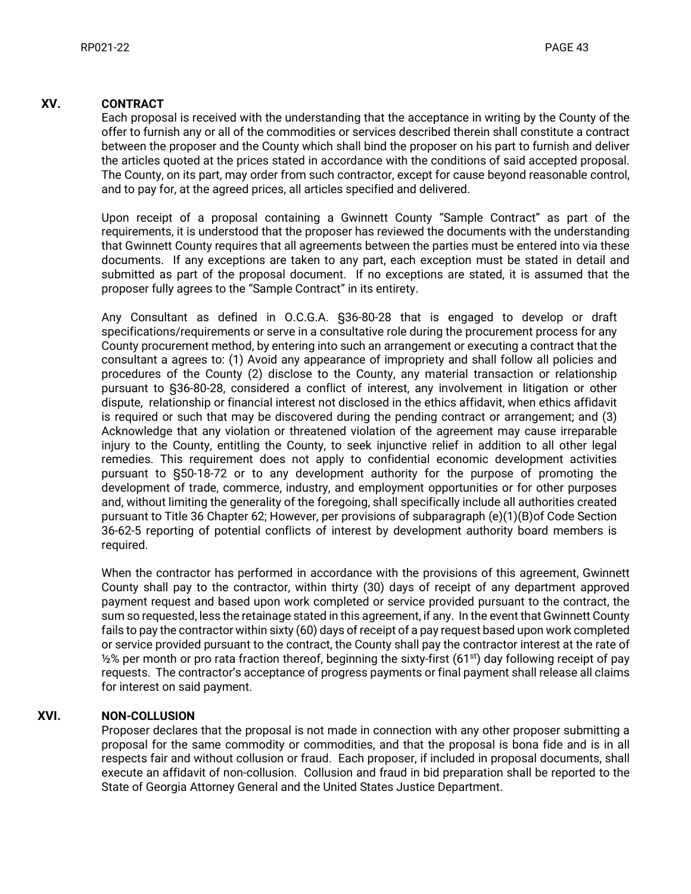## XV. CONTRACT

Each proposal is received with the understanding that the acceptance in writing by the County of the offer to furnish any or all of the commodities or services described therein shall constitute a contract between the proposer and the County which shall bind the proposer on his part to furnish and deliver the articles quoted at the prices stated in accordance with the conditions of said accepted proposal. The County, on its part, may order from such contractor, except for cause beyond reasonable control, and to pay for, at the agreed prices, all articles specified and delivered.

Upon receipt of a proposal containing a Gwinnett County "Sample Contract" as part of the requirements, it is understood that the proposer has reviewed the documents with the understanding that Gwinnett County requires that all agreements between the parties must be entered into via these documents. If any exceptions are taken to any part, each exception must be stated in detail and submitted as part of the proposal document. If no exceptions are stated, it is assumed that the proposer fully agrees to the "Sample Contract" in its entirety.

Any Consultant as defined in O.C.G.A. §36-80-28 that is engaged to develop or draft specifications/requirements or serve in a consultative role during the procurement process for any County procurement method, by entering into such an arrangement or executing a contract that the consultant a agrees to: (1) Avoid any appearance of impropriety and shall follow all policies and procedures of the County (2) disclose to the County, any material transaction or relationship pursuant to §36-80-28, considered a conflict of interest, any involvement in litigation or other dispute, relationship or financial interest not disclosed in the ethics affidavit, when ethics affidavit is required or such that may be discovered during the pending contract or arrangement; and (3) Acknowledge that any violation or threatened violation of the agreement may cause irreparable injury to the County, entitling the County, to seek injunctive relief in addition to all other legal remedies. This requirement does not apply to confidential economic development activities pursuant to §50-18-72 or to any development authority for the purpose of promoting the development of trade, commerce, industry, and employment opportunities or for other purposes and, without limiting the generality of the foregoing, shall specifically include all authorities created pursuant to Title 36 Chapter 62; However, per provisions of subparagraph (e)(1)(B)of Code Section 36-62-5 reporting of potential conflicts of interest by development authority board members is required.

When the contractor has performed in accordance with the provisions of this agreement, Gwinnett County shall pay to the contractor, within thirty (30) days of receipt of any department approved payment request and based upon work completed or service provided pursuant to the contract, the sum so requested, less the retainage stated in this agreement, if any. In the event that Gwinnett County fails to pay the contractor within sixty (60) days of receipt of a pay request based upon work completed or service provided pursuant to the contract, the County shall pay the contractor interest at the rate of ½% per month or pro rata fraction thereof, beginning the sixty-first (61st) day following receipt of pay requests. The contractor's acceptance of progress payments or final payment shall release all claims for interest on said payment.

## XVI. NON-COLLUSION

Proposer declares that the proposal is not made in connection with any other proposer submitting a proposal for the same commodity or commodities, and that the proposal is bona fide and is in all respects fair and without collusion or fraud. Each proposer, if included in proposal documents, shall execute an affidavit of non-collusion. Collusion and fraud in bid preparation shall be reported to the State of Georgia Attorney General and the United States Justice Department.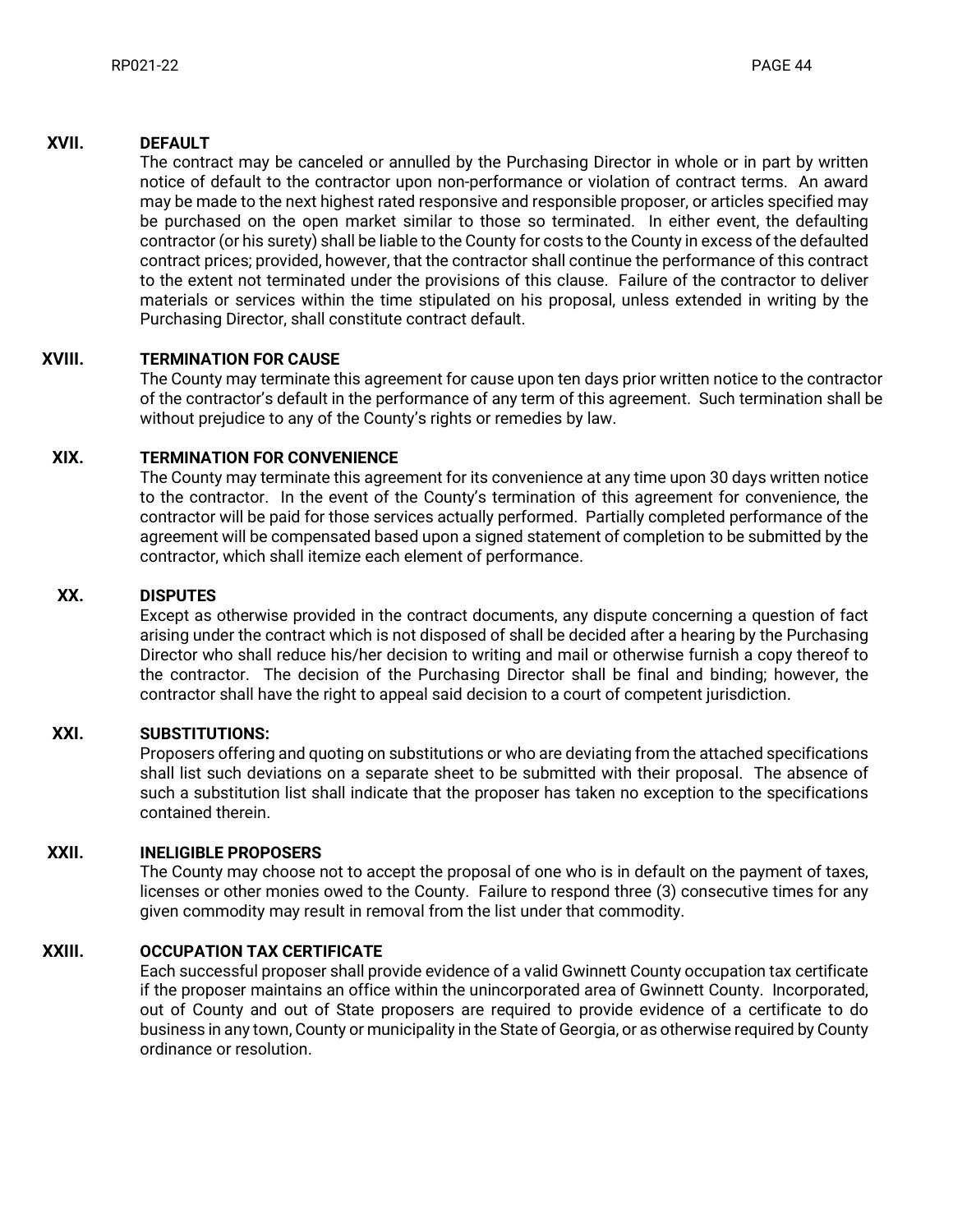**XVII. DEFAULT**

The contract may be canceled or annulled by the Purchasing Director in whole or in part by written notice of default to the contractor upon non-performance or violation of contract terms. An award may be made to the next highest rated responsive and responsible proposer, or articles specified may be purchased on the open market similar to those so terminated. In either event, the defaulting contractor (or his surety) shall be liable to the County for costs to the County in excess of the defaulted contract prices; provided, however, that the contractor shall continue the performance of this contract to the extent not terminated under the provisions of this clause. Failure of the contractor to deliver materials or services within the time stipulated on his proposal, unless extended in writing by the Purchasing Director, shall constitute contract default.

**XVIII. TERMINATION FOR CAUSE**

The County may terminate this agreement for cause upon ten days prior written notice to the contractor of the contractor's default in the performance of any term of this agreement. Such termination shall be without prejudice to any of the County's rights or remedies by law.

**XIX. TERMINATION FOR CONVENIENCE**

The County may terminate this agreement for its convenience at any time upon 30 days written notice to the contractor. In the event of the County's termination of this agreement for convenience, the contractor will be paid for those services actually performed. Partially completed performance of the agreement will be compensated based upon a signed statement of completion to be submitted by the contractor, which shall itemize each element of performance.

**XX. DISPUTES**

Except as otherwise provided in the contract documents, any dispute concerning a question of fact arising under the contract which is not disposed of shall be decided after a hearing by the Purchasing Director who shall reduce his/her decision to writing and mail or otherwise furnish a copy thereof to the contractor. The decision of the Purchasing Director shall be final and binding; however, the contractor shall have the right to appeal said decision to a court of competent jurisdiction.

**XXI. SUBSTITUTIONS:**

Proposers offering and quoting on substitutions or who are deviating from the attached specifications shall list such deviations on a separate sheet to be submitted with their proposal. The absence of such a substitution list shall indicate that the proposer has taken no exception to the specifications contained therein.

**XXII. INELIGIBLE PROPOSERS**

The County may choose not to accept the proposal of one who is in default on the payment of taxes, licenses or other monies owed to the County. Failure to respond three (3) consecutive times for any given commodity may result in removal from the list under that commodity.

**XXIII. OCCUPATION TAX CERTIFICATE**

Each successful proposer shall provide evidence of a valid Gwinnett County occupation tax certificate if the proposer maintains an office within the unincorporated area of Gwinnett County. Incorporated, out of County and out of State proposers are required to provide evidence of a certificate to do business in any town, County or municipality in the State of Georgia, or as otherwise required by County ordinance or resolution.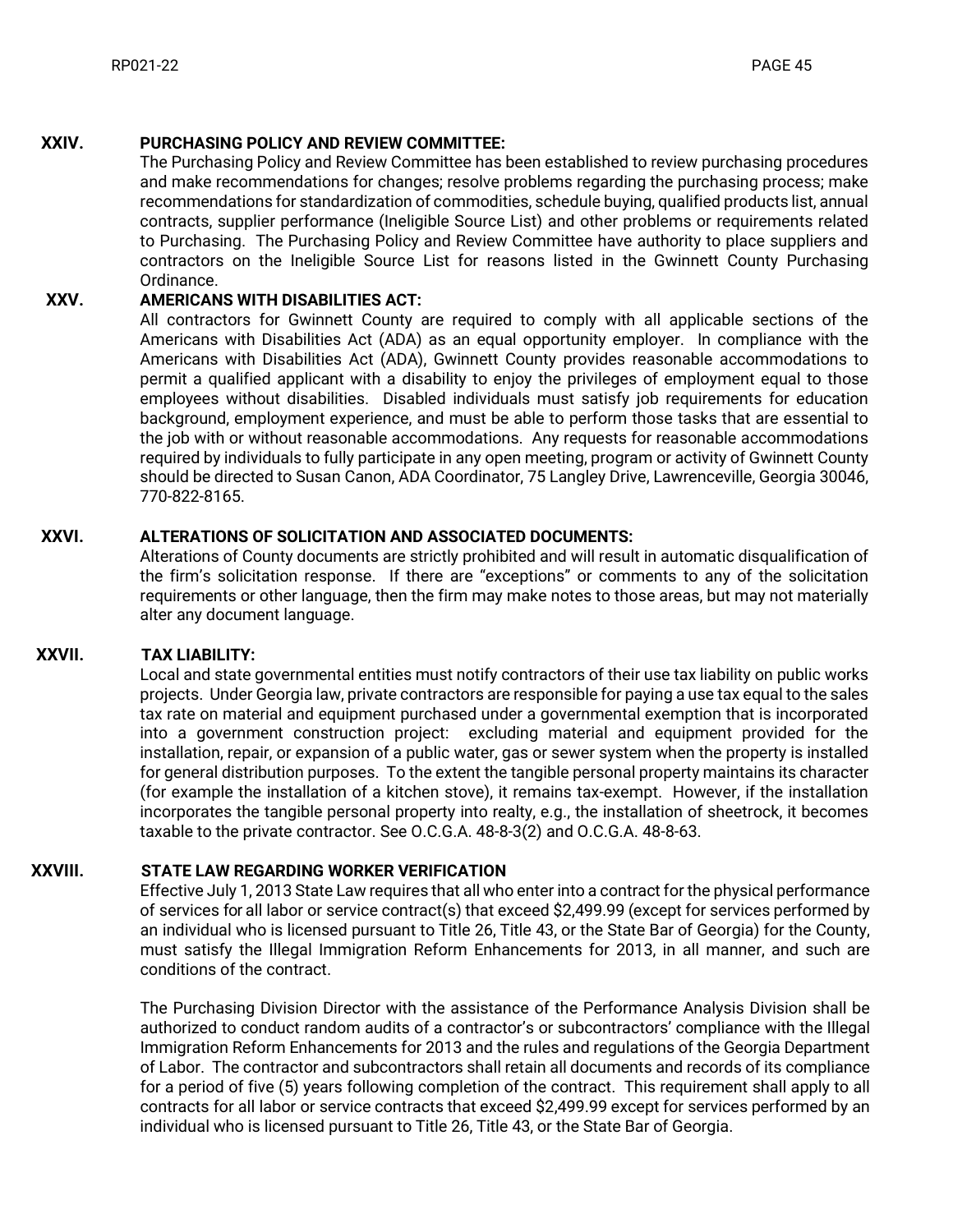## XXIV. PURCHASING POLICY AND REVIEW COMMITTEE:

The Purchasing Policy and Review Committee has been established to review purchasing procedures and make recommendations for changes; resolve problems regarding the purchasing process; make recommendations for standardization of commodities, schedule buying, qualified products list, annual contracts, supplier performance (Ineligible Source List) and other problems or requirements related to Purchasing. The Purchasing Policy and Review Committee have authority to place suppliers and contractors on the Ineligible Source List for reasons listed in the Gwinnett County Purchasing Ordinance.

## XXV. AMERICANS WITH DISABILITIES ACT:

All contractors for Gwinnett County are required to comply with all applicable sections of the Americans with Disabilities Act (ADA) as an equal opportunity employer. In compliance with the Americans with Disabilities Act (ADA), Gwinnett County provides reasonable accommodations to permit a qualified applicant with a disability to enjoy the privileges of employment equal to those employees without disabilities. Disabled individuals must satisfy job requirements for education background, employment experience, and must be able to perform those tasks that are essential to the job with or without reasonable accommodations. Any requests for reasonable accommodations required by individuals to fully participate in any open meeting, program or activity of Gwinnett County should be directed to Susan Canon, ADA Coordinator, 75 Langley Drive, Lawrenceville, Georgia 30046, 770-822-8165.

## XXVI. ALTERATIONS OF SOLICITATION AND ASSOCIATED DOCUMENTS:

Alterations of County documents are strictly prohibited and will result in automatic disqualification of the firm's solicitation response. If there are "exceptions" or comments to any of the solicitation requirements or other language, then the firm may make notes to those areas, but may not materially alter any document language.

## XXVII. TAX LIABILITY:

Local and state governmental entities must notify contractors of their use tax liability on public works projects. Under Georgia law, private contractors are responsible for paying a use tax equal to the sales tax rate on material and equipment purchased under a governmental exemption that is incorporated into a government construction project: excluding material and equipment provided for the installation, repair, or expansion of a public water, gas or sewer system when the property is installed for general distribution purposes. To the extent the tangible personal property maintains its character (for example the installation of a kitchen stove), it remains tax-exempt. However, if the installation incorporates the tangible personal property into realty, e.g., the installation of sheetrock, it becomes taxable to the private contractor. See O.C.G.A. 48-8-3(2) and O.C.G.A. 48-8-63.

## XXVIII. STATE LAW REGARDING WORKER VERIFICATION

Effective July 1, 2013 State Law requires that all who enter into a contract for the physical performance of services for all labor or service contract(s) that exceed $2,499.99 (except for services performed by an individual who is licensed pursuant to Title 26, Title 43, or the State Bar of Georgia) for the County, must satisfy the Illegal Immigration Reform Enhancements for 2013, in all manner, and such are conditions of the contract.

The Purchasing Division Director with the assistance of the Performance Analysis Division shall be authorized to conduct random audits of a contractor's or subcontractors' compliance with the Illegal Immigration Reform Enhancements for 2013 and the rules and regulations of the Georgia Department of Labor. The contractor and subcontractors shall retain all documents and records of its compliance for a period of five (5) years following completion of the contract. This requirement shall apply to all contracts for all labor or service contracts that exceed $2,499.99 except for services performed by an individual who is licensed pursuant to Title 26, Title 43, or the State Bar of Georgia.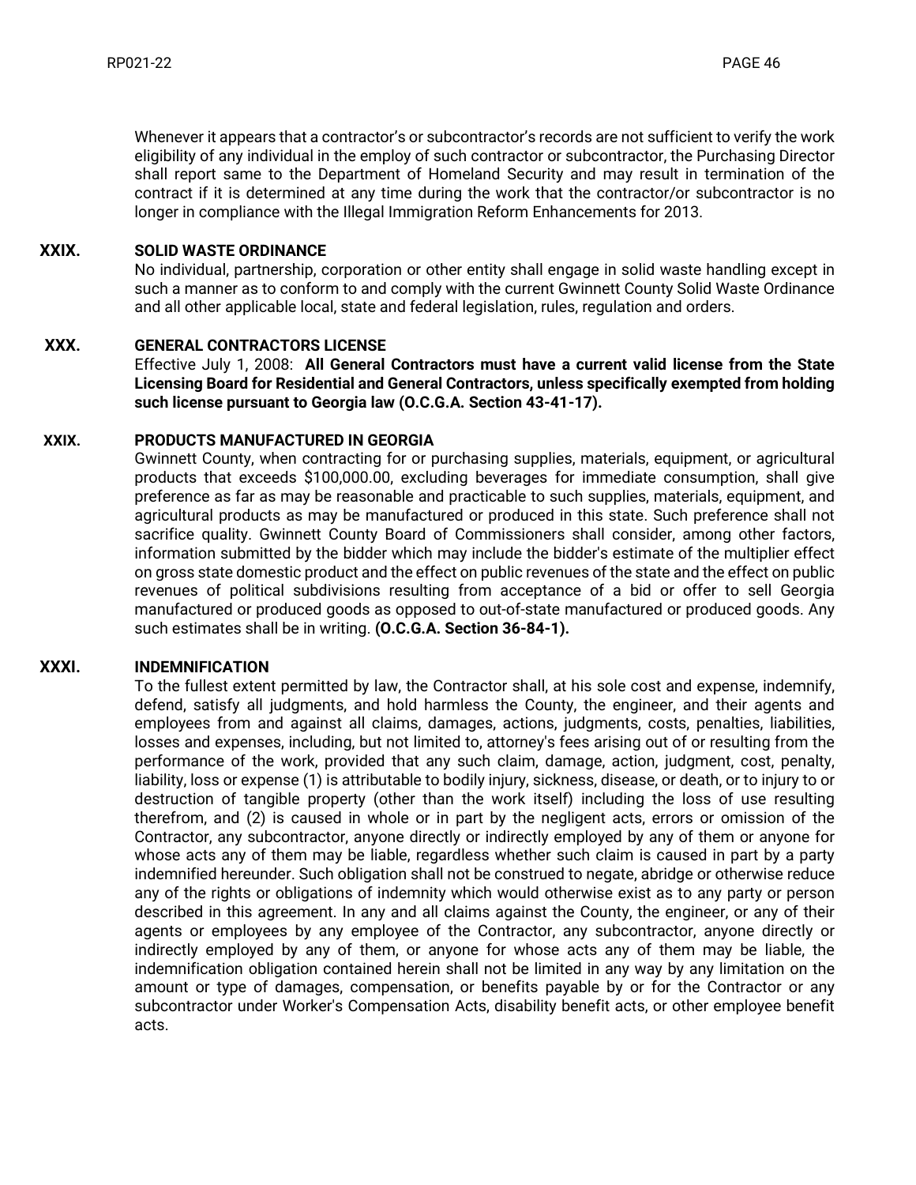Whenever it appears that a contractor's or subcontractor's records are not sufficient to verify the work eligibility of any individual in the employ of such contractor or subcontractor, the Purchasing Director shall report same to the Department of Homeland Security and may result in termination of the contract if it is determined at any time during the work that the contractor/or subcontractor is no longer in compliance with the Illegal Immigration Reform Enhancements for 2013.

## XXIX. SOLID WASTE ORDINANCE

No individual, partnership, corporation or other entity shall engage in solid waste handling except in such a manner as to conform to and comply with the current Gwinnett County Solid Waste Ordinance and all other applicable local, state and federal legislation, rules, regulation and orders.

## XXX. GENERAL CONTRACTORS LICENSE

Effective July 1, 2008: **All General Contractors must have a current valid license from the State Licensing Board for Residential and General Contractors, unless specifically exempted from holding such license pursuant to Georgia law (O.C.G.A. Section 43-41-17).**

## XXIX. PRODUCTS MANUFACTURED IN GEORGIA

Gwinnett County, when contracting for or purchasing supplies, materials, equipment, or agricultural products that exceeds $100,000.00, excluding beverages for immediate consumption, shall give preference as far as may be reasonable and practicable to such supplies, materials, equipment, and agricultural products as may be manufactured or produced in this state. Such preference shall not sacrifice quality. Gwinnett County Board of Commissioners shall consider, among other factors, information submitted by the bidder which may include the bidder's estimate of the multiplier effect on gross state domestic product and the effect on public revenues of the state and the effect on public revenues of political subdivisions resulting from acceptance of a bid or offer to sell Georgia manufactured or produced goods as opposed to out-of-state manufactured or produced goods. Any such estimates shall be in writing. **(O.C.G.A. Section 36-84-1).**

## XXXI. INDEMNIFICATION

To the fullest extent permitted by law, the Contractor shall, at his sole cost and expense, indemnify, defend, satisfy all judgments, and hold harmless the County, the engineer, and their agents and employees from and against all claims, damages, actions, judgments, costs, penalties, liabilities, losses and expenses, including, but not limited to, attorney's fees arising out of or resulting from the performance of the work, provided that any such claim, damage, action, judgment, cost, penalty, liability, loss or expense (1) is attributable to bodily injury, sickness, disease, or death, or to injury to or destruction of tangible property (other than the work itself) including the loss of use resulting therefrom, and (2) is caused in whole or in part by the negligent acts, errors or omission of the Contractor, any subcontractor, anyone directly or indirectly employed by any of them or anyone for whose acts any of them may be liable, regardless whether such claim is caused in part by a party indemnified hereunder. Such obligation shall not be construed to negate, abridge or otherwise reduce any of the rights or obligations of indemnity which would otherwise exist as to any party or person described in this agreement. In any and all claims against the County, the engineer, or any of their agents or employees by any employee of the Contractor, any subcontractor, anyone directly or indirectly employed by any of them, or anyone for whose acts any of them may be liable, the indemnification obligation contained herein shall not be limited in any way by any limitation on the amount or type of damages, compensation, or benefits payable by or for the Contractor or any subcontractor under Worker's Compensation Acts, disability benefit acts, or other employee benefit acts.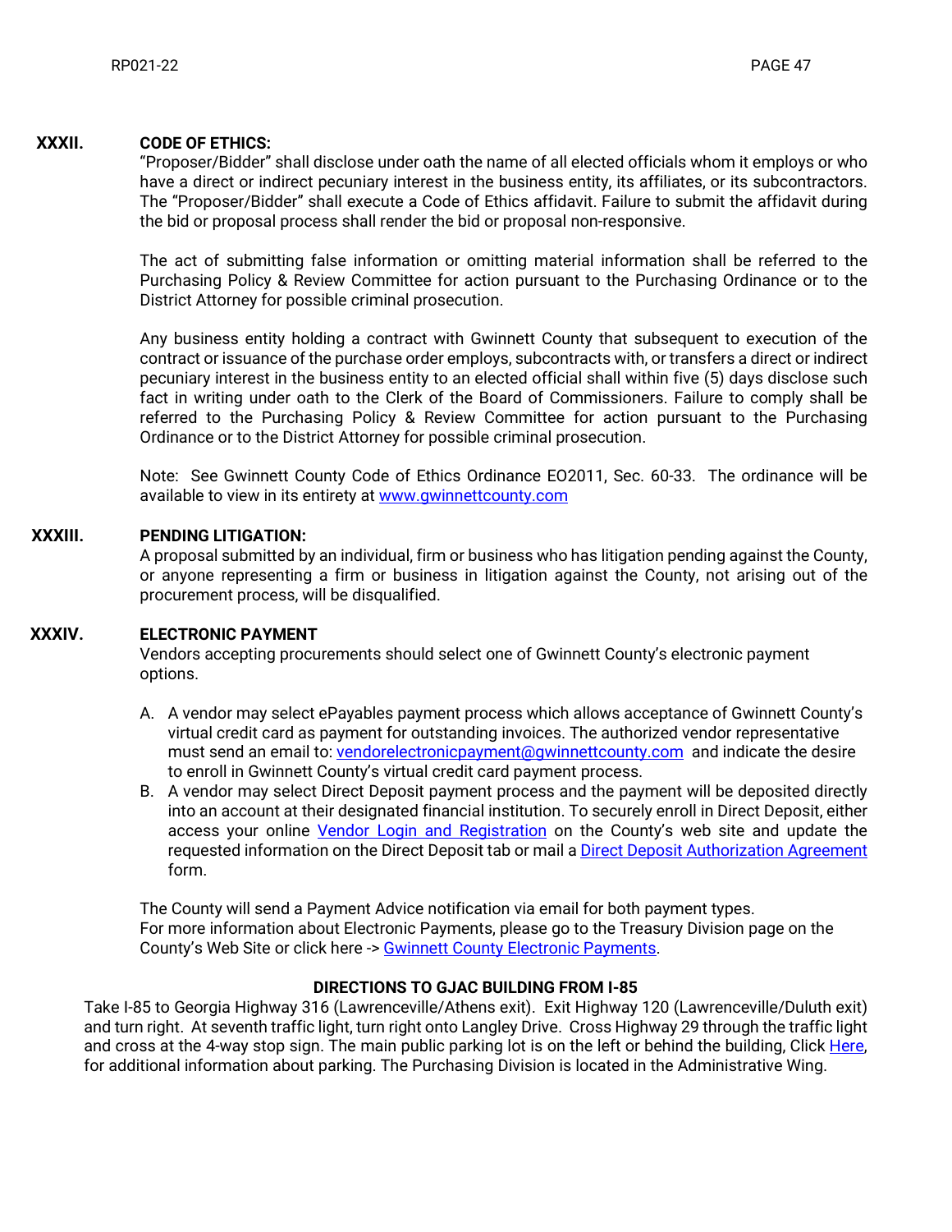## XXXII. CODE OF ETHICS:

"Proposer/Bidder" shall disclose under oath the name of all elected officials whom it employs or who have a direct or indirect pecuniary interest in the business entity, its affiliates, or its subcontractors. The "Proposer/Bidder" shall execute a Code of Ethics affidavit. Failure to submit the affidavit during the bid or proposal process shall render the bid or proposal non-responsive.

The act of submitting false information or omitting material information shall be referred to the Purchasing Policy & Review Committee for action pursuant to the Purchasing Ordinance or to the District Attorney for possible criminal prosecution.

Any business entity holding a contract with Gwinnett County that subsequent to execution of the contract or issuance of the purchase order employs, subcontracts with, or transfers a direct or indirect pecuniary interest in the business entity to an elected official shall within five (5) days disclose such fact in writing under oath to the Clerk of the Board of Commissioners. Failure to comply shall be referred to the Purchasing Policy & Review Committee for action pursuant to the Purchasing Ordinance or to the District Attorney for possible criminal prosecution.

Note: See Gwinnett County Code of Ethics Ordinance EO2011, Sec. 60-33. The ordinance will be available to view in its entirety at [www.gwinnettcounty.com](http://www.gwinnettcounty.com)

## XXXIII. PENDING LITIGATION:

A proposal submitted by an individual, firm or business who has litigation pending against the County, or anyone representing a firm or business in litigation against the County, not arising out of the procurement process, will be disqualified.

## XXXIV. ELECTRONIC PAYMENT

Vendors accepting procurements should select one of Gwinnett County's electronic payment options.

A. A vendor may select ePayables payment process which allows acceptance of Gwinnett County's virtual credit card as payment for outstanding invoices. The authorized vendor representative must send an email to: vendorelectronicpayment@gwinnettcounty.com and indicate the desire to enroll in Gwinnett County's virtual credit card payment process.

B. A vendor may select Direct Deposit payment process and the payment will be deposited directly into an account at their designated financial institution. To securely enroll in Direct Deposit, either access your online Vendor Login and Registration on the County's web site and update the requested information on the Direct Deposit tab or mail a Direct Deposit Authorization Agreement form.

The County will send a Payment Advice notification via email for both payment types.
For more information about Electronic Payments, please go to the Treasury Division page on the County's Web Site or click here -> Gwinnett County Electronic Payments.

### DIRECTIONS TO GJAC BUILDING FROM I-85

Take I-85 to Georgia Highway 316 (Lawrenceville/Athens exit). Exit Highway 120 (Lawrenceville/Duluth exit) and turn right. At seventh traffic light, turn right onto Langley Drive. Cross Highway 29 through the traffic light and cross at the 4-way stop sign. The main public parking lot is on the left or behind the building, Click Here, for additional information about parking. The Purchasing Division is located in the Administrative Wing.